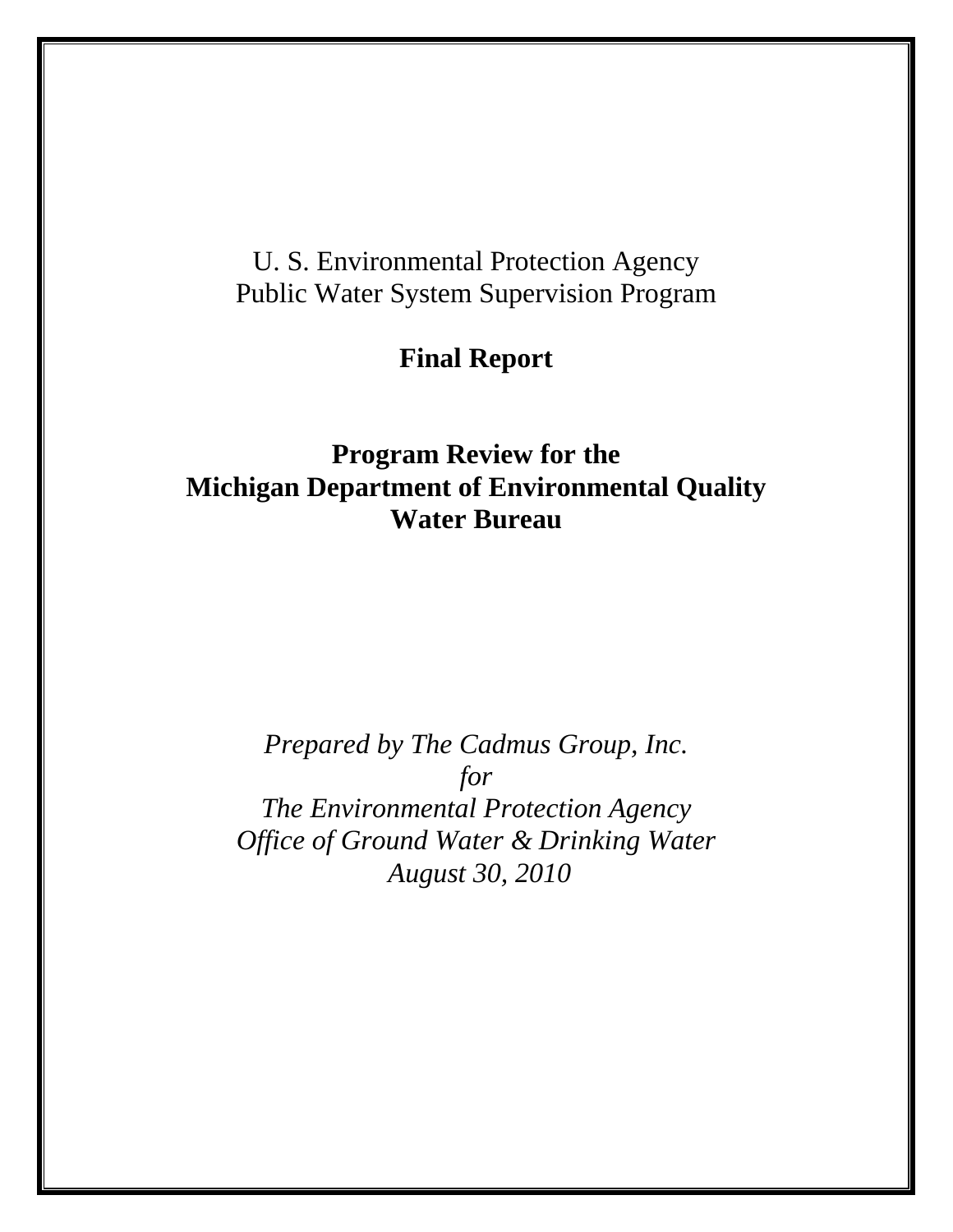U. S. Environmental Protection Agency
Public Water System Supervision Program

**Final Report**

# Program Review for the Michigan Department of Environmental Quality Water Bureau

*Prepared by The Cadmus Group, Inc.*
*for*
*The Environmental Protection Agency*
*Office of Ground Water & Drinking Water*
*August 30, 2010*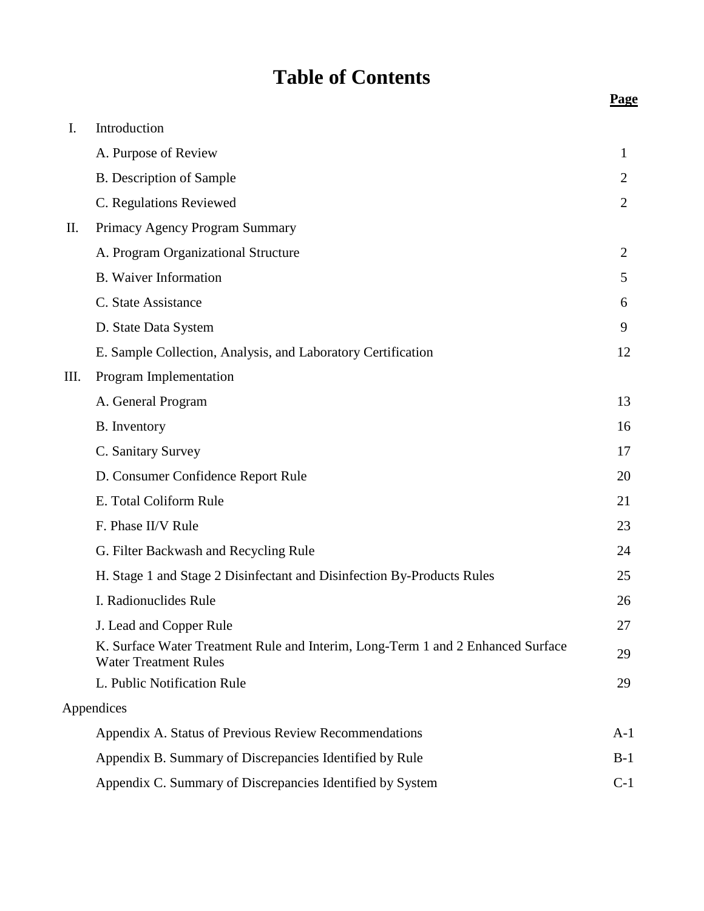# Table of Contents

| | | Page |
|---|---|---|
| I. | Introduction | |
| | A. Purpose of Review | 1 |
| | B. Description of Sample | 2 |
| | C. Regulations Reviewed | 2 |
| II. | Primacy Agency Program Summary | |
| | A. Program Organizational Structure | 2 |
| | B. Waiver Information | 5 |
| | C. State Assistance | 6 |
| | D. State Data System | 9 |
| | E. Sample Collection, Analysis, and Laboratory Certification | 12 |
| III. | Program Implementation | |
| | A. General Program | 13 |
| | B. Inventory | 16 |
| | C. Sanitary Survey | 17 |
| | D. Consumer Confidence Report Rule | 20 |
| | E. Total Coliform Rule | 21 |
| | F. Phase II/V Rule | 23 |
| | G. Filter Backwash and Recycling Rule | 24 |
| | H. Stage 1 and Stage 2 Disinfectant and Disinfection By-Products Rules | 25 |
| | I. Radionuclides Rule | 26 |
| | J. Lead and Copper Rule | 27 |
| | K. Surface Water Treatment Rule and Interim, Long-Term 1 and 2 Enhanced Surface Water Treatment Rules | 29 |
| | L. Public Notification Rule | 29 |
| Appendices | | |
| | Appendix A. Status of Previous Review Recommendations | A-1 |
| | Appendix B. Summary of Discrepancies Identified by Rule | B-1 |
| | Appendix C. Summary of Discrepancies Identified by System | C-1 |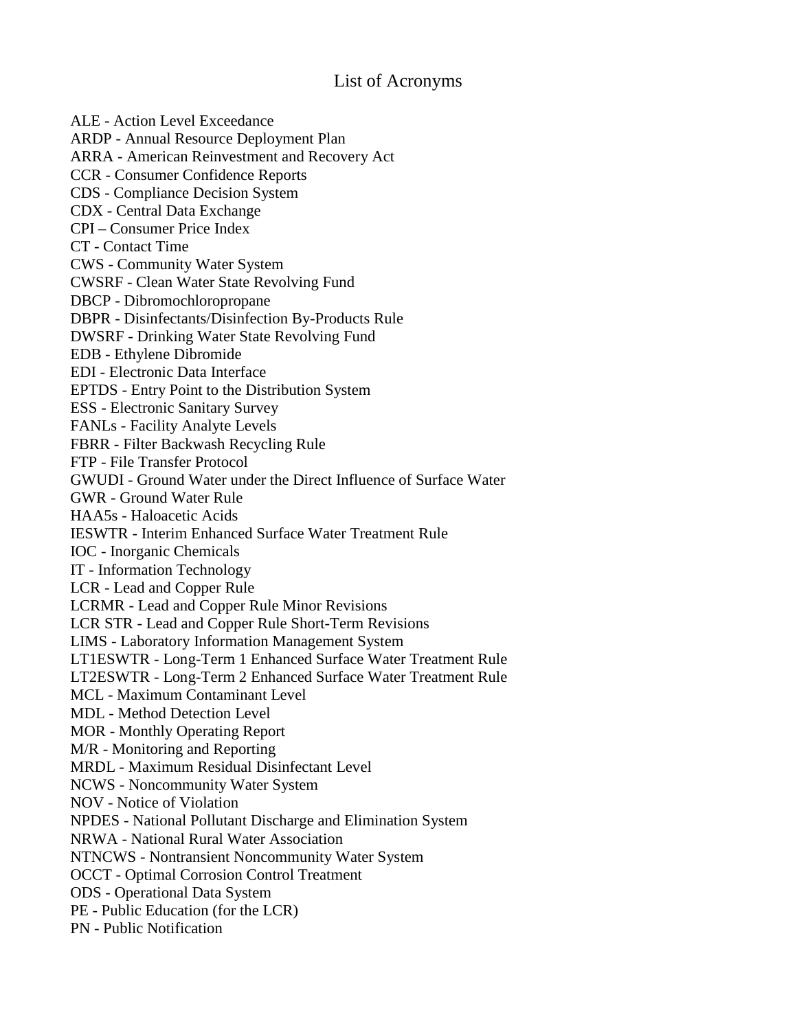# List of Acronyms

ALE - Action Level Exceedance
ARDP - Annual Resource Deployment Plan
ARRA - American Reinvestment and Recovery Act
CCR - Consumer Confidence Reports
CDS - Compliance Decision System
CDX - Central Data Exchange
CPI – Consumer Price Index
CT - Contact Time
CWS - Community Water System
CWSRF - Clean Water State Revolving Fund
DBCP - Dibromochloropropane
DBPR - Disinfectants/Disinfection By-Products Rule
DWSRF - Drinking Water State Revolving Fund
EDB - Ethylene Dibromide
EDI - Electronic Data Interface
EPTDS - Entry Point to the Distribution System
ESS - Electronic Sanitary Survey
FANLs - Facility Analyte Levels
FBRR - Filter Backwash Recycling Rule
FTP - File Transfer Protocol
GWUDI - Ground Water under the Direct Influence of Surface Water
GWR - Ground Water Rule
HAA5s - Haloacetic Acids
IESWTR - Interim Enhanced Surface Water Treatment Rule
IOC - Inorganic Chemicals
IT - Information Technology
LCR - Lead and Copper Rule
LCRMR - Lead and Copper Rule Minor Revisions
LCR STR - Lead and Copper Rule Short-Term Revisions
LIMS - Laboratory Information Management System
LT1ESWTR - Long-Term 1 Enhanced Surface Water Treatment Rule
LT2ESWTR - Long-Term 2 Enhanced Surface Water Treatment Rule
MCL - Maximum Contaminant Level
MDL - Method Detection Level
MOR - Monthly Operating Report
M/R - Monitoring and Reporting
MRDL - Maximum Residual Disinfectant Level
NCWS - Noncommunity Water System
NOV - Notice of Violation
NPDES - National Pollutant Discharge and Elimination System
NRWA - National Rural Water Association
NTNCWS - Nontransient Noncommunity Water System
OCCT - Optimal Corrosion Control Treatment
ODS - Operational Data System
PE - Public Education (for the LCR)
PN - Public Notification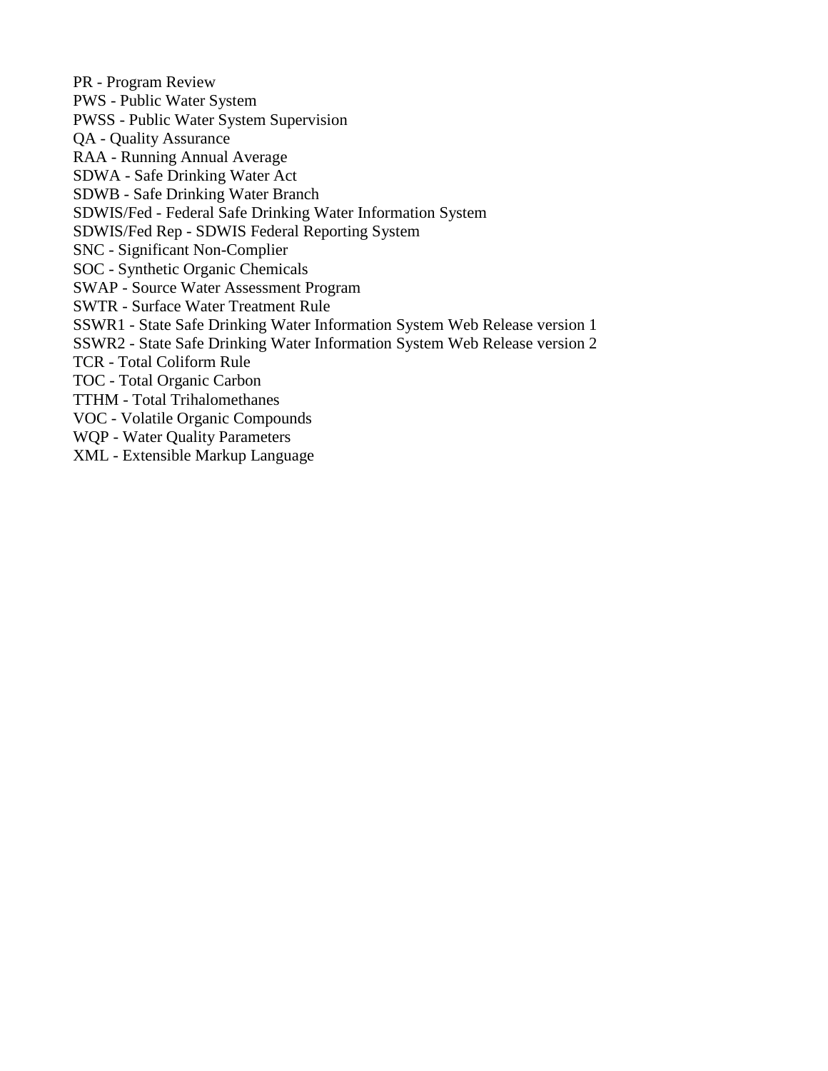PR - Program Review
PWS - Public Water System
PWSS - Public Water System Supervision
QA - Quality Assurance
RAA - Running Annual Average
SDWA - Safe Drinking Water Act
SDWB - Safe Drinking Water Branch
SDWIS/Fed - Federal Safe Drinking Water Information System
SDWIS/Fed Rep - SDWIS Federal Reporting System
SNC - Significant Non-Complier
SOC - Synthetic Organic Chemicals
SWAP - Source Water Assessment Program
SWTR - Surface Water Treatment Rule
SSWR1 - State Safe Drinking Water Information System Web Release version 1
SSWR2 - State Safe Drinking Water Information System Web Release version 2
TCR - Total Coliform Rule
TOC - Total Organic Carbon
TTHM - Total Trihalomethanes
VOC - Volatile Organic Compounds
WQP - Water Quality Parameters
XML - Extensible Markup Language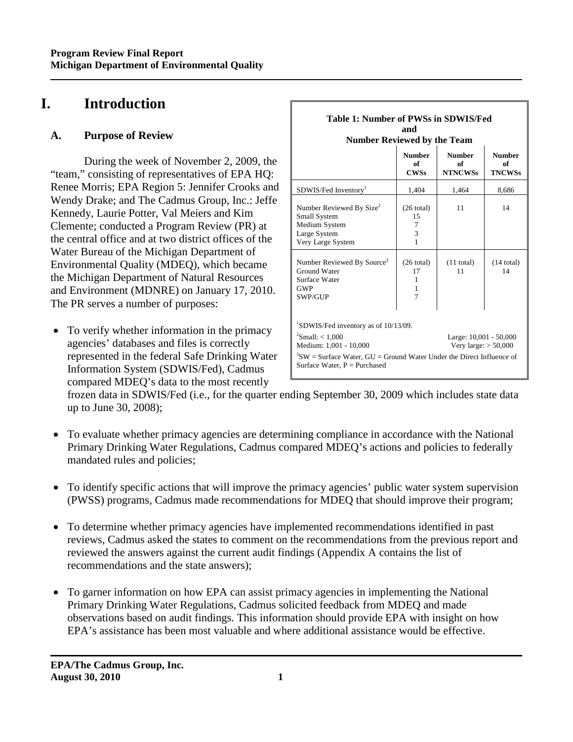# I. Introduction

## A. Purpose of Review

During the week of November 2, 2009, the "team," consisting of representatives of EPA HQ: Renee Morris; EPA Region 5: Jennifer Crooks and Wendy Drake; and The Cadmus Group, Inc.: Jeffe Kennedy, Laurie Potter, Val Meiers and Kim Clemente; conducted a Program Review (PR) at the central office and at two district offices of the Water Bureau of the Michigan Department of Environmental Quality (MDEQ), which became the Michigan Department of Natural Resources and Environment (MDNRE) on January 17, 2010. The PR serves a number of purposes:

**Table 1: Number of PWSs in SDWIS/Fed and Number Reviewed by the Team**

| | Number of CWSs | Number of NTNCWSs | Number of TNCWSs |
|---|---|---|---|
| SDWIS/Fed Inventory[1] | 1,404 | 1,464 | 8,686 |
| Number Reviewed By Size[2] | (26 total) | 11 | 14 |
| Small System | 15 | | |
| Medium System | 7 | | |
| Large System | 3 | | |
| Very Large System | 1 | | |
| Number Reviewed By Source[3] | (26 total) | (11 total) | (14 total) |
| Ground Water | 17 | 11 | 14 |
| Surface Water | 1 | | |
| GWP | 1 | | |
| SWP/GUP | 7 | | |

[1]SDWIS/Fed inventory as of 10/13/09.

[2]Small: < 1,000; Medium: 1,001 - 10,000; Large: 10,001 - 50,000; Very large: > 50,000

[3]SW = Surface Water, GU = Ground Water Under the Direct Influence of Surface Water, P = Purchased

- To verify whether information in the primacy agencies' databases and files is correctly represented in the federal Safe Drinking Water Information System (SDWIS/Fed), Cadmus compared MDEQ's data to the most recently frozen data in SDWIS/Fed (i.e., for the quarter ending September 30, 2009 which includes state data up to June 30, 2008);

- To evaluate whether primacy agencies are determining compliance in accordance with the National Primary Drinking Water Regulations, Cadmus compared MDEQ's actions and policies to federally mandated rules and policies;

- To identify specific actions that will improve the primacy agencies' public water system supervision (PWSS) programs, Cadmus made recommendations for MDEQ that should improve their program;

- To determine whether primacy agencies have implemented recommendations identified in past reviews, Cadmus asked the states to comment on the recommendations from the previous report and reviewed the answers against the current audit findings (Appendix A contains the list of recommendations and the state answers);

- To garner information on how EPA can assist primacy agencies in implementing the National Primary Drinking Water Regulations, Cadmus solicited feedback from MDEQ and made observations based on audit findings. This information should provide EPA with insight on how EPA's assistance has been most valuable and where additional assistance would be effective.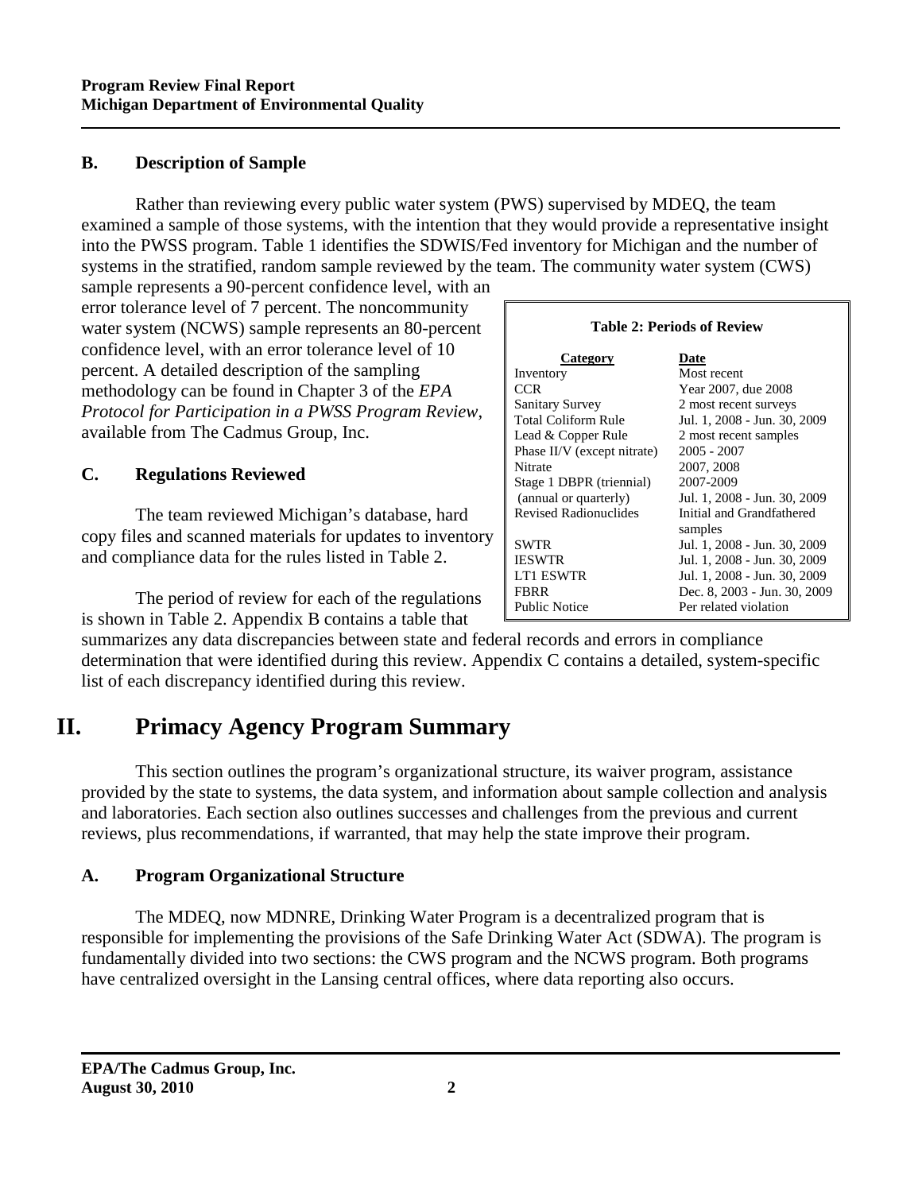### B. Description of Sample

Rather than reviewing every public water system (PWS) supervised by MDEQ, the team examined a sample of those systems, with the intention that they would provide a representative insight into the PWSS program. Table 1 identifies the SDWIS/Fed inventory for Michigan and the number of systems in the stratified, random sample reviewed by the team. The community water system (CWS) sample represents a 90-percent confidence level, with an error tolerance level of 7 percent. The noncommunity water system (NCWS) sample represents an 80-percent confidence level, with an error tolerance level of 10 percent. A detailed description of the sampling methodology can be found in Chapter 3 of the *EPA Protocol for Participation in a PWSS Program Review*, available from The Cadmus Group, Inc.

### C. Regulations Reviewed

The team reviewed Michigan's database, hard copy files and scanned materials for updates to inventory and compliance data for the rules listed in Table 2.

The period of review for each of the regulations is shown in Table 2. Appendix B contains a table that summarizes any data discrepancies between state and federal records and errors in compliance determination that were identified during this review. Appendix C contains a detailed, system-specific list of each discrepancy identified during this review.

**Table 2: Periods of Review**

| Category | Date |
|---|---|
| Inventory | Most recent |
| CCR | Year 2007, due 2008 |
| Sanitary Survey | 2 most recent surveys |
| Total Coliform Rule | Jul. 1, 2008 - Jun. 30, 2009 |
| Lead & Copper Rule | 2 most recent samples |
| Phase II/V (except nitrate) | 2005 - 2007 |
| Nitrate | 2007, 2008 |
| Stage 1 DBPR (triennial) | 2007-2009 |
| (annual or quarterly) | Jul. 1, 2008 - Jun. 30, 2009 |
| Revised Radionuclides | Initial and Grandfathered samples |
| SWTR | Jul. 1, 2008 - Jun. 30, 2009 |
| IESWTR | Jul. 1, 2008 - Jun. 30, 2009 |
| LT1 ESWTR | Jul. 1, 2008 - Jun. 30, 2009 |
| FBRR | Dec. 8, 2003 - Jun. 30, 2009 |
| Public Notice | Per related violation |

# II. Primacy Agency Program Summary

This section outlines the program's organizational structure, its waiver program, assistance provided by the state to systems, the data system, and information about sample collection and analysis and laboratories. Each section also outlines successes and challenges from the previous and current reviews, plus recommendations, if warranted, that may help the state improve their program.

### A. Program Organizational Structure

The MDEQ, now MDNRE, Drinking Water Program is a decentralized program that is responsible for implementing the provisions of the Safe Drinking Water Act (SDWA). The program is fundamentally divided into two sections: the CWS program and the NCWS program. Both programs have centralized oversight in the Lansing central offices, where data reporting also occurs.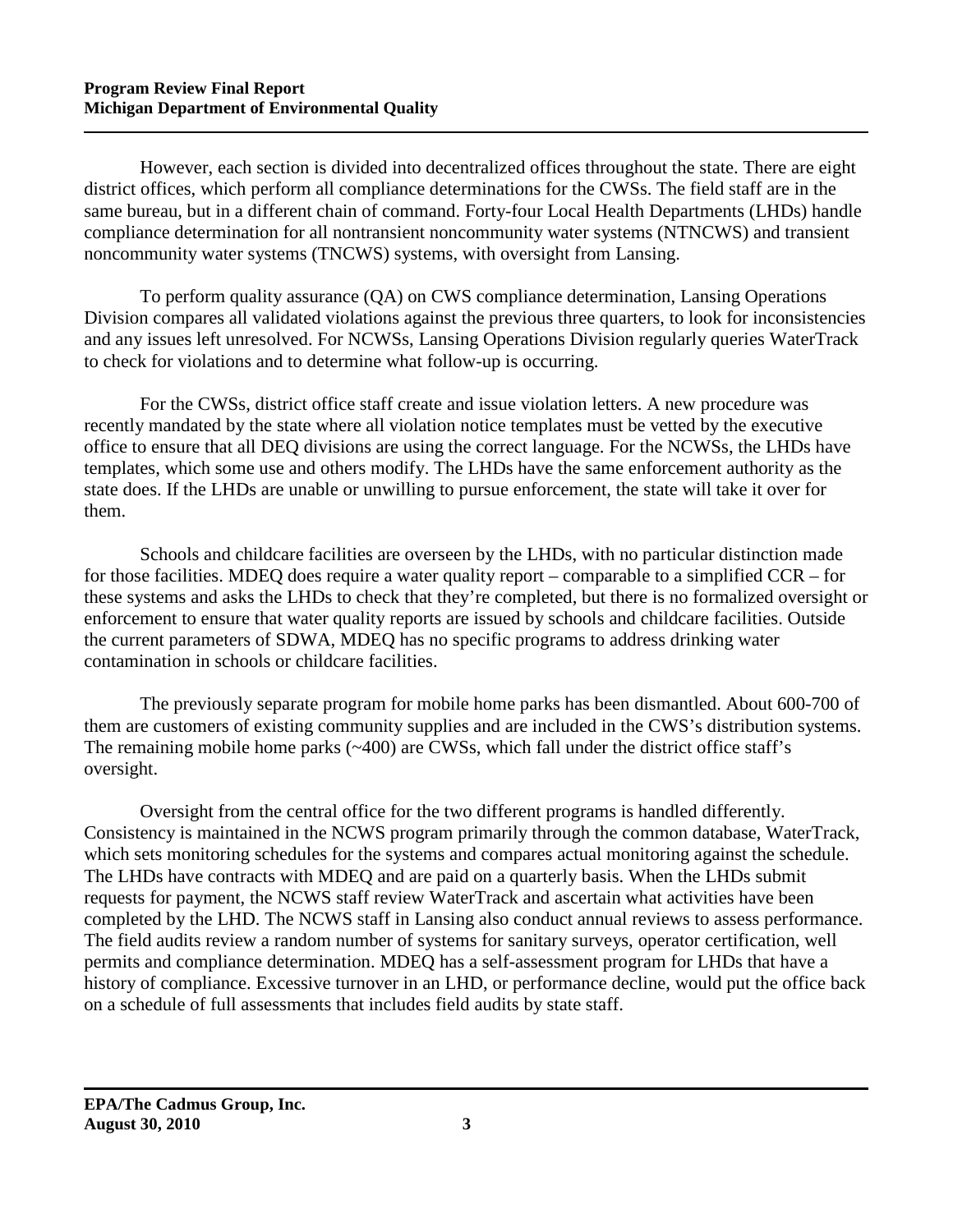However, each section is divided into decentralized offices throughout the state. There are eight district offices, which perform all compliance determinations for the CWSs. The field staff are in the same bureau, but in a different chain of command. Forty-four Local Health Departments (LHDs) handle compliance determination for all nontransient noncommunity water systems (NTNCWS) and transient noncommunity water systems (TNCWS) systems, with oversight from Lansing.

To perform quality assurance (QA) on CWS compliance determination, Lansing Operations Division compares all validated violations against the previous three quarters, to look for inconsistencies and any issues left unresolved. For NCWSs, Lansing Operations Division regularly queries WaterTrack to check for violations and to determine what follow-up is occurring.

For the CWSs, district office staff create and issue violation letters. A new procedure was recently mandated by the state where all violation notice templates must be vetted by the executive office to ensure that all DEQ divisions are using the correct language. For the NCWSs, the LHDs have templates, which some use and others modify. The LHDs have the same enforcement authority as the state does. If the LHDs are unable or unwilling to pursue enforcement, the state will take it over for them.

Schools and childcare facilities are overseen by the LHDs, with no particular distinction made for those facilities. MDEQ does require a water quality report – comparable to a simplified CCR – for these systems and asks the LHDs to check that they're completed, but there is no formalized oversight or enforcement to ensure that water quality reports are issued by schools and childcare facilities. Outside the current parameters of SDWA, MDEQ has no specific programs to address drinking water contamination in schools or childcare facilities.

The previously separate program for mobile home parks has been dismantled. About 600-700 of them are customers of existing community supplies and are included in the CWS's distribution systems. The remaining mobile home parks (~400) are CWSs, which fall under the district office staff's oversight.

Oversight from the central office for the two different programs is handled differently. Consistency is maintained in the NCWS program primarily through the common database, WaterTrack, which sets monitoring schedules for the systems and compares actual monitoring against the schedule. The LHDs have contracts with MDEQ and are paid on a quarterly basis. When the LHDs submit requests for payment, the NCWS staff review WaterTrack and ascertain what activities have been completed by the LHD. The NCWS staff in Lansing also conduct annual reviews to assess performance. The field audits review a random number of systems for sanitary surveys, operator certification, well permits and compliance determination. MDEQ has a self-assessment program for LHDs that have a history of compliance. Excessive turnover in an LHD, or performance decline, would put the office back on a schedule of full assessments that includes field audits by state staff.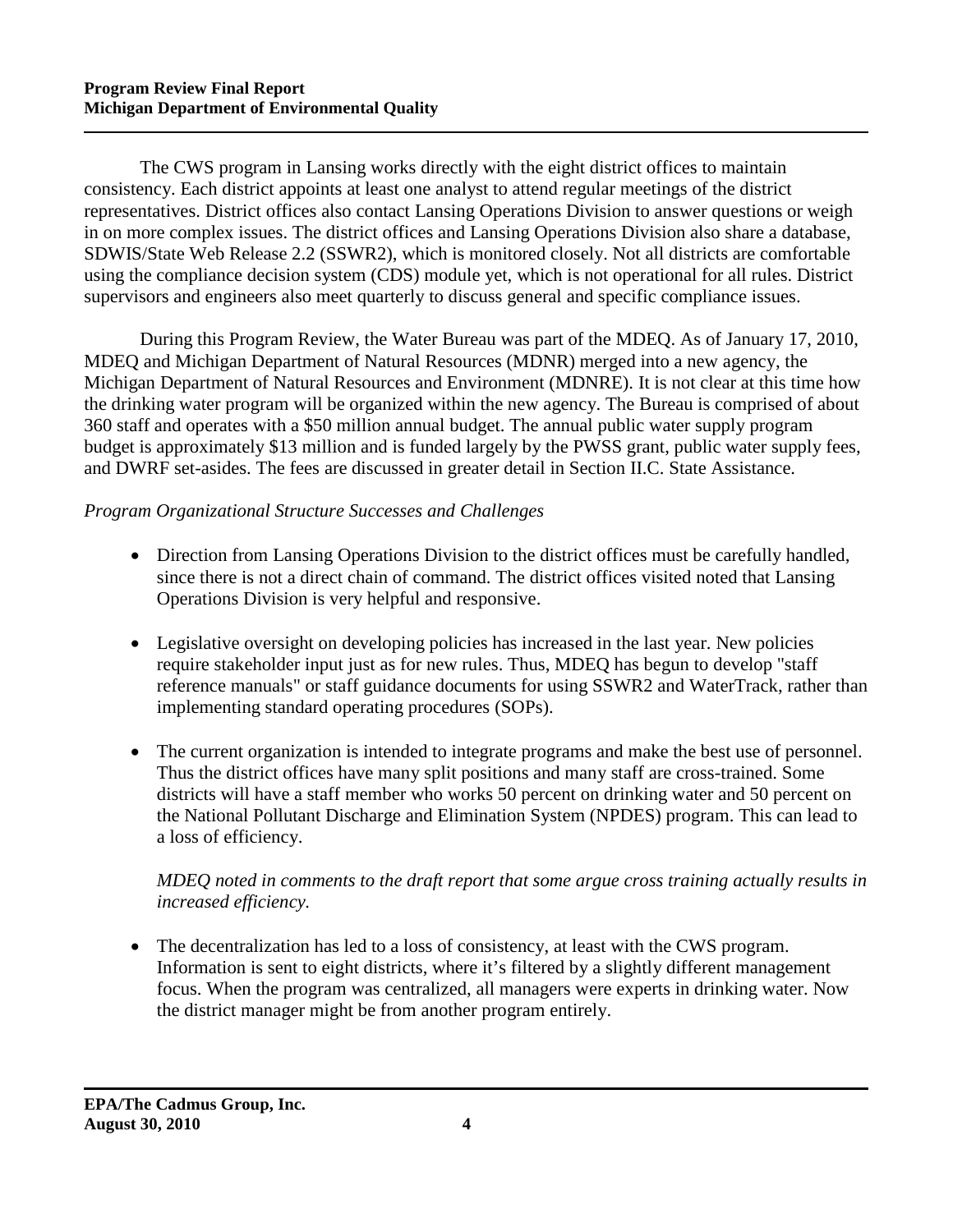The CWS program in Lansing works directly with the eight district offices to maintain consistency. Each district appoints at least one analyst to attend regular meetings of the district representatives. District offices also contact Lansing Operations Division to answer questions or weigh in on more complex issues. The district offices and Lansing Operations Division also share a database, SDWIS/State Web Release 2.2 (SSWR2), which is monitored closely. Not all districts are comfortable using the compliance decision system (CDS) module yet, which is not operational for all rules. District supervisors and engineers also meet quarterly to discuss general and specific compliance issues.

During this Program Review, the Water Bureau was part of the MDEQ. As of January 17, 2010, MDEQ and Michigan Department of Natural Resources (MDNR) merged into a new agency, the Michigan Department of Natural Resources and Environment (MDNRE). It is not clear at this time how the drinking water program will be organized within the new agency. The Bureau is comprised of about 360 staff and operates with a $50 million annual budget. The annual public water supply program budget is approximately $13 million and is funded largely by the PWSS grant, public water supply fees, and DWRF set-asides. The fees are discussed in greater detail in Section II.C. State Assistance.

*Program Organizational Structure Successes and Challenges*

- Direction from Lansing Operations Division to the district offices must be carefully handled, since there is not a direct chain of command. The district offices visited noted that Lansing Operations Division is very helpful and responsive.

- Legislative oversight on developing policies has increased in the last year. New policies require stakeholder input just as for new rules. Thus, MDEQ has begun to develop "staff reference manuals" or staff guidance documents for using SSWR2 and WaterTrack, rather than implementing standard operating procedures (SOPs).

- The current organization is intended to integrate programs and make the best use of personnel. Thus the district offices have many split positions and many staff are cross-trained. Some districts will have a staff member who works 50 percent on drinking water and 50 percent on the National Pollutant Discharge and Elimination System (NPDES) program. This can lead to a loss of efficiency.

  *MDEQ noted in comments to the draft report that some argue cross training actually results in increased efficiency.*

- The decentralization has led to a loss of consistency, at least with the CWS program. Information is sent to eight districts, where it's filtered by a slightly different management focus. When the program was centralized, all managers were experts in drinking water. Now the district manager might be from another program entirely.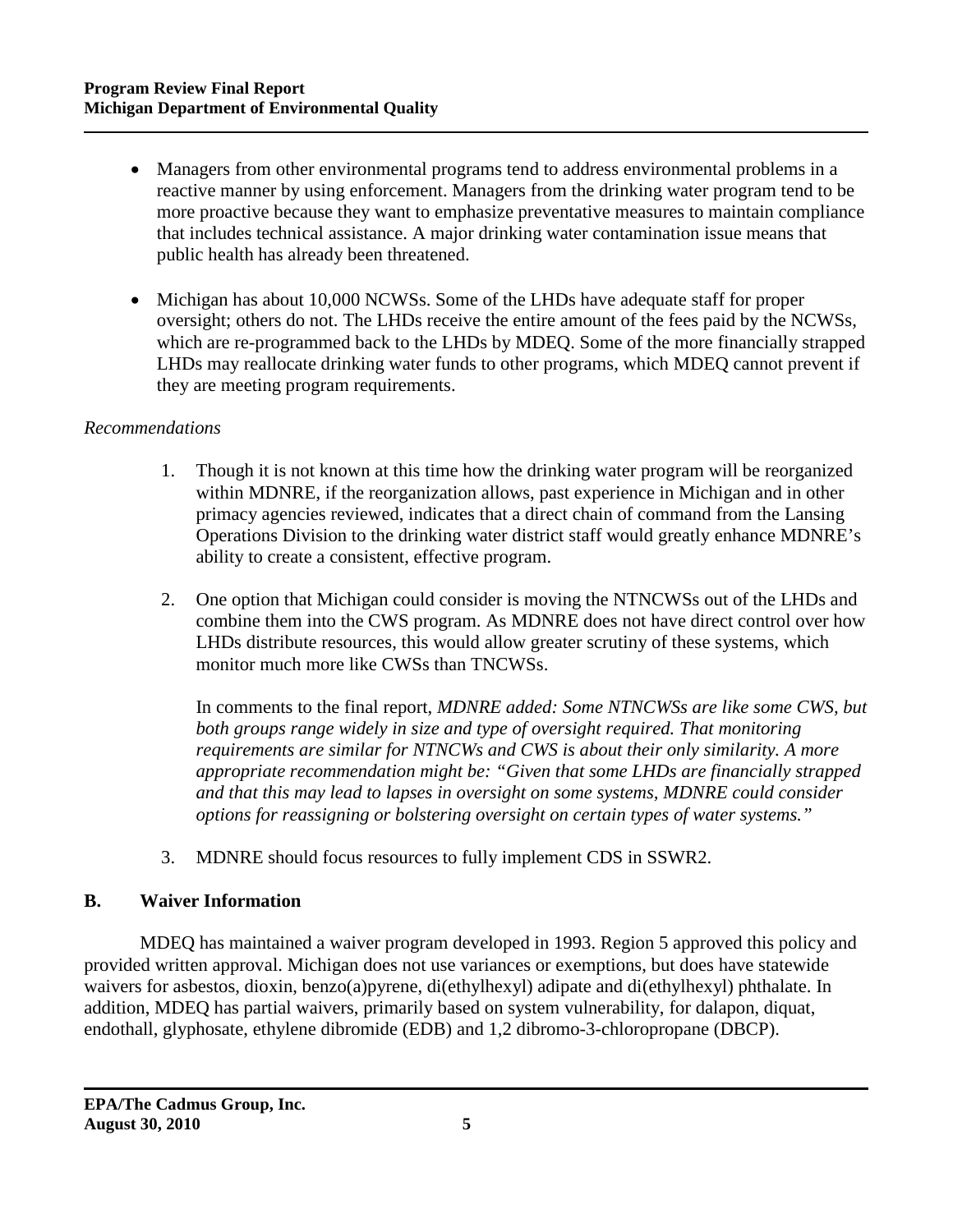- Managers from other environmental programs tend to address environmental problems in a reactive manner by using enforcement. Managers from the drinking water program tend to be more proactive because they want to emphasize preventative measures to maintain compliance that includes technical assistance. A major drinking water contamination issue means that public health has already been threatened.

- Michigan has about 10,000 NCWSs. Some of the LHDs have adequate staff for proper oversight; others do not. The LHDs receive the entire amount of the fees paid by the NCWSs, which are re-programmed back to the LHDs by MDEQ. Some of the more financially strapped LHDs may reallocate drinking water funds to other programs, which MDEQ cannot prevent if they are meeting program requirements.

*Recommendations*

1. Though it is not known at this time how the drinking water program will be reorganized within MDNRE, if the reorganization allows, past experience in Michigan and in other primacy agencies reviewed, indicates that a direct chain of command from the Lansing Operations Division to the drinking water district staff would greatly enhance MDNRE's ability to create a consistent, effective program.

2. One option that Michigan could consider is moving the NTNCWSs out of the LHDs and combine them into the CWS program. As MDNRE does not have direct control over how LHDs distribute resources, this would allow greater scrutiny of these systems, which monitor much more like CWSs than TNCWSs.

   In comments to the final report, *MDNRE added: Some NTNCWSs are like some CWS, but both groups range widely in size and type of oversight required. That monitoring requirements are similar for NTNCWs and CWS is about their only similarity. A more appropriate recommendation might be: "Given that some LHDs are financially strapped and that this may lead to lapses in oversight on some systems, MDNRE could consider options for reassigning or bolstering oversight on certain types of water systems."*

3. MDNRE should focus resources to fully implement CDS in SSWR2.

## B. Waiver Information

MDEQ has maintained a waiver program developed in 1993. Region 5 approved this policy and provided written approval. Michigan does not use variances or exemptions, but does have statewide waivers for asbestos, dioxin, benzo(a)pyrene, di(ethylhexyl) adipate and di(ethylhexyl) phthalate. In addition, MDEQ has partial waivers, primarily based on system vulnerability, for dalapon, diquat, endothall, glyphosate, ethylene dibromide (EDB) and 1,2 dibromo-3-chloropropane (DBCP).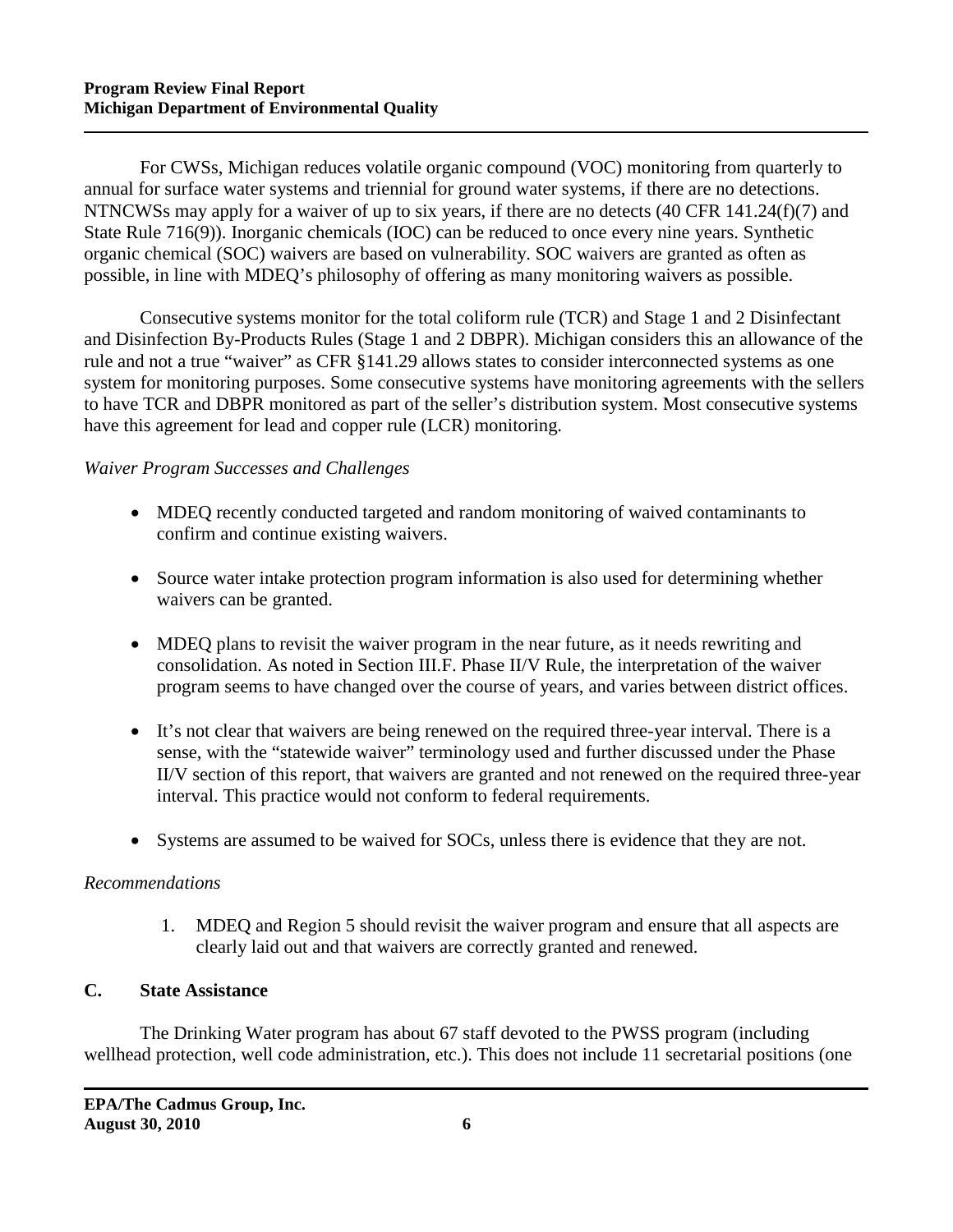For CWSs, Michigan reduces volatile organic compound (VOC) monitoring from quarterly to annual for surface water systems and triennial for ground water systems, if there are no detections. NTNCWSs may apply for a waiver of up to six years, if there are no detects (40 CFR 141.24(f)(7) and State Rule 716(9)). Inorganic chemicals (IOC) can be reduced to once every nine years. Synthetic organic chemical (SOC) waivers are based on vulnerability. SOC waivers are granted as often as possible, in line with MDEQ's philosophy of offering as many monitoring waivers as possible.

Consecutive systems monitor for the total coliform rule (TCR) and Stage 1 and 2 Disinfectant and Disinfection By-Products Rules (Stage 1 and 2 DBPR). Michigan considers this an allowance of the rule and not a true "waiver" as CFR §141.29 allows states to consider interconnected systems as one system for monitoring purposes. Some consecutive systems have monitoring agreements with the sellers to have TCR and DBPR monitored as part of the seller's distribution system. Most consecutive systems have this agreement for lead and copper rule (LCR) monitoring.

*Waiver Program Successes and Challenges*

- MDEQ recently conducted targeted and random monitoring of waived contaminants to confirm and continue existing waivers.
- Source water intake protection program information is also used for determining whether waivers can be granted.
- MDEQ plans to revisit the waiver program in the near future, as it needs rewriting and consolidation. As noted in Section III.F. Phase II/V Rule, the interpretation of the waiver program seems to have changed over the course of years, and varies between district offices.
- It's not clear that waivers are being renewed on the required three-year interval. There is a sense, with the "statewide waiver" terminology used and further discussed under the Phase II/V section of this report, that waivers are granted and not renewed on the required three-year interval. This practice would not conform to federal requirements.
- Systems are assumed to be waived for SOCs, unless there is evidence that they are not.

*Recommendations*

1. MDEQ and Region 5 should revisit the waiver program and ensure that all aspects are clearly laid out and that waivers are correctly granted and renewed.

## C. State Assistance

The Drinking Water program has about 67 staff devoted to the PWSS program (including wellhead protection, well code administration, etc.). This does not include 11 secretarial positions (one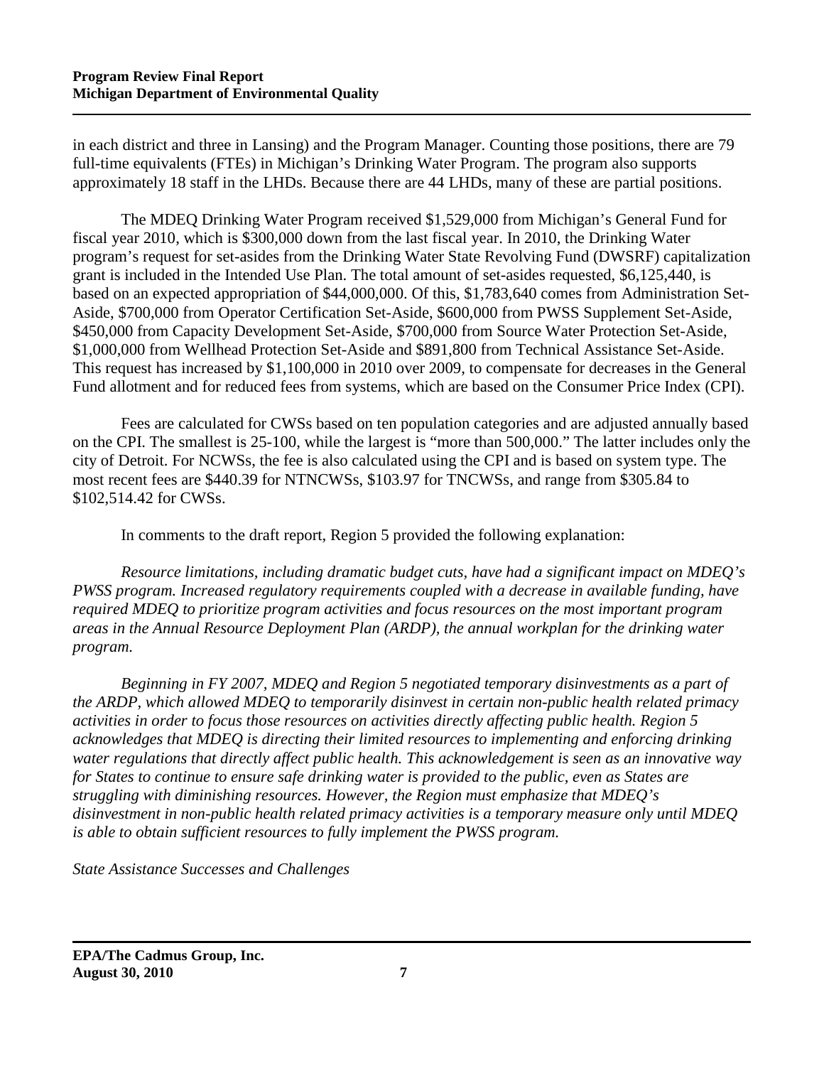in each district and three in Lansing) and the Program Manager. Counting those positions, there are 79 full-time equivalents (FTEs) in Michigan's Drinking Water Program. The program also supports approximately 18 staff in the LHDs. Because there are 44 LHDs, many of these are partial positions.

The MDEQ Drinking Water Program received $1,529,000 from Michigan's General Fund for fiscal year 2010, which is $300,000 down from the last fiscal year. In 2010, the Drinking Water program's request for set-asides from the Drinking Water State Revolving Fund (DWSRF) capitalization grant is included in the Intended Use Plan. The total amount of set-asides requested, $6,125,440, is based on an expected appropriation of $44,000,000. Of this, $1,783,640 comes from Administration Set-Aside, $700,000 from Operator Certification Set-Aside, $600,000 from PWSS Supplement Set-Aside, $450,000 from Capacity Development Set-Aside, $700,000 from Source Water Protection Set-Aside, $1,000,000 from Wellhead Protection Set-Aside and $891,800 from Technical Assistance Set-Aside. This request has increased by $1,100,000 in 2010 over 2009, to compensate for decreases in the General Fund allotment and for reduced fees from systems, which are based on the Consumer Price Index (CPI).

Fees are calculated for CWSs based on ten population categories and are adjusted annually based on the CPI. The smallest is 25-100, while the largest is "more than 500,000." The latter includes only the city of Detroit. For NCWSs, the fee is also calculated using the CPI and is based on system type. The most recent fees are $440.39 for NTNCWSs, $103.97 for TNCWSs, and range from $305.84 to $102,514.42 for CWSs.

In comments to the draft report, Region 5 provided the following explanation:

*Resource limitations, including dramatic budget cuts, have had a significant impact on MDEQ's PWSS program. Increased regulatory requirements coupled with a decrease in available funding, have required MDEQ to prioritize program activities and focus resources on the most important program areas in the Annual Resource Deployment Plan (ARDP), the annual workplan for the drinking water program.*

*Beginning in FY 2007, MDEQ and Region 5 negotiated temporary disinvestments as a part of the ARDP, which allowed MDEQ to temporarily disinvest in certain non-public health related primacy activities in order to focus those resources on activities directly affecting public health. Region 5 acknowledges that MDEQ is directing their limited resources to implementing and enforcing drinking water regulations that directly affect public health. This acknowledgement is seen as an innovative way for States to continue to ensure safe drinking water is provided to the public, even as States are struggling with diminishing resources. However, the Region must emphasize that MDEQ's disinvestment in non-public health related primacy activities is a temporary measure only until MDEQ is able to obtain sufficient resources to fully implement the PWSS program.*

*State Assistance Successes and Challenges*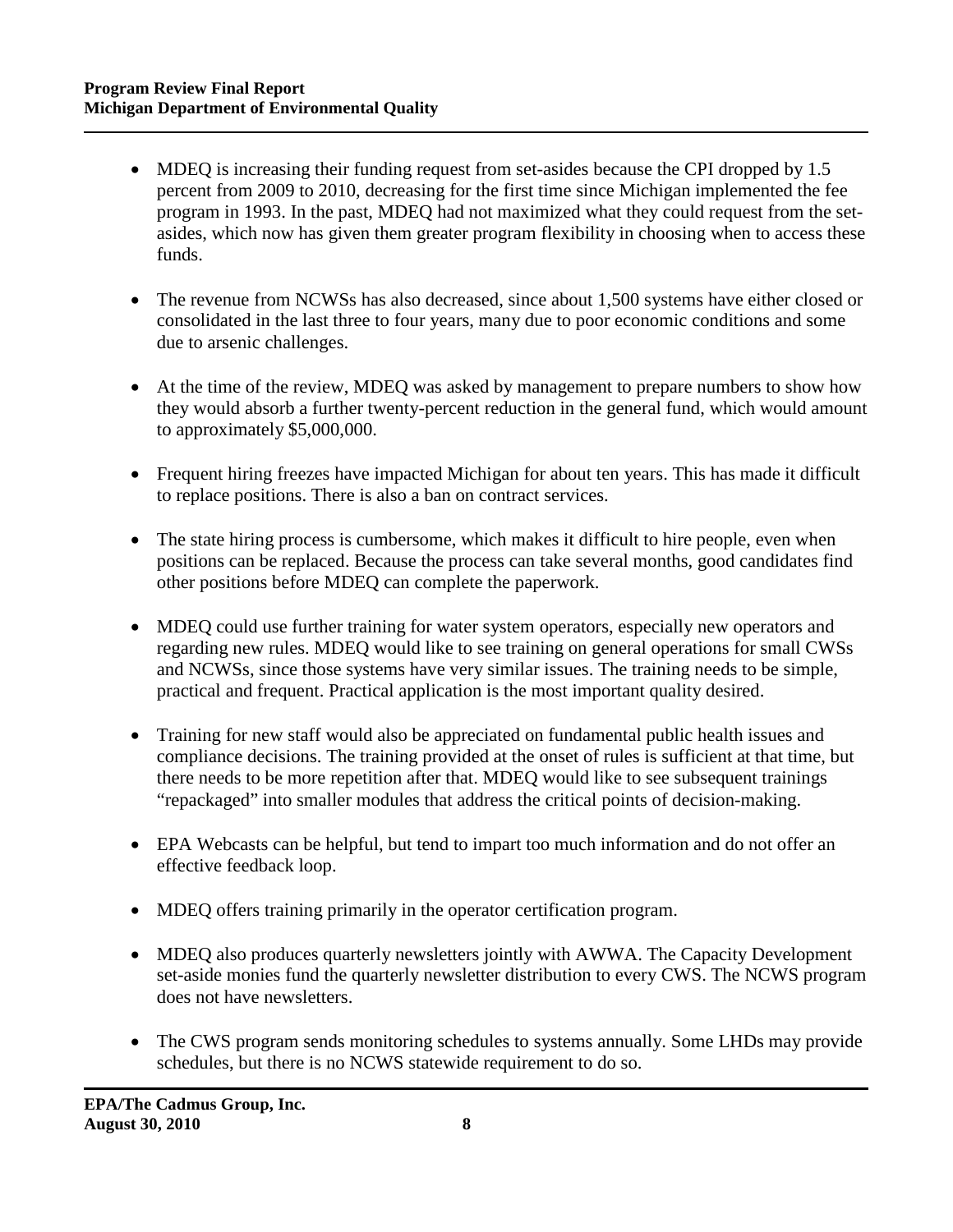- MDEQ is increasing their funding request from set-asides because the CPI dropped by 1.5 percent from 2009 to 2010, decreasing for the first time since Michigan implemented the fee program in 1993. In the past, MDEQ had not maximized what they could request from the set-asides, which now has given them greater program flexibility in choosing when to access these funds.

- The revenue from NCWSs has also decreased, since about 1,500 systems have either closed or consolidated in the last three to four years, many due to poor economic conditions and some due to arsenic challenges.

- At the time of the review, MDEQ was asked by management to prepare numbers to show how they would absorb a further twenty-percent reduction in the general fund, which would amount to approximately $5,000,000.

- Frequent hiring freezes have impacted Michigan for about ten years. This has made it difficult to replace positions. There is also a ban on contract services.

- The state hiring process is cumbersome, which makes it difficult to hire people, even when positions can be replaced. Because the process can take several months, good candidates find other positions before MDEQ can complete the paperwork.

- MDEQ could use further training for water system operators, especially new operators and regarding new rules. MDEQ would like to see training on general operations for small CWSs and NCWSs, since those systems have very similar issues. The training needs to be simple, practical and frequent. Practical application is the most important quality desired.

- Training for new staff would also be appreciated on fundamental public health issues and compliance decisions. The training provided at the onset of rules is sufficient at that time, but there needs to be more repetition after that. MDEQ would like to see subsequent trainings "repackaged" into smaller modules that address the critical points of decision-making.

- EPA Webcasts can be helpful, but tend to impart too much information and do not offer an effective feedback loop.

- MDEQ offers training primarily in the operator certification program.

- MDEQ also produces quarterly newsletters jointly with AWWA. The Capacity Development set-aside monies fund the quarterly newsletter distribution to every CWS. The NCWS program does not have newsletters.

- The CWS program sends monitoring schedules to systems annually. Some LHDs may provide schedules, but there is no NCWS statewide requirement to do so.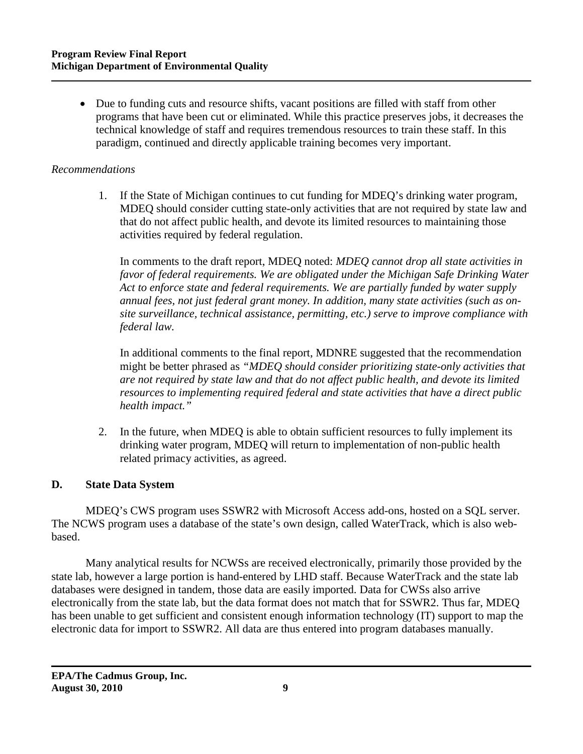- Due to funding cuts and resource shifts, vacant positions are filled with staff from other programs that have been cut or eliminated. While this practice preserves jobs, it decreases the technical knowledge of staff and requires tremendous resources to train these staff. In this paradigm, continued and directly applicable training becomes very important.

*Recommendations*

1. If the State of Michigan continues to cut funding for MDEQ's drinking water program, MDEQ should consider cutting state-only activities that are not required by state law and that do not affect public health, and devote its limited resources to maintaining those activities required by federal regulation.

   In comments to the draft report, MDEQ noted: *MDEQ cannot drop all state activities in favor of federal requirements. We are obligated under the Michigan Safe Drinking Water Act to enforce state and federal requirements. We are partially funded by water supply annual fees, not just federal grant money. In addition, many state activities (such as on-site surveillance, technical assistance, permitting, etc.) serve to improve compliance with federal law.*

   In additional comments to the final report, MDNRE suggested that the recommendation might be better phrased as *"MDEQ should consider prioritizing state-only activities that are not required by state law and that do not affect public health, and devote its limited resources to implementing required federal and state activities that have a direct public health impact."*

2. In the future, when MDEQ is able to obtain sufficient resources to fully implement its drinking water program, MDEQ will return to implementation of non-public health related primacy activities, as agreed.

## D. State Data System

MDEQ's CWS program uses SSWR2 with Microsoft Access add-ons, hosted on a SQL server. The NCWS program uses a database of the state's own design, called WaterTrack, which is also web-based.

Many analytical results for NCWSs are received electronically, primarily those provided by the state lab, however a large portion is hand-entered by LHD staff. Because WaterTrack and the state lab databases were designed in tandem, those data are easily imported. Data for CWSs also arrive electronically from the state lab, but the data format does not match that for SSWR2. Thus far, MDEQ has been unable to get sufficient and consistent enough information technology (IT) support to map the electronic data for import to SSWR2. All data are thus entered into program databases manually.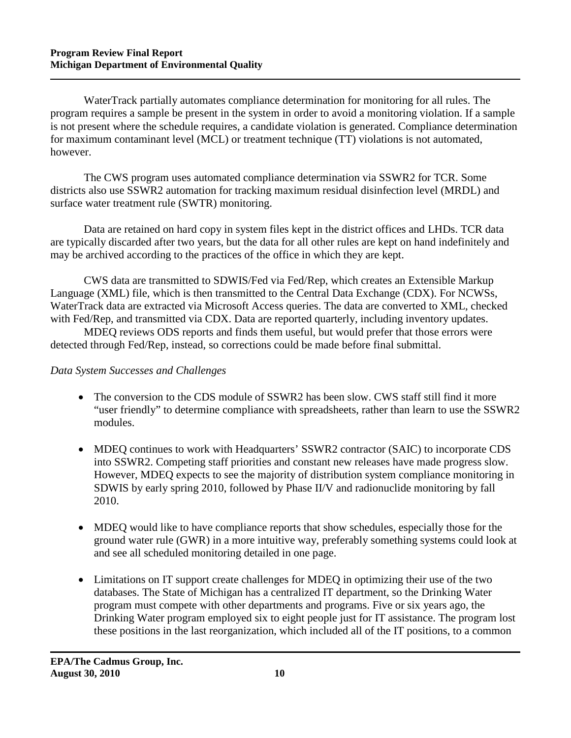WaterTrack partially automates compliance determination for monitoring for all rules. The program requires a sample be present in the system in order to avoid a monitoring violation. If a sample is not present where the schedule requires, a candidate violation is generated. Compliance determination for maximum contaminant level (MCL) or treatment technique (TT) violations is not automated, however.

The CWS program uses automated compliance determination via SSWR2 for TCR. Some districts also use SSWR2 automation for tracking maximum residual disinfection level (MRDL) and surface water treatment rule (SWTR) monitoring.

Data are retained on hard copy in system files kept in the district offices and LHDs. TCR data are typically discarded after two years, but the data for all other rules are kept on hand indefinitely and may be archived according to the practices of the office in which they are kept.

CWS data are transmitted to SDWIS/Fed via Fed/Rep, which creates an Extensible Markup Language (XML) file, which is then transmitted to the Central Data Exchange (CDX). For NCWSs, WaterTrack data are extracted via Microsoft Access queries. The data are converted to XML, checked with Fed/Rep, and transmitted via CDX. Data are reported quarterly, including inventory updates.

MDEQ reviews ODS reports and finds them useful, but would prefer that those errors were detected through Fed/Rep, instead, so corrections could be made before final submittal.

*Data System Successes and Challenges*

- The conversion to the CDS module of SSWR2 has been slow. CWS staff still find it more "user friendly" to determine compliance with spreadsheets, rather than learn to use the SSWR2 modules.
- MDEQ continues to work with Headquarters' SSWR2 contractor (SAIC) to incorporate CDS into SSWR2. Competing staff priorities and constant new releases have made progress slow. However, MDEQ expects to see the majority of distribution system compliance monitoring in SDWIS by early spring 2010, followed by Phase II/V and radionuclide monitoring by fall 2010.
- MDEQ would like to have compliance reports that show schedules, especially those for the ground water rule (GWR) in a more intuitive way, preferably something systems could look at and see all scheduled monitoring detailed in one page.
- Limitations on IT support create challenges for MDEQ in optimizing their use of the two databases. The State of Michigan has a centralized IT department, so the Drinking Water program must compete with other departments and programs. Five or six years ago, the Drinking Water program employed six to eight people just for IT assistance. The program lost these positions in the last reorganization, which included all of the IT positions, to a common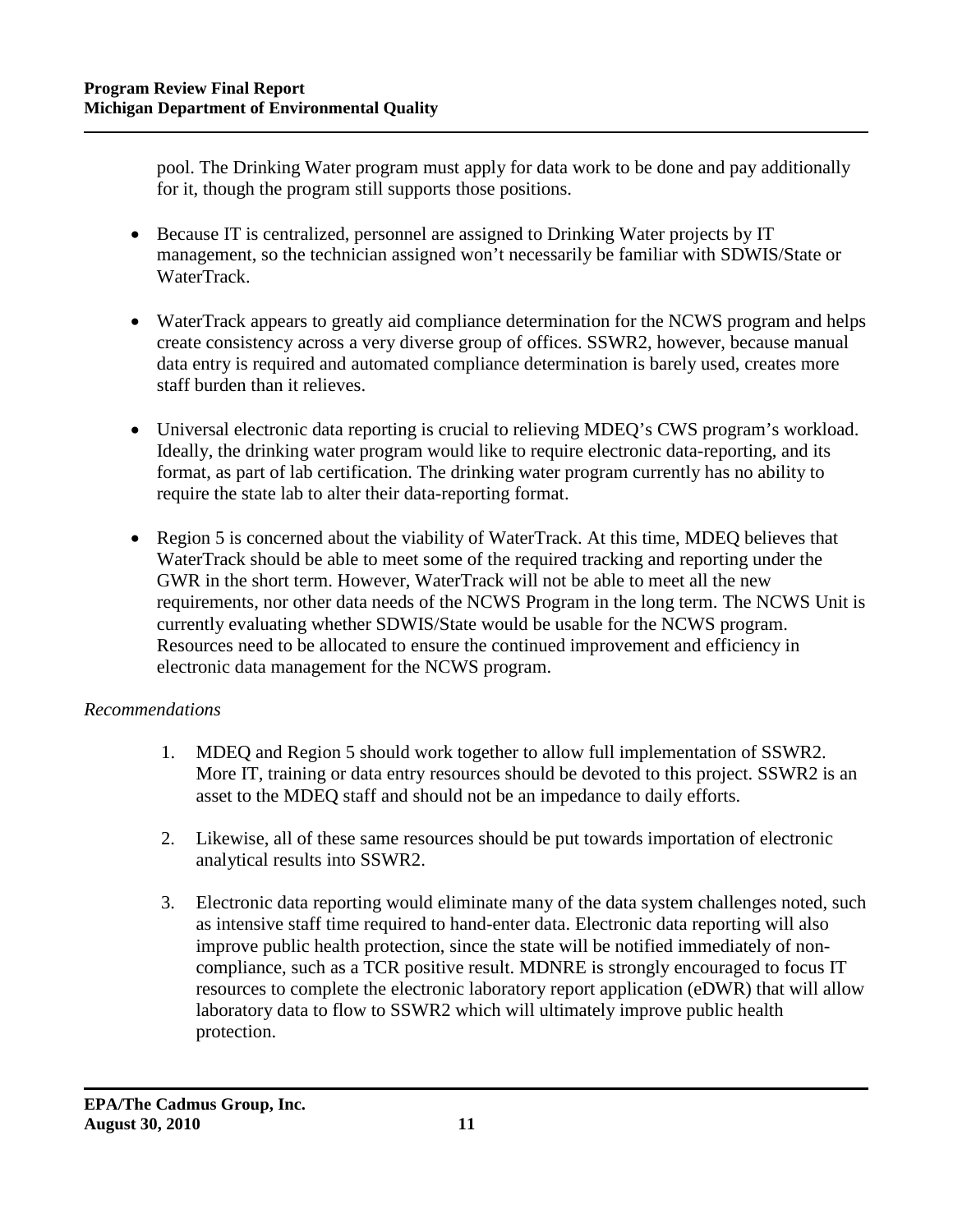pool. The Drinking Water program must apply for data work to be done and pay additionally for it, though the program still supports those positions.

- Because IT is centralized, personnel are assigned to Drinking Water projects by IT management, so the technician assigned won't necessarily be familiar with SDWIS/State or WaterTrack.

- WaterTrack appears to greatly aid compliance determination for the NCWS program and helps create consistency across a very diverse group of offices. SSWR2, however, because manual data entry is required and automated compliance determination is barely used, creates more staff burden than it relieves.

- Universal electronic data reporting is crucial to relieving MDEQ's CWS program's workload. Ideally, the drinking water program would like to require electronic data-reporting, and its format, as part of lab certification. The drinking water program currently has no ability to require the state lab to alter their data-reporting format.

- Region 5 is concerned about the viability of WaterTrack. At this time, MDEQ believes that WaterTrack should be able to meet some of the required tracking and reporting under the GWR in the short term. However, WaterTrack will not be able to meet all the new requirements, nor other data needs of the NCWS Program in the long term. The NCWS Unit is currently evaluating whether SDWIS/State would be usable for the NCWS program. Resources need to be allocated to ensure the continued improvement and efficiency in electronic data management for the NCWS program.

*Recommendations*

1. MDEQ and Region 5 should work together to allow full implementation of SSWR2. More IT, training or data entry resources should be devoted to this project. SSWR2 is an asset to the MDEQ staff and should not be an impedance to daily efforts.

2. Likewise, all of these same resources should be put towards importation of electronic analytical results into SSWR2.

3. Electronic data reporting would eliminate many of the data system challenges noted, such as intensive staff time required to hand-enter data. Electronic data reporting will also improve public health protection, since the state will be notified immediately of non-compliance, such as a TCR positive result. MDNRE is strongly encouraged to focus IT resources to complete the electronic laboratory report application (eDWR) that will allow laboratory data to flow to SSWR2 which will ultimately improve public health protection.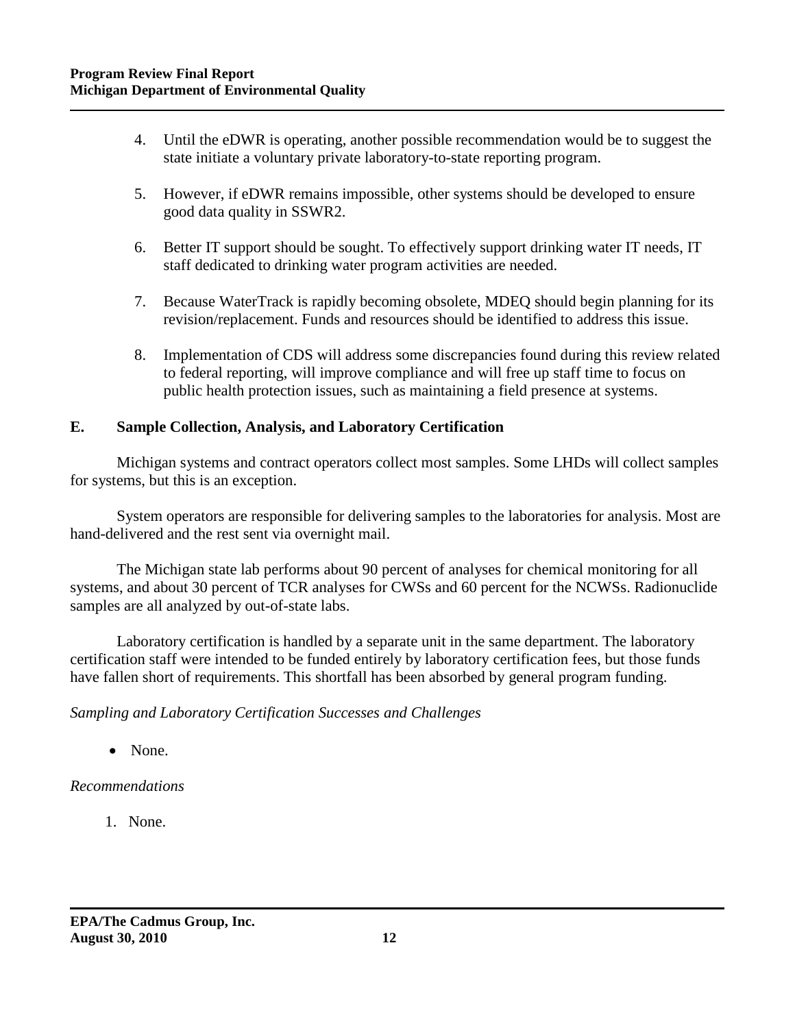4. Until the eDWR is operating, another possible recommendation would be to suggest the state initiate a voluntary private laboratory-to-state reporting program.

5. However, if eDWR remains impossible, other systems should be developed to ensure good data quality in SSWR2.

6. Better IT support should be sought. To effectively support drinking water IT needs, IT staff dedicated to drinking water program activities are needed.

7. Because WaterTrack is rapidly becoming obsolete, MDEQ should begin planning for its revision/replacement. Funds and resources should be identified to address this issue.

8. Implementation of CDS will address some discrepancies found during this review related to federal reporting, will improve compliance and will free up staff time to focus on public health protection issues, such as maintaining a field presence at systems.

## E. Sample Collection, Analysis, and Laboratory Certification

Michigan systems and contract operators collect most samples. Some LHDs will collect samples for systems, but this is an exception.

System operators are responsible for delivering samples to the laboratories for analysis. Most are hand-delivered and the rest sent via overnight mail.

The Michigan state lab performs about 90 percent of analyses for chemical monitoring for all systems, and about 30 percent of TCR analyses for CWSs and 60 percent for the NCWSs. Radionuclide samples are all analyzed by out-of-state labs.

Laboratory certification is handled by a separate unit in the same department. The laboratory certification staff were intended to be funded entirely by laboratory certification fees, but those funds have fallen short of requirements. This shortfall has been absorbed by general program funding.

*Sampling and Laboratory Certification Successes and Challenges*

- None.

*Recommendations*

1. None.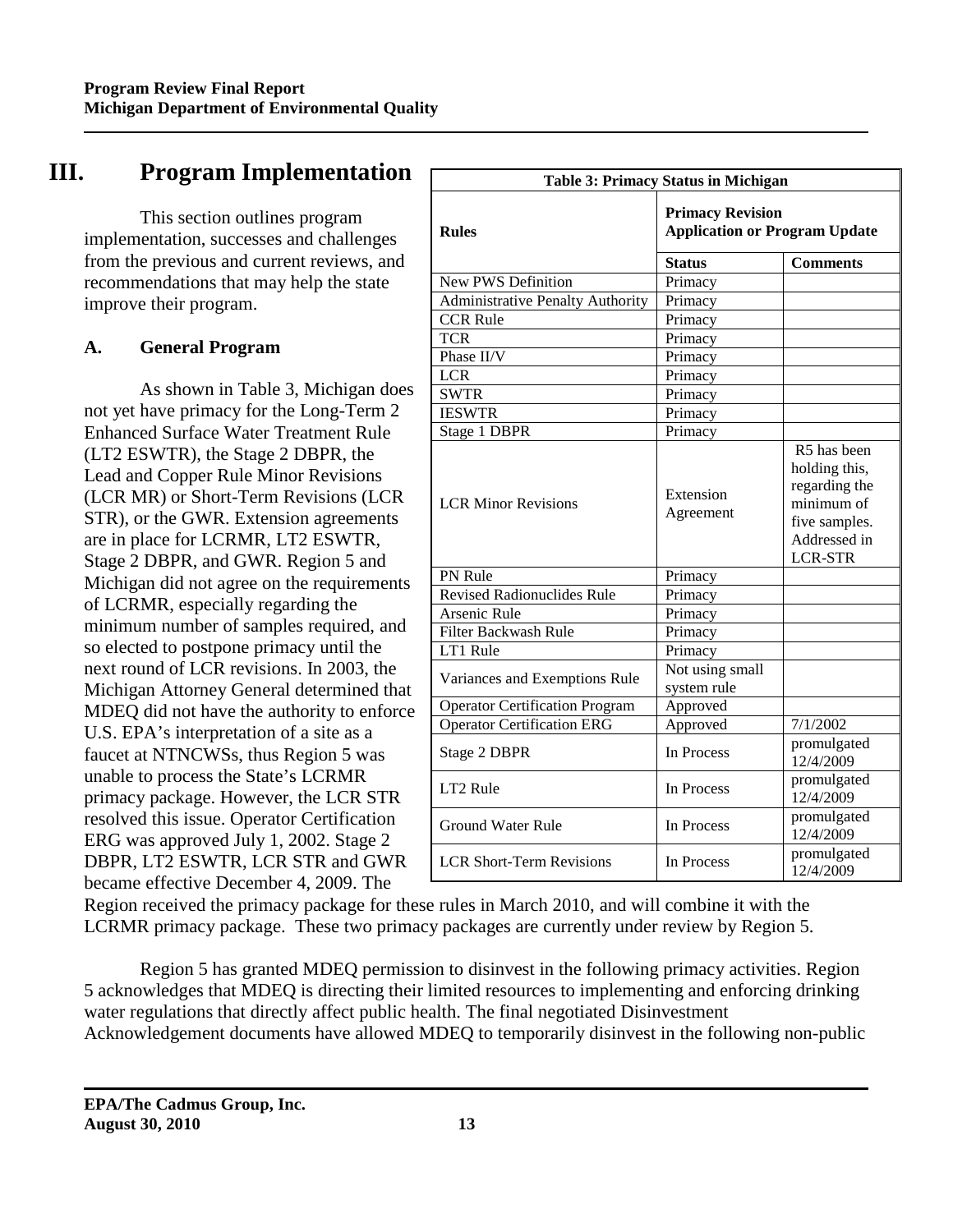# III. Program Implementation

This section outlines program implementation, successes and challenges from the previous and current reviews, and recommendations that may help the state improve their program.

## A. General Program

As shown in Table 3, Michigan does not yet have primacy for the Long-Term 2 Enhanced Surface Water Treatment Rule (LT2 ESWTR), the Stage 2 DBPR, the Lead and Copper Rule Minor Revisions (LCR MR) or Short-Term Revisions (LCR STR), or the GWR. Extension agreements are in place for LCRMR, LT2 ESWTR, Stage 2 DBPR, and GWR. Region 5 and Michigan did not agree on the requirements of LCRMR, especially regarding the minimum number of samples required, and so elected to postpone primacy until the next round of LCR revisions. In 2003, the Michigan Attorney General determined that MDEQ did not have the authority to enforce U.S. EPA's interpretation of a site as a faucet at NTNCWSs, thus Region 5 was unable to process the State's LCRMR primacy package. However, the LCR STR resolved this issue. Operator Certification ERG was approved July 1, 2002. Stage 2 DBPR, LT2 ESWTR, LCR STR and GWR became effective December 4, 2009. The Region received the primacy package for these rules in March 2010, and will combine it with the LCRMR primacy package. These two primacy packages are currently under review by Region 5.

**Table 3: Primacy Status in Michigan**

| Rules | Primacy Revision Application or Program Update | |
|---|---|---|
| | **Status** | **Comments** |
| New PWS Definition | Primacy | |
| Administrative Penalty Authority | Primacy | |
| CCR Rule | Primacy | |
| TCR | Primacy | |
| Phase II/V | Primacy | |
| LCR | Primacy | |
| SWTR | Primacy | |
| IESWTR | Primacy | |
| Stage 1 DBPR | Primacy | |
| LCR Minor Revisions | Extension Agreement | R5 has been holding this, regarding the minimum of five samples. Addressed in LCR-STR |
| PN Rule | Primacy | |
| Revised Radionuclides Rule | Primacy | |
| Arsenic Rule | Primacy | |
| Filter Backwash Rule | Primacy | |
| LT1 Rule | Primacy | |
| Variances and Exemptions Rule | Not using small system rule | |
| Operator Certification Program | Approved | |
| Operator Certification ERG | Approved | 7/1/2002 |
| Stage 2 DBPR | In Process | promulgated 12/4/2009 |
| LT2 Rule | In Process | promulgated 12/4/2009 |
| Ground Water Rule | In Process | promulgated 12/4/2009 |
| LCR Short-Term Revisions | In Process | promulgated 12/4/2009 |

Region 5 has granted MDEQ permission to disinvest in the following primacy activities. Region 5 acknowledges that MDEQ is directing their limited resources to implementing and enforcing drinking water regulations that directly affect public health. The final negotiated Disinvestment Acknowledgement documents have allowed MDEQ to temporarily disinvest in the following non-public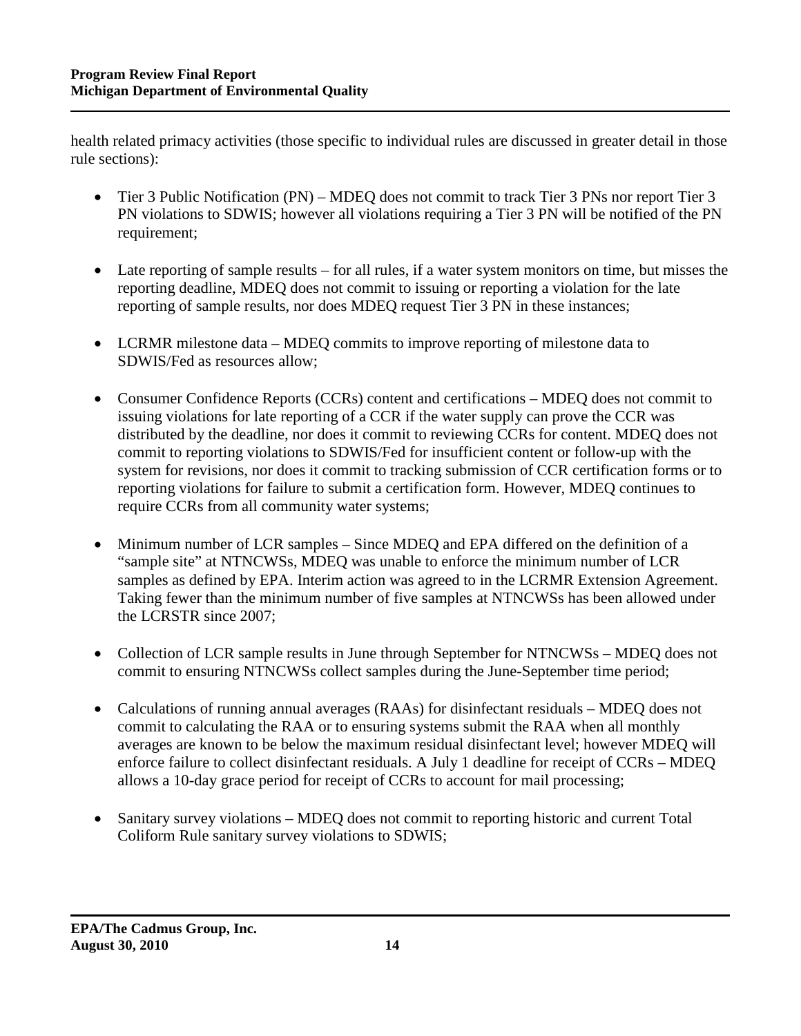health related primacy activities (those specific to individual rules are discussed in greater detail in those rule sections):

- Tier 3 Public Notification (PN) – MDEQ does not commit to track Tier 3 PNs nor report Tier 3 PN violations to SDWIS; however all violations requiring a Tier 3 PN will be notified of the PN requirement;
- Late reporting of sample results – for all rules, if a water system monitors on time, but misses the reporting deadline, MDEQ does not commit to issuing or reporting a violation for the late reporting of sample results, nor does MDEQ request Tier 3 PN in these instances;
- LCRMR milestone data – MDEQ commits to improve reporting of milestone data to SDWIS/Fed as resources allow;
- Consumer Confidence Reports (CCRs) content and certifications – MDEQ does not commit to issuing violations for late reporting of a CCR if the water supply can prove the CCR was distributed by the deadline, nor does it commit to reviewing CCRs for content. MDEQ does not commit to reporting violations to SDWIS/Fed for insufficient content or follow-up with the system for revisions, nor does it commit to tracking submission of CCR certification forms or to reporting violations for failure to submit a certification form. However, MDEQ continues to require CCRs from all community water systems;
- Minimum number of LCR samples – Since MDEQ and EPA differed on the definition of a "sample site" at NTNCWSs, MDEQ was unable to enforce the minimum number of LCR samples as defined by EPA. Interim action was agreed to in the LCRMR Extension Agreement. Taking fewer than the minimum number of five samples at NTNCWSs has been allowed under the LCRSTR since 2007;
- Collection of LCR sample results in June through September for NTNCWSs – MDEQ does not commit to ensuring NTNCWSs collect samples during the June-September time period;
- Calculations of running annual averages (RAAs) for disinfectant residuals – MDEQ does not commit to calculating the RAA or to ensuring systems submit the RAA when all monthly averages are known to be below the maximum residual disinfectant level; however MDEQ will enforce failure to collect disinfectant residuals. A July 1 deadline for receipt of CCRs – MDEQ allows a 10-day grace period for receipt of CCRs to account for mail processing;
- Sanitary survey violations – MDEQ does not commit to reporting historic and current Total Coliform Rule sanitary survey violations to SDWIS;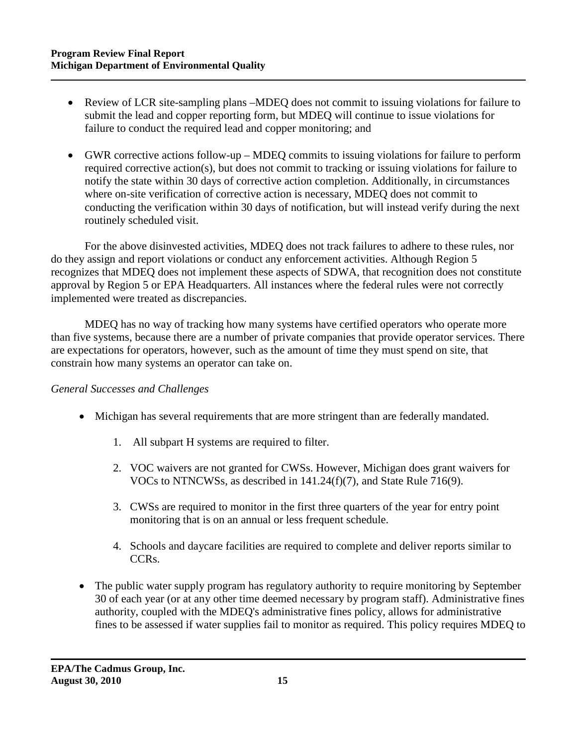- Review of LCR site-sampling plans –MDEQ does not commit to issuing violations for failure to submit the lead and copper reporting form, but MDEQ will continue to issue violations for failure to conduct the required lead and copper monitoring; and

- GWR corrective actions follow-up – MDEQ commits to issuing violations for failure to perform required corrective action(s), but does not commit to tracking or issuing violations for failure to notify the state within 30 days of corrective action completion. Additionally, in circumstances where on-site verification of corrective action is necessary, MDEQ does not commit to conducting the verification within 30 days of notification, but will instead verify during the next routinely scheduled visit.

For the above disinvested activities, MDEQ does not track failures to adhere to these rules, nor do they assign and report violations or conduct any enforcement activities. Although Region 5 recognizes that MDEQ does not implement these aspects of SDWA, that recognition does not constitute approval by Region 5 or EPA Headquarters. All instances where the federal rules were not correctly implemented were treated as discrepancies.

MDEQ has no way of tracking how many systems have certified operators who operate more than five systems, because there are a number of private companies that provide operator services. There are expectations for operators, however, such as the amount of time they must spend on site, that constrain how many systems an operator can take on.

*General Successes and Challenges*

- Michigan has several requirements that are more stringent than are federally mandated.
    1. All subpart H systems are required to filter.
    2. VOC waivers are not granted for CWSs. However, Michigan does grant waivers for VOCs to NTNCWSs, as described in 141.24(f)(7), and State Rule 716(9).
    3. CWSs are required to monitor in the first three quarters of the year for entry point monitoring that is on an annual or less frequent schedule.
    4. Schools and daycare facilities are required to complete and deliver reports similar to CCRs.

- The public water supply program has regulatory authority to require monitoring by September 30 of each year (or at any other time deemed necessary by program staff). Administrative fines authority, coupled with the MDEQ's administrative fines policy, allows for administrative fines to be assessed if water supplies fail to monitor as required. This policy requires MDEQ to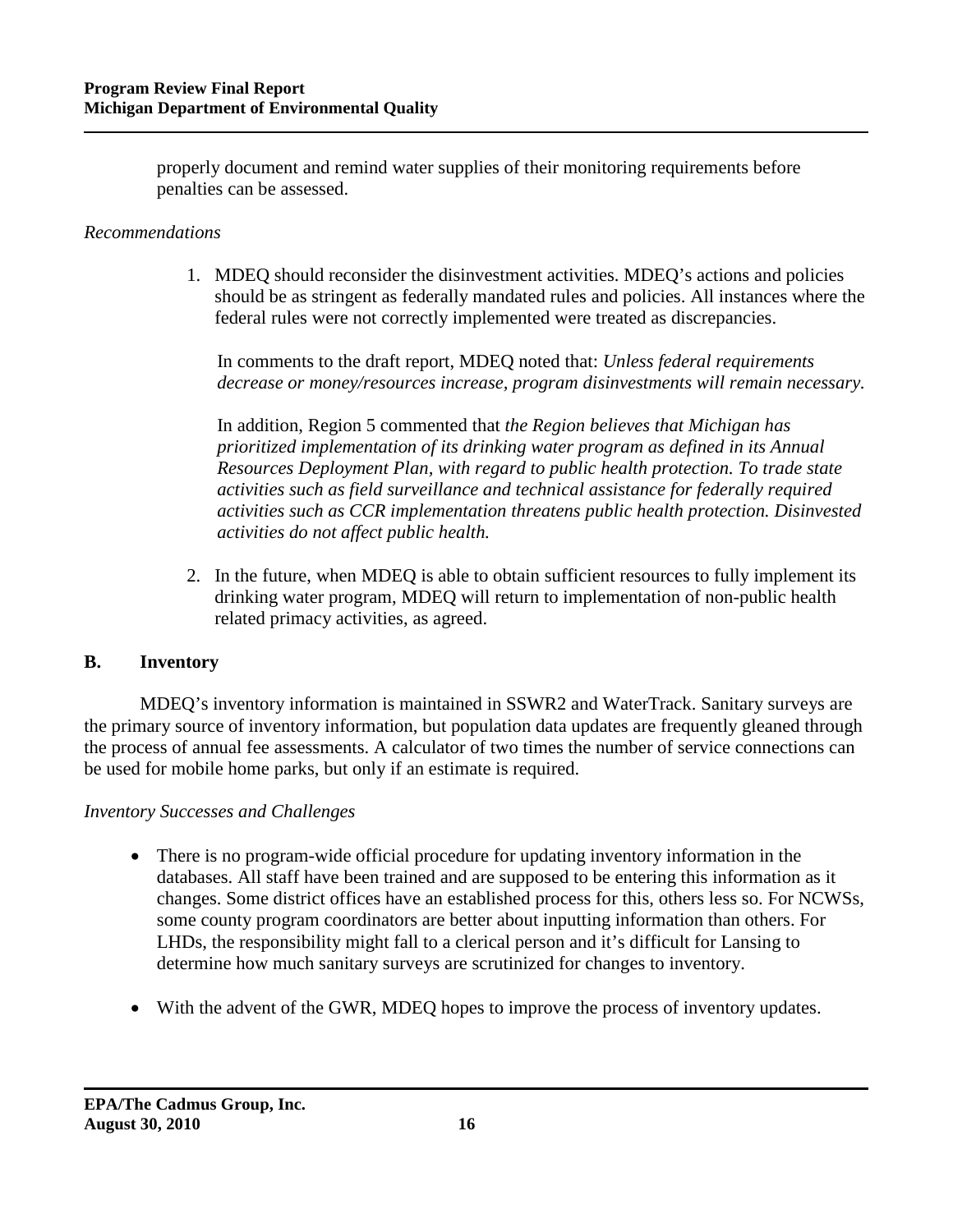properly document and remind water supplies of their monitoring requirements before penalties can be assessed.

*Recommendations*

1. MDEQ should reconsider the disinvestment activities. MDEQ's actions and policies should be as stringent as federally mandated rules and policies. All instances where the federal rules were not correctly implemented were treated as discrepancies.

   In comments to the draft report, MDEQ noted that: *Unless federal requirements decrease or money/resources increase, program disinvestments will remain necessary.*

   In addition, Region 5 commented that *the Region believes that Michigan has prioritized implementation of its drinking water program as defined in its Annual Resources Deployment Plan, with regard to public health protection. To trade state activities such as field surveillance and technical assistance for federally required activities such as CCR implementation threatens public health protection. Disinvested activities do not affect public health.*

2. In the future, when MDEQ is able to obtain sufficient resources to fully implement its drinking water program, MDEQ will return to implementation of non-public health related primacy activities, as agreed.

## B. Inventory

MDEQ's inventory information is maintained in SSWR2 and WaterTrack. Sanitary surveys are the primary source of inventory information, but population data updates are frequently gleaned through the process of annual fee assessments. A calculator of two times the number of service connections can be used for mobile home parks, but only if an estimate is required.

*Inventory Successes and Challenges*

- There is no program-wide official procedure for updating inventory information in the databases. All staff have been trained and are supposed to be entering this information as it changes. Some district offices have an established process for this, others less so. For NCWSs, some county program coordinators are better about inputting information than others. For LHDs, the responsibility might fall to a clerical person and it's difficult for Lansing to determine how much sanitary surveys are scrutinized for changes to inventory.

- With the advent of the GWR, MDEQ hopes to improve the process of inventory updates.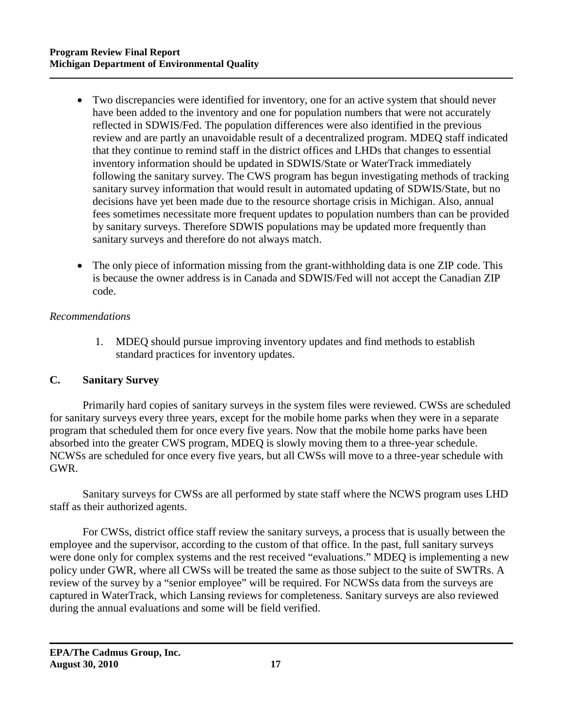- Two discrepancies were identified for inventory, one for an active system that should never have been added to the inventory and one for population numbers that were not accurately reflected in SDWIS/Fed. The population differences were also identified in the previous review and are partly an unavoidable result of a decentralized program. MDEQ staff indicated that they continue to remind staff in the district offices and LHDs that changes to essential inventory information should be updated in SDWIS/State or WaterTrack immediately following the sanitary survey. The CWS program has begun investigating methods of tracking sanitary survey information that would result in automated updating of SDWIS/State, but no decisions have yet been made due to the resource shortage crisis in Michigan. Also, annual fees sometimes necessitate more frequent updates to population numbers than can be provided by sanitary surveys. Therefore SDWIS populations may be updated more frequently than sanitary surveys and therefore do not always match.

- The only piece of information missing from the grant-withholding data is one ZIP code. This is because the owner address is in Canada and SDWIS/Fed will not accept the Canadian ZIP code.

*Recommendations*

1. MDEQ should pursue improving inventory updates and find methods to establish standard practices for inventory updates.

### C. Sanitary Survey

Primarily hard copies of sanitary surveys in the system files were reviewed. CWSs are scheduled for sanitary surveys every three years, except for the mobile home parks when they were in a separate program that scheduled them for once every five years. Now that the mobile home parks have been absorbed into the greater CWS program, MDEQ is slowly moving them to a three-year schedule. NCWSs are scheduled for once every five years, but all CWSs will move to a three-year schedule with GWR.

Sanitary surveys for CWSs are all performed by state staff where the NCWS program uses LHD staff as their authorized agents.

For CWSs, district office staff review the sanitary surveys, a process that is usually between the employee and the supervisor, according to the custom of that office. In the past, full sanitary surveys were done only for complex systems and the rest received "evaluations." MDEQ is implementing a new policy under GWR, where all CWSs will be treated the same as those subject to the suite of SWTRs. A review of the survey by a "senior employee" will be required. For NCWSs data from the surveys are captured in WaterTrack, which Lansing reviews for completeness. Sanitary surveys are also reviewed during the annual evaluations and some will be field verified.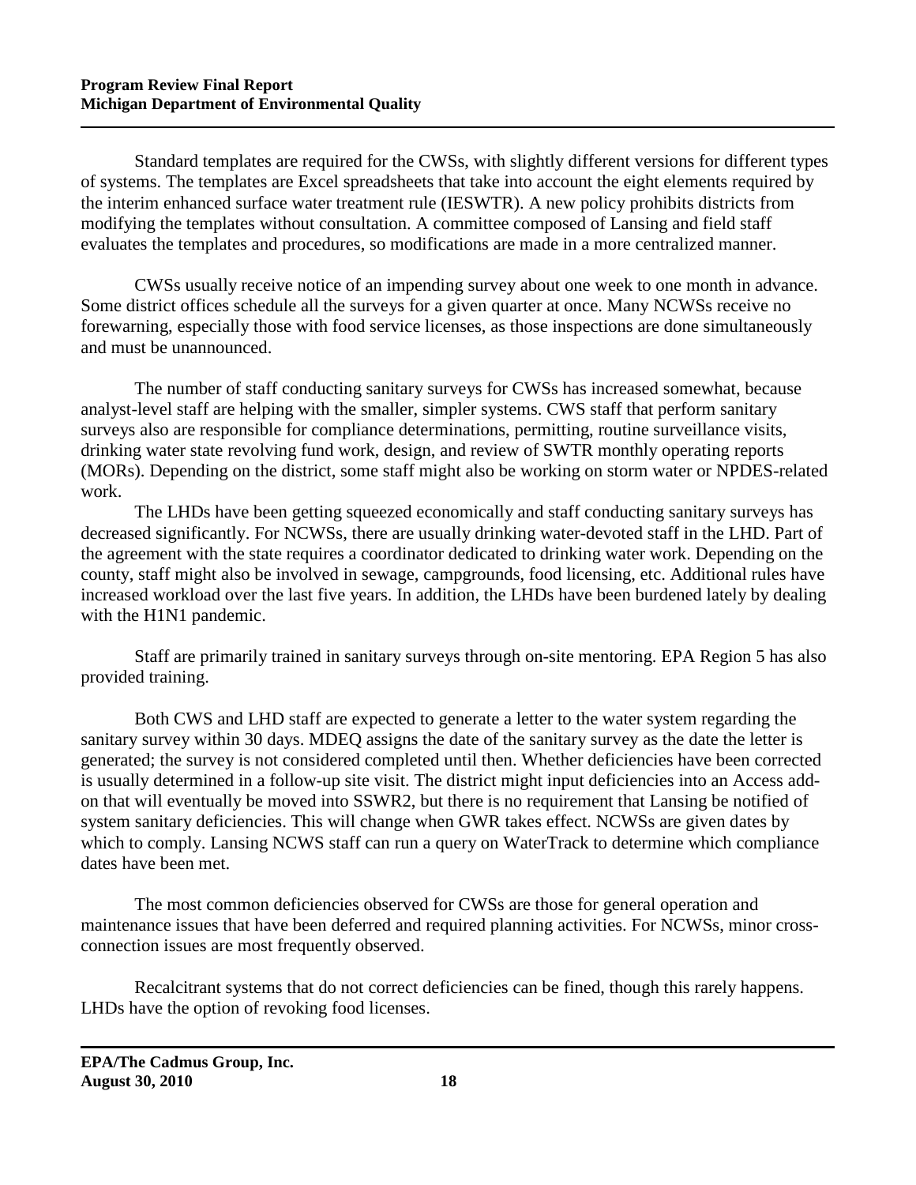Standard templates are required for the CWSs, with slightly different versions for different types of systems. The templates are Excel spreadsheets that take into account the eight elements required by the interim enhanced surface water treatment rule (IESWTR). A new policy prohibits districts from modifying the templates without consultation. A committee composed of Lansing and field staff evaluates the templates and procedures, so modifications are made in a more centralized manner.

CWSs usually receive notice of an impending survey about one week to one month in advance. Some district offices schedule all the surveys for a given quarter at once. Many NCWSs receive no forewarning, especially those with food service licenses, as those inspections are done simultaneously and must be unannounced.

The number of staff conducting sanitary surveys for CWSs has increased somewhat, because analyst-level staff are helping with the smaller, simpler systems. CWS staff that perform sanitary surveys also are responsible for compliance determinations, permitting, routine surveillance visits, drinking water state revolving fund work, design, and review of SWTR monthly operating reports (MORs). Depending on the district, some staff might also be working on storm water or NPDES-related work.

The LHDs have been getting squeezed economically and staff conducting sanitary surveys has decreased significantly. For NCWSs, there are usually drinking water-devoted staff in the LHD. Part of the agreement with the state requires a coordinator dedicated to drinking water work. Depending on the county, staff might also be involved in sewage, campgrounds, food licensing, etc. Additional rules have increased workload over the last five years. In addition, the LHDs have been burdened lately by dealing with the H1N1 pandemic.

Staff are primarily trained in sanitary surveys through on-site mentoring. EPA Region 5 has also provided training.

Both CWS and LHD staff are expected to generate a letter to the water system regarding the sanitary survey within 30 days. MDEQ assigns the date of the sanitary survey as the date the letter is generated; the survey is not considered completed until then. Whether deficiencies have been corrected is usually determined in a follow-up site visit. The district might input deficiencies into an Access add-on that will eventually be moved into SSWR2, but there is no requirement that Lansing be notified of system sanitary deficiencies. This will change when GWR takes effect. NCWSs are given dates by which to comply. Lansing NCWS staff can run a query on WaterTrack to determine which compliance dates have been met.

The most common deficiencies observed for CWSs are those for general operation and maintenance issues that have been deferred and required planning activities. For NCWSs, minor cross-connection issues are most frequently observed.

Recalcitrant systems that do not correct deficiencies can be fined, though this rarely happens. LHDs have the option of revoking food licenses.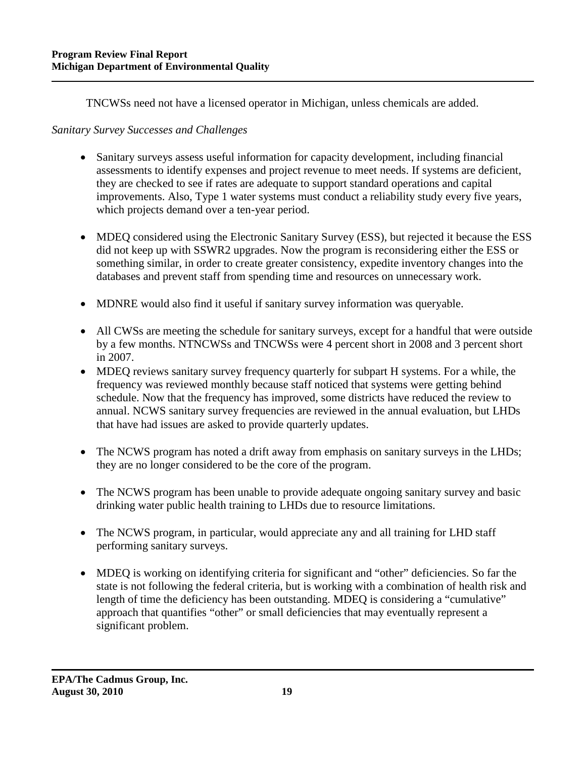TNCWSs need not have a licensed operator in Michigan, unless chemicals are added.

*Sanitary Survey Successes and Challenges*

- Sanitary surveys assess useful information for capacity development, including financial assessments to identify expenses and project revenue to meet needs. If systems are deficient, they are checked to see if rates are adequate to support standard operations and capital improvements. Also, Type 1 water systems must conduct a reliability study every five years, which projects demand over a ten-year period.

- MDEQ considered using the Electronic Sanitary Survey (ESS), but rejected it because the ESS did not keep up with SSWR2 upgrades. Now the program is reconsidering either the ESS or something similar, in order to create greater consistency, expedite inventory changes into the databases and prevent staff from spending time and resources on unnecessary work.

- MDNRE would also find it useful if sanitary survey information was queryable.

- All CWSs are meeting the schedule for sanitary surveys, except for a handful that were outside by a few months. NTNCWSs and TNCWSs were 4 percent short in 2008 and 3 percent short in 2007.
- MDEQ reviews sanitary survey frequency quarterly for subpart H systems. For a while, the frequency was reviewed monthly because staff noticed that systems were getting behind schedule. Now that the frequency has improved, some districts have reduced the review to annual. NCWS sanitary survey frequencies are reviewed in the annual evaluation, but LHDs that have had issues are asked to provide quarterly updates.

- The NCWS program has noted a drift away from emphasis on sanitary surveys in the LHDs; they are no longer considered to be the core of the program.

- The NCWS program has been unable to provide adequate ongoing sanitary survey and basic drinking water public health training to LHDs due to resource limitations.

- The NCWS program, in particular, would appreciate any and all training for LHD staff performing sanitary surveys.

- MDEQ is working on identifying criteria for significant and "other" deficiencies. So far the state is not following the federal criteria, but is working with a combination of health risk and length of time the deficiency has been outstanding. MDEQ is considering a "cumulative" approach that quantifies "other" or small deficiencies that may eventually represent a significant problem.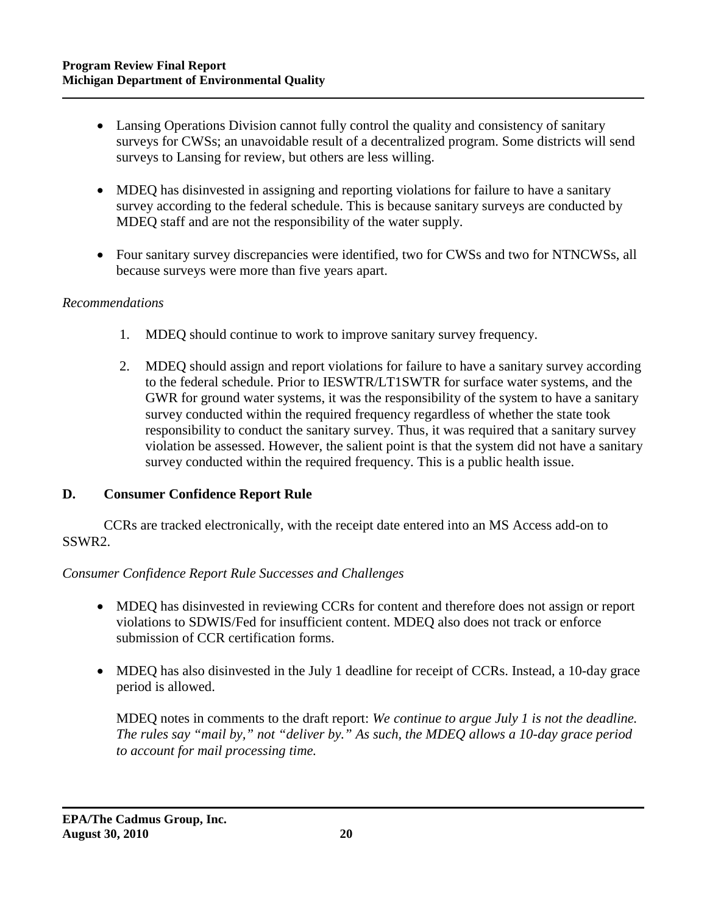- Lansing Operations Division cannot fully control the quality and consistency of sanitary surveys for CWSs; an unavoidable result of a decentralized program. Some districts will send surveys to Lansing for review, but others are less willing.

- MDEQ has disinvested in assigning and reporting violations for failure to have a sanitary survey according to the federal schedule. This is because sanitary surveys are conducted by MDEQ staff and are not the responsibility of the water supply.

- Four sanitary survey discrepancies were identified, two for CWSs and two for NTNCWSs, all because surveys were more than five years apart.

*Recommendations*

1. MDEQ should continue to work to improve sanitary survey frequency.

2. MDEQ should assign and report violations for failure to have a sanitary survey according to the federal schedule. Prior to IESWTR/LT1SWTR for surface water systems, and the GWR for ground water systems, it was the responsibility of the system to have a sanitary survey conducted within the required frequency regardless of whether the state took responsibility to conduct the sanitary survey. Thus, it was required that a sanitary survey violation be assessed. However, the salient point is that the system did not have a sanitary survey conducted within the required frequency. This is a public health issue.

## D. Consumer Confidence Report Rule

CCRs are tracked electronically, with the receipt date entered into an MS Access add-on to SSWR2.

*Consumer Confidence Report Rule Successes and Challenges*

- MDEQ has disinvested in reviewing CCRs for content and therefore does not assign or report violations to SDWIS/Fed for insufficient content. MDEQ also does not track or enforce submission of CCR certification forms.

- MDEQ has also disinvested in the July 1 deadline for receipt of CCRs. Instead, a 10-day grace period is allowed.

  MDEQ notes in comments to the draft report: *We continue to argue July 1 is not the deadline. The rules say "mail by," not "deliver by." As such, the MDEQ allows a 10-day grace period to account for mail processing time.*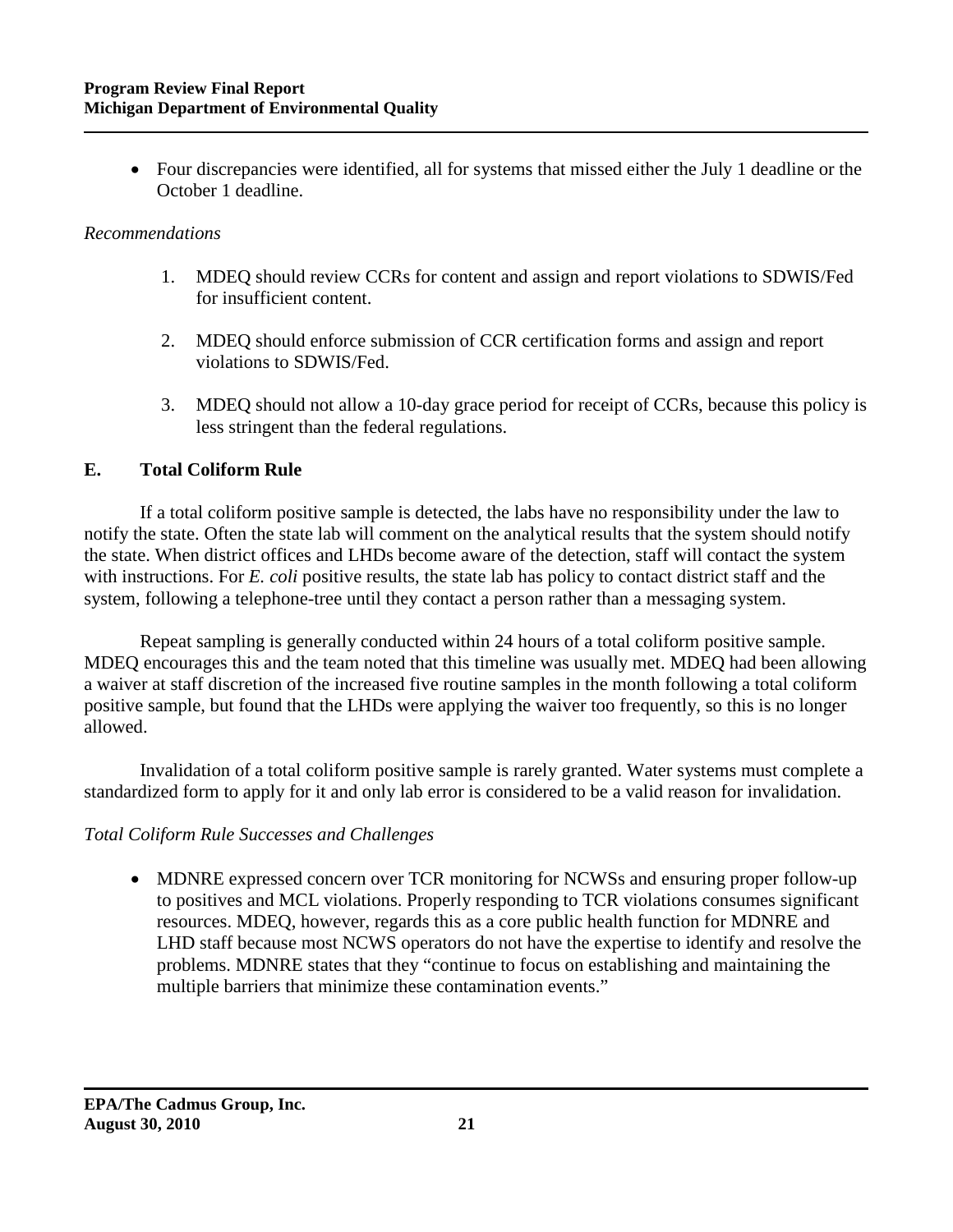- Four discrepancies were identified, all for systems that missed either the July 1 deadline or the October 1 deadline.

*Recommendations*

1. MDEQ should review CCRs for content and assign and report violations to SDWIS/Fed for insufficient content.

2. MDEQ should enforce submission of CCR certification forms and assign and report violations to SDWIS/Fed.

3. MDEQ should not allow a 10-day grace period for receipt of CCRs, because this policy is less stringent than the federal regulations.

## E. Total Coliform Rule

If a total coliform positive sample is detected, the labs have no responsibility under the law to notify the state. Often the state lab will comment on the analytical results that the system should notify the state. When district offices and LHDs become aware of the detection, staff will contact the system with instructions. For *E. coli* positive results, the state lab has policy to contact district staff and the system, following a telephone-tree until they contact a person rather than a messaging system.

Repeat sampling is generally conducted within 24 hours of a total coliform positive sample. MDEQ encourages this and the team noted that this timeline was usually met. MDEQ had been allowing a waiver at staff discretion of the increased five routine samples in the month following a total coliform positive sample, but found that the LHDs were applying the waiver too frequently, so this is no longer allowed.

Invalidation of a total coliform positive sample is rarely granted. Water systems must complete a standardized form to apply for it and only lab error is considered to be a valid reason for invalidation.

*Total Coliform Rule Successes and Challenges*

- MDNRE expressed concern over TCR monitoring for NCWSs and ensuring proper follow-up to positives and MCL violations. Properly responding to TCR violations consumes significant resources. MDEQ, however, regards this as a core public health function for MDNRE and LHD staff because most NCWS operators do not have the expertise to identify and resolve the problems. MDNRE states that they "continue to focus on establishing and maintaining the multiple barriers that minimize these contamination events."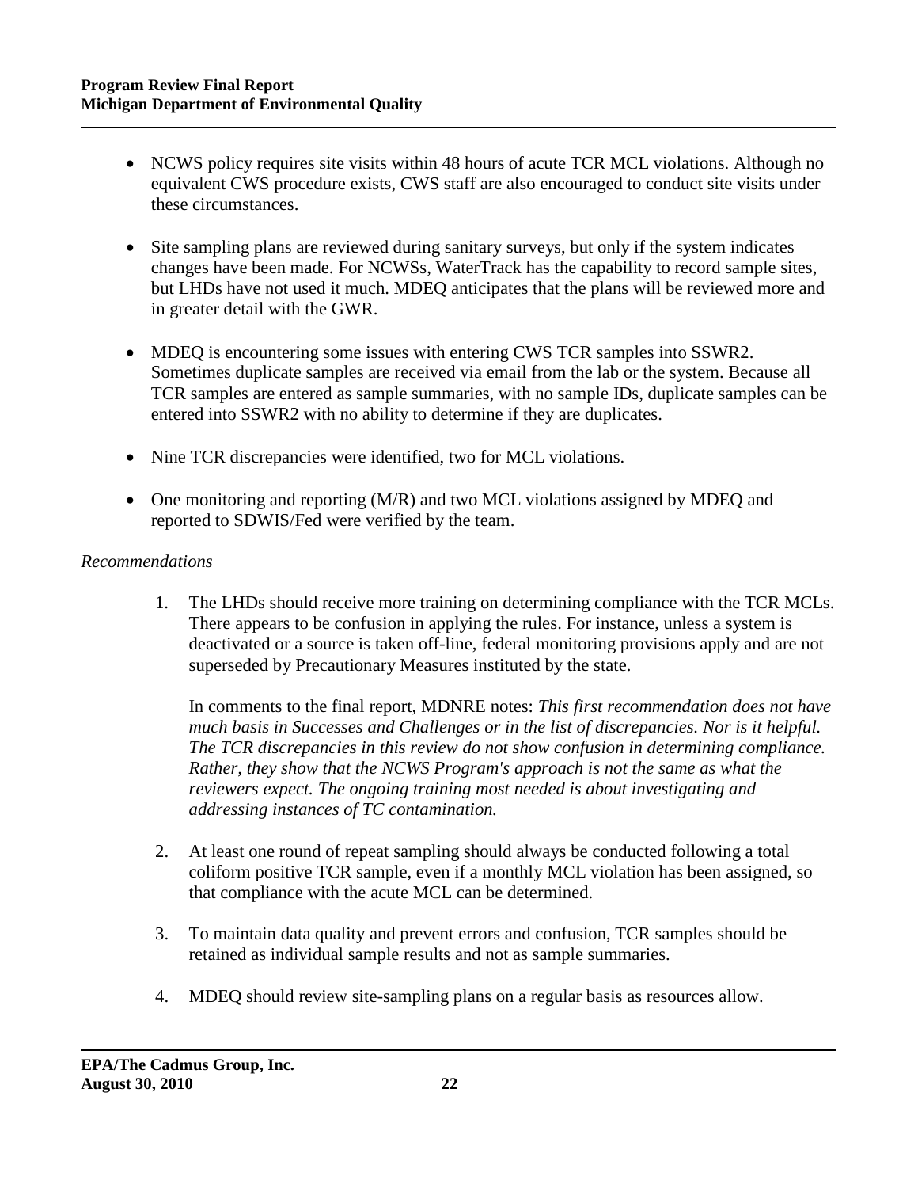- NCWS policy requires site visits within 48 hours of acute TCR MCL violations. Although no equivalent CWS procedure exists, CWS staff are also encouraged to conduct site visits under these circumstances.

- Site sampling plans are reviewed during sanitary surveys, but only if the system indicates changes have been made. For NCWSs, WaterTrack has the capability to record sample sites, but LHDs have not used it much. MDEQ anticipates that the plans will be reviewed more and in greater detail with the GWR.

- MDEQ is encountering some issues with entering CWS TCR samples into SSWR2. Sometimes duplicate samples are received via email from the lab or the system. Because all TCR samples are entered as sample summaries, with no sample IDs, duplicate samples can be entered into SSWR2 with no ability to determine if they are duplicates.

- Nine TCR discrepancies were identified, two for MCL violations.

- One monitoring and reporting (M/R) and two MCL violations assigned by MDEQ and reported to SDWIS/Fed were verified by the team.

*Recommendations*

1. The LHDs should receive more training on determining compliance with the TCR MCLs. There appears to be confusion in applying the rules. For instance, unless a system is deactivated or a source is taken off-line, federal monitoring provisions apply and are not superseded by Precautionary Measures instituted by the state.

   In comments to the final report, MDNRE notes: *This first recommendation does not have much basis in Successes and Challenges or in the list of discrepancies. Nor is it helpful. The TCR discrepancies in this review do not show confusion in determining compliance. Rather, they show that the NCWS Program's approach is not the same as what the reviewers expect. The ongoing training most needed is about investigating and addressing instances of TC contamination.*

2. At least one round of repeat sampling should always be conducted following a total coliform positive TCR sample, even if a monthly MCL violation has been assigned, so that compliance with the acute MCL can be determined.

3. To maintain data quality and prevent errors and confusion, TCR samples should be retained as individual sample results and not as sample summaries.

4. MDEQ should review site-sampling plans on a regular basis as resources allow.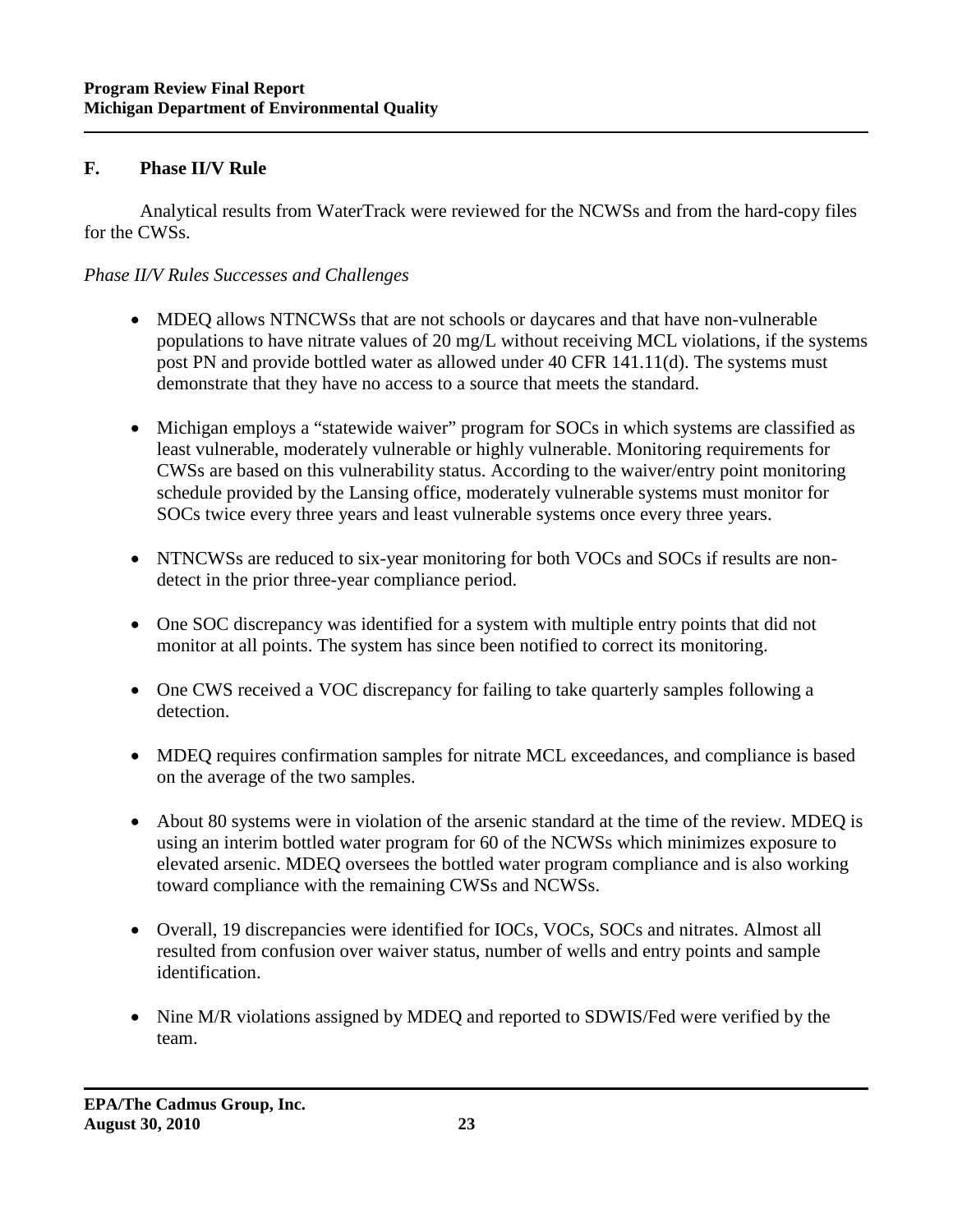## F. Phase II/V Rule

Analytical results from WaterTrack were reviewed for the NCWSs and from the hard-copy files for the CWSs.

*Phase II/V Rules Successes and Challenges*

- MDEQ allows NTNCWSs that are not schools or daycares and that have non-vulnerable populations to have nitrate values of 20 mg/L without receiving MCL violations, if the systems post PN and provide bottled water as allowed under 40 CFR 141.11(d). The systems must demonstrate that they have no access to a source that meets the standard.
- Michigan employs a "statewide waiver" program for SOCs in which systems are classified as least vulnerable, moderately vulnerable or highly vulnerable. Monitoring requirements for CWSs are based on this vulnerability status. According to the waiver/entry point monitoring schedule provided by the Lansing office, moderately vulnerable systems must monitor for SOCs twice every three years and least vulnerable systems once every three years.
- NTNCWSs are reduced to six-year monitoring for both VOCs and SOCs if results are non-detect in the prior three-year compliance period.
- One SOC discrepancy was identified for a system with multiple entry points that did not monitor at all points. The system has since been notified to correct its monitoring.
- One CWS received a VOC discrepancy for failing to take quarterly samples following a detection.
- MDEQ requires confirmation samples for nitrate MCL exceedances, and compliance is based on the average of the two samples.
- About 80 systems were in violation of the arsenic standard at the time of the review. MDEQ is using an interim bottled water program for 60 of the NCWSs which minimizes exposure to elevated arsenic. MDEQ oversees the bottled water program compliance and is also working toward compliance with the remaining CWSs and NCWSs.
- Overall, 19 discrepancies were identified for IOCs, VOCs, SOCs and nitrates. Almost all resulted from confusion over waiver status, number of wells and entry points and sample identification.
- Nine M/R violations assigned by MDEQ and reported to SDWIS/Fed were verified by the team.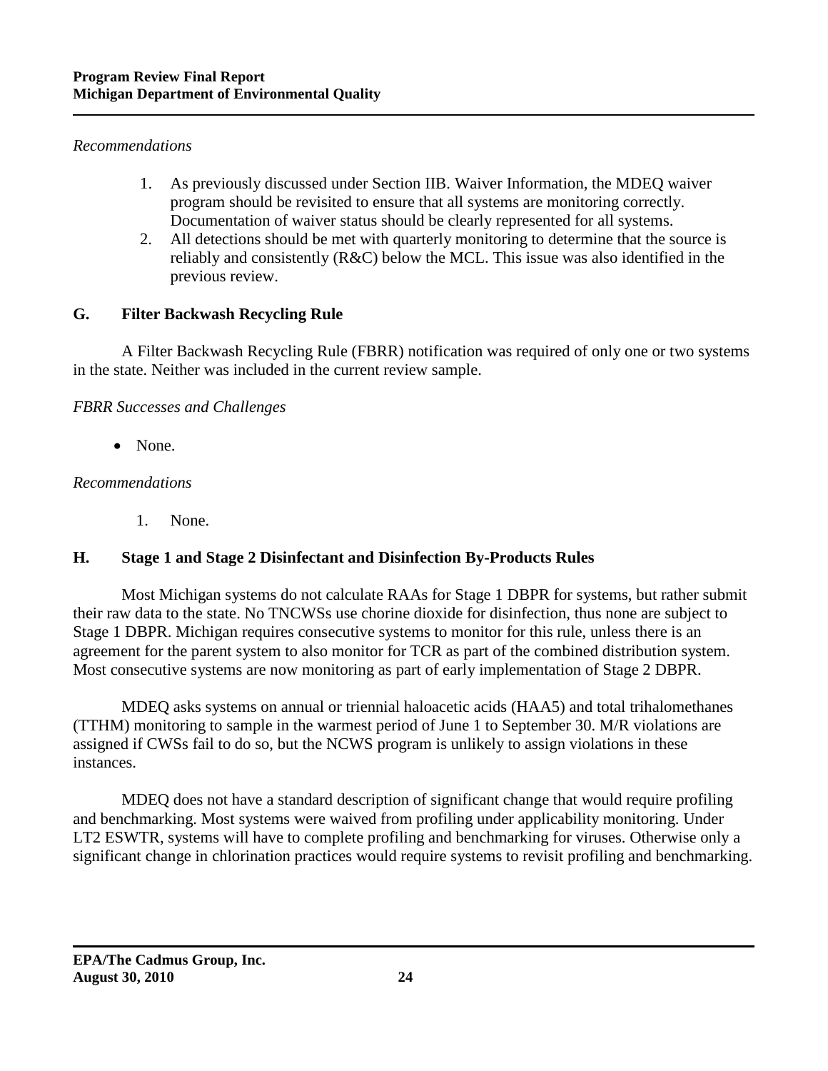*Recommendations*

1. As previously discussed under Section IIB. Waiver Information, the MDEQ waiver program should be revisited to ensure that all systems are monitoring correctly. Documentation of waiver status should be clearly represented for all systems.
2. All detections should be met with quarterly monitoring to determine that the source is reliably and consistently (R&C) below the MCL. This issue was also identified in the previous review.

## G. Filter Backwash Recycling Rule

A Filter Backwash Recycling Rule (FBRR) notification was required of only one or two systems in the state. Neither was included in the current review sample.

*FBRR Successes and Challenges*

- None.

*Recommendations*

1. None.

## H. Stage 1 and Stage 2 Disinfectant and Disinfection By-Products Rules

Most Michigan systems do not calculate RAAs for Stage 1 DBPR for systems, but rather submit their raw data to the state. No TNCWSs use chorine dioxide for disinfection, thus none are subject to Stage 1 DBPR. Michigan requires consecutive systems to monitor for this rule, unless there is an agreement for the parent system to also monitor for TCR as part of the combined distribution system. Most consecutive systems are now monitoring as part of early implementation of Stage 2 DBPR.

MDEQ asks systems on annual or triennial haloacetic acids (HAA5) and total trihalomethanes (TTHM) monitoring to sample in the warmest period of June 1 to September 30. M/R violations are assigned if CWSs fail to do so, but the NCWS program is unlikely to assign violations in these instances.

MDEQ does not have a standard description of significant change that would require profiling and benchmarking. Most systems were waived from profiling under applicability monitoring. Under LT2 ESWTR, systems will have to complete profiling and benchmarking for viruses. Otherwise only a significant change in chlorination practices would require systems to revisit profiling and benchmarking.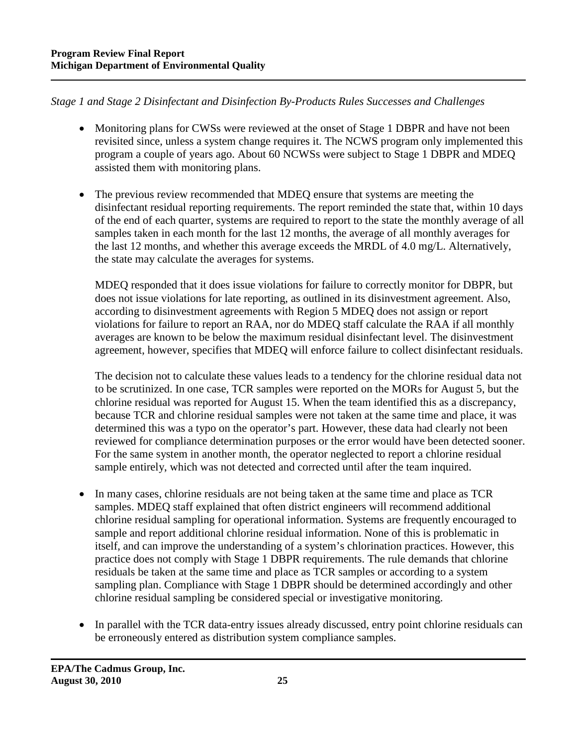*Stage 1 and Stage 2 Disinfectant and Disinfection By-Products Rules Successes and Challenges*

- Monitoring plans for CWSs were reviewed at the onset of Stage 1 DBPR and have not been revisited since, unless a system change requires it. The NCWS program only implemented this program a couple of years ago. About 60 NCWSs were subject to Stage 1 DBPR and MDEQ assisted them with monitoring plans.

- The previous review recommended that MDEQ ensure that systems are meeting the disinfectant residual reporting requirements. The report reminded the state that, within 10 days of the end of each quarter, systems are required to report to the state the monthly average of all samples taken in each month for the last 12 months, the average of all monthly averages for the last 12 months, and whether this average exceeds the MRDL of 4.0 mg/L. Alternatively, the state may calculate the averages for systems.

  MDEQ responded that it does issue violations for failure to correctly monitor for DBPR, but does not issue violations for late reporting, as outlined in its disinvestment agreement. Also, according to disinvestment agreements with Region 5 MDEQ does not assign or report violations for failure to report an RAA, nor do MDEQ staff calculate the RAA if all monthly averages are known to be below the maximum residual disinfectant level. The disinvestment agreement, however, specifies that MDEQ will enforce failure to collect disinfectant residuals.

  The decision not to calculate these values leads to a tendency for the chlorine residual data not to be scrutinized. In one case, TCR samples were reported on the MORs for August 5, but the chlorine residual was reported for August 15. When the team identified this as a discrepancy, because TCR and chlorine residual samples were not taken at the same time and place, it was determined this was a typo on the operator's part. However, these data had clearly not been reviewed for compliance determination purposes or the error would have been detected sooner. For the same system in another month, the operator neglected to report a chlorine residual sample entirely, which was not detected and corrected until after the team inquired.

- In many cases, chlorine residuals are not being taken at the same time and place as TCR samples. MDEQ staff explained that often district engineers will recommend additional chlorine residual sampling for operational information. Systems are frequently encouraged to sample and report additional chlorine residual information. None of this is problematic in itself, and can improve the understanding of a system's chlorination practices. However, this practice does not comply with Stage 1 DBPR requirements. The rule demands that chlorine residuals be taken at the same time and place as TCR samples or according to a system sampling plan. Compliance with Stage 1 DBPR should be determined accordingly and other chlorine residual sampling be considered special or investigative monitoring.

- In parallel with the TCR data-entry issues already discussed, entry point chlorine residuals can be erroneously entered as distribution system compliance samples.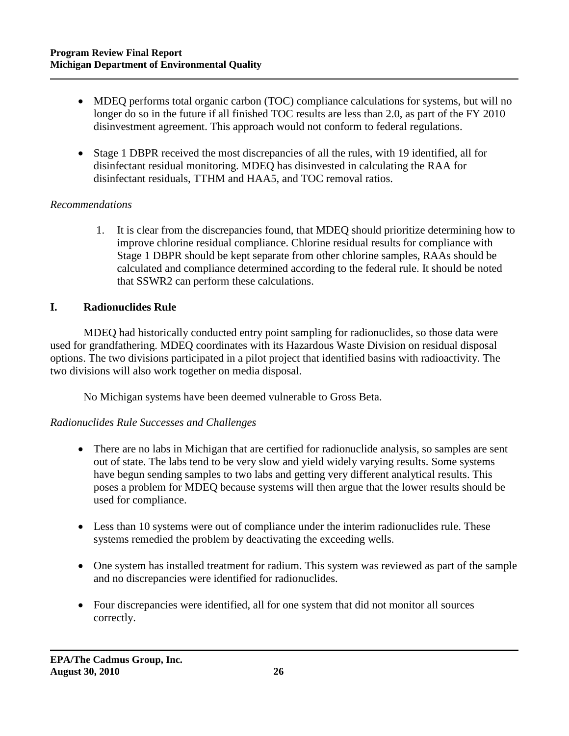- MDEQ performs total organic carbon (TOC) compliance calculations for systems, but will no longer do so in the future if all finished TOC results are less than 2.0, as part of the FY 2010 disinvestment agreement. This approach would not conform to federal regulations.

- Stage 1 DBPR received the most discrepancies of all the rules, with 19 identified, all for disinfectant residual monitoring. MDEQ has disinvested in calculating the RAA for disinfectant residuals, TTHM and HAA5, and TOC removal ratios.

*Recommendations*

1. It is clear from the discrepancies found, that MDEQ should prioritize determining how to improve chlorine residual compliance. Chlorine residual results for compliance with Stage 1 DBPR should be kept separate from other chlorine samples, RAAs should be calculated and compliance determined according to the federal rule. It should be noted that SSWR2 can perform these calculations.

## I. Radionuclides Rule

MDEQ had historically conducted entry point sampling for radionuclides, so those data were used for grandfathering. MDEQ coordinates with its Hazardous Waste Division on residual disposal options. The two divisions participated in a pilot project that identified basins with radioactivity. The two divisions will also work together on media disposal.

No Michigan systems have been deemed vulnerable to Gross Beta.

*Radionuclides Rule Successes and Challenges*

- There are no labs in Michigan that are certified for radionuclide analysis, so samples are sent out of state. The labs tend to be very slow and yield widely varying results. Some systems have begun sending samples to two labs and getting very different analytical results. This poses a problem for MDEQ because systems will then argue that the lower results should be used for compliance.

- Less than 10 systems were out of compliance under the interim radionuclides rule. These systems remedied the problem by deactivating the exceeding wells.

- One system has installed treatment for radium. This system was reviewed as part of the sample and no discrepancies were identified for radionuclides.

- Four discrepancies were identified, all for one system that did not monitor all sources correctly.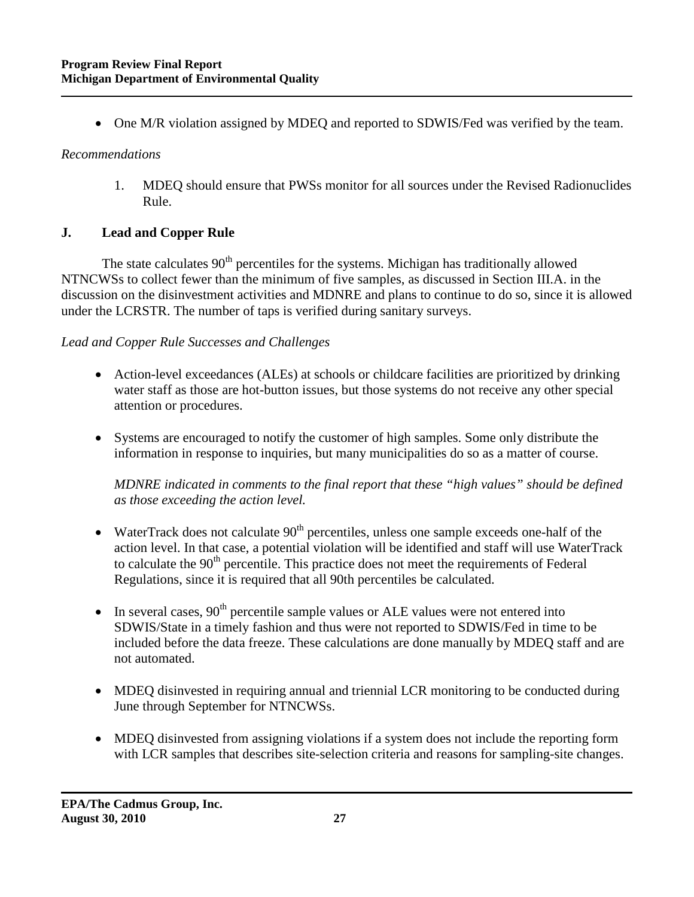- One M/R violation assigned by MDEQ and reported to SDWIS/Fed was verified by the team.

*Recommendations*

1. MDEQ should ensure that PWSs monitor for all sources under the Revised Radionuclides Rule.

## J. Lead and Copper Rule

The state calculates 90th percentiles for the systems. Michigan has traditionally allowed NTNCWSs to collect fewer than the minimum of five samples, as discussed in Section III.A. in the discussion on the disinvestment activities and MDNRE and plans to continue to do so, since it is allowed under the LCRSTR. The number of taps is verified during sanitary surveys.

*Lead and Copper Rule Successes and Challenges*

- Action-level exceedances (ALEs) at schools or childcare facilities are prioritized by drinking water staff as those are hot-button issues, but those systems do not receive any other special attention or procedures.

- Systems are encouraged to notify the customer of high samples. Some only distribute the information in response to inquiries, but many municipalities do so as a matter of course.

  *MDNRE indicated in comments to the final report that these "high values" should be defined as those exceeding the action level.*

- WaterTrack does not calculate 90th percentiles, unless one sample exceeds one-half of the action level. In that case, a potential violation will be identified and staff will use WaterTrack to calculate the 90th percentile. This practice does not meet the requirements of Federal Regulations, since it is required that all 90th percentiles be calculated.

- In several cases, 90th percentile sample values or ALE values were not entered into SDWIS/State in a timely fashion and thus were not reported to SDWIS/Fed in time to be included before the data freeze. These calculations are done manually by MDEQ staff and are not automated.

- MDEQ disinvested in requiring annual and triennial LCR monitoring to be conducted during June through September for NTNCWSs.

- MDEQ disinvested from assigning violations if a system does not include the reporting form with LCR samples that describes site-selection criteria and reasons for sampling-site changes.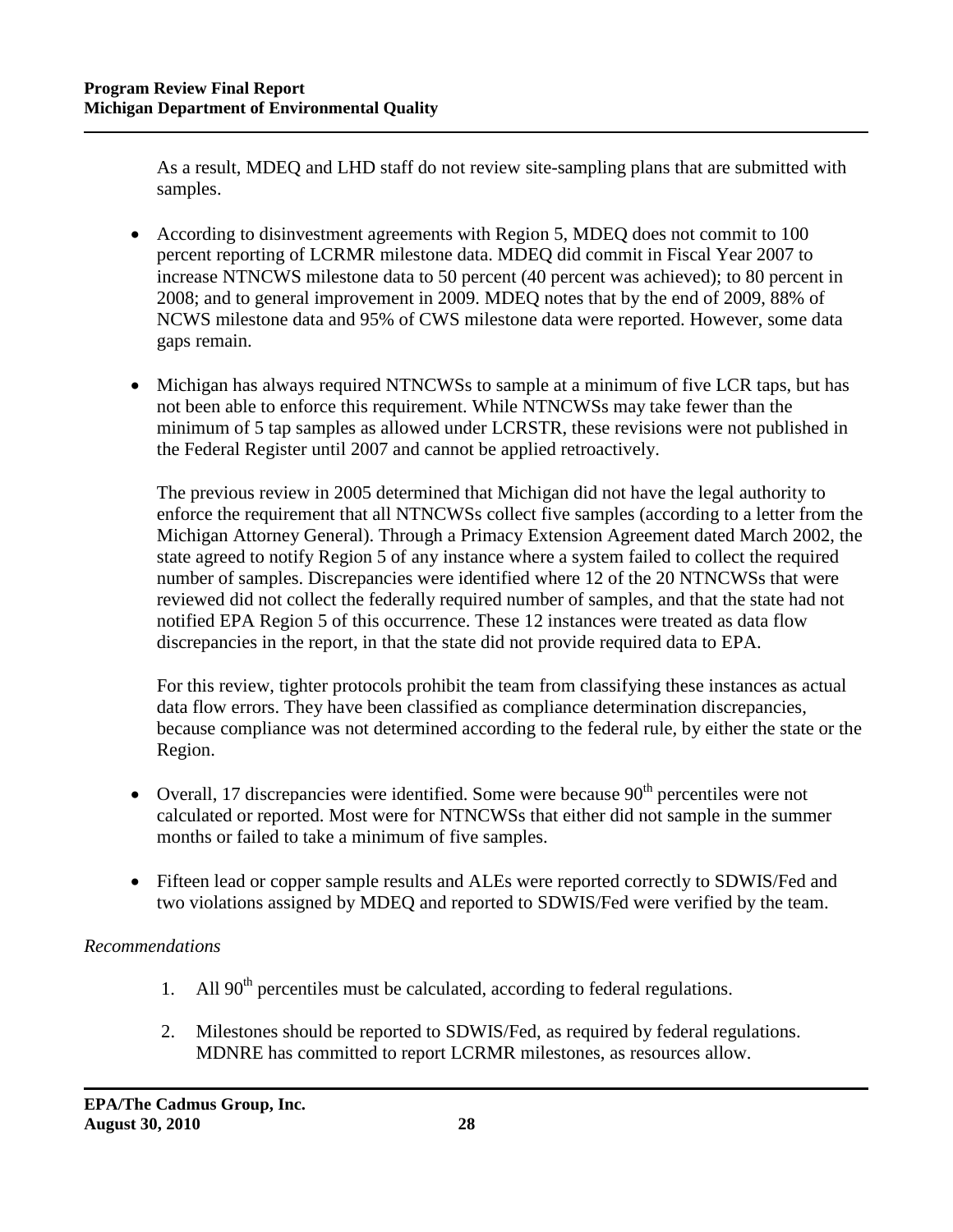As a result, MDEQ and LHD staff do not review site-sampling plans that are submitted with samples.

- According to disinvestment agreements with Region 5, MDEQ does not commit to 100 percent reporting of LCRMR milestone data. MDEQ did commit in Fiscal Year 2007 to increase NTNCWS milestone data to 50 percent (40 percent was achieved); to 80 percent in 2008; and to general improvement in 2009. MDEQ notes that by the end of 2009, 88% of NCWS milestone data and 95% of CWS milestone data were reported. However, some data gaps remain.

- Michigan has always required NTNCWSs to sample at a minimum of five LCR taps, but has not been able to enforce this requirement. While NTNCWSs may take fewer than the minimum of 5 tap samples as allowed under LCRSTR, these revisions were not published in the Federal Register until 2007 and cannot be applied retroactively.

  The previous review in 2005 determined that Michigan did not have the legal authority to enforce the requirement that all NTNCWSs collect five samples (according to a letter from the Michigan Attorney General). Through a Primacy Extension Agreement dated March 2002, the state agreed to notify Region 5 of any instance where a system failed to collect the required number of samples. Discrepancies were identified where 12 of the 20 NTNCWSs that were reviewed did not collect the federally required number of samples, and that the state had not notified EPA Region 5 of this occurrence. These 12 instances were treated as data flow discrepancies in the report, in that the state did not provide required data to EPA.

  For this review, tighter protocols prohibit the team from classifying these instances as actual data flow errors. They have been classified as compliance determination discrepancies, because compliance was not determined according to the federal rule, by either the state or the Region.

- Overall, 17 discrepancies were identified. Some were because 90th percentiles were not calculated or reported. Most were for NTNCWSs that either did not sample in the summer months or failed to take a minimum of five samples.

- Fifteen lead or copper sample results and ALEs were reported correctly to SDWIS/Fed and two violations assigned by MDEQ and reported to SDWIS/Fed were verified by the team.

*Recommendations*

1. All 90th percentiles must be calculated, according to federal regulations.

2. Milestones should be reported to SDWIS/Fed, as required by federal regulations. MDNRE has committed to report LCRMR milestones, as resources allow.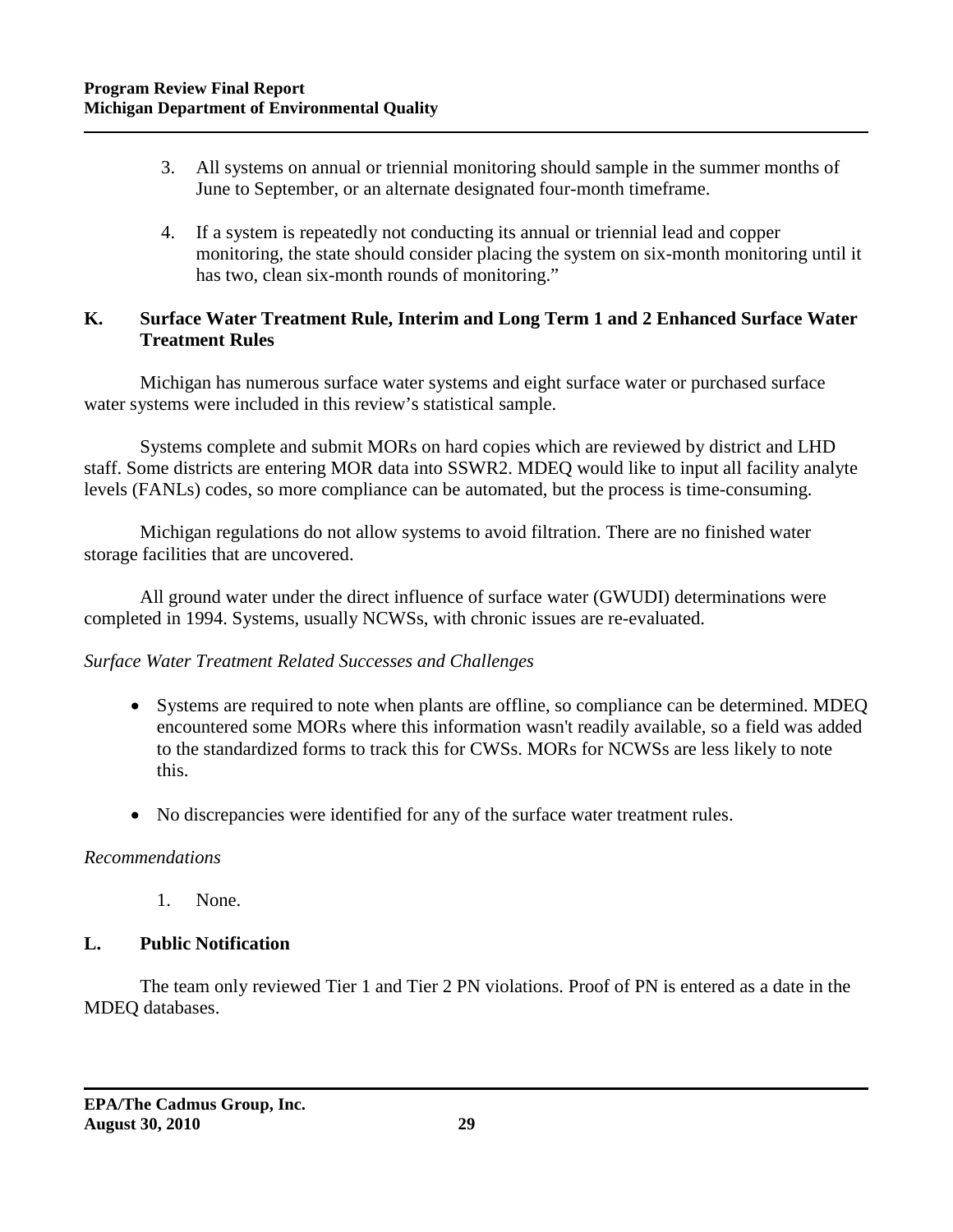3. All systems on annual or triennial monitoring should sample in the summer months of June to September, or an alternate designated four-month timeframe.

4. If a system is repeatedly not conducting its annual or triennial lead and copper monitoring, the state should consider placing the system on six-month monitoring until it has two, clean six-month rounds of monitoring."

## K. Surface Water Treatment Rule, Interim and Long Term 1 and 2 Enhanced Surface Water Treatment Rules

Michigan has numerous surface water systems and eight surface water or purchased surface water systems were included in this review's statistical sample.

Systems complete and submit MORs on hard copies which are reviewed by district and LHD staff. Some districts are entering MOR data into SSWR2. MDEQ would like to input all facility analyte levels (FANLs) codes, so more compliance can be automated, but the process is time-consuming.

Michigan regulations do not allow systems to avoid filtration. There are no finished water storage facilities that are uncovered.

All ground water under the direct influence of surface water (GWUDI) determinations were completed in 1994. Systems, usually NCWSs, with chronic issues are re-evaluated.

*Surface Water Treatment Related Successes and Challenges*

- Systems are required to note when plants are offline, so compliance can be determined. MDEQ encountered some MORs where this information wasn't readily available, so a field was added to the standardized forms to track this for CWSs. MORs for NCWSs are less likely to note this.

- No discrepancies were identified for any of the surface water treatment rules.

*Recommendations*

1. None.

## L. Public Notification

The team only reviewed Tier 1 and Tier 2 PN violations. Proof of PN is entered as a date in the MDEQ databases.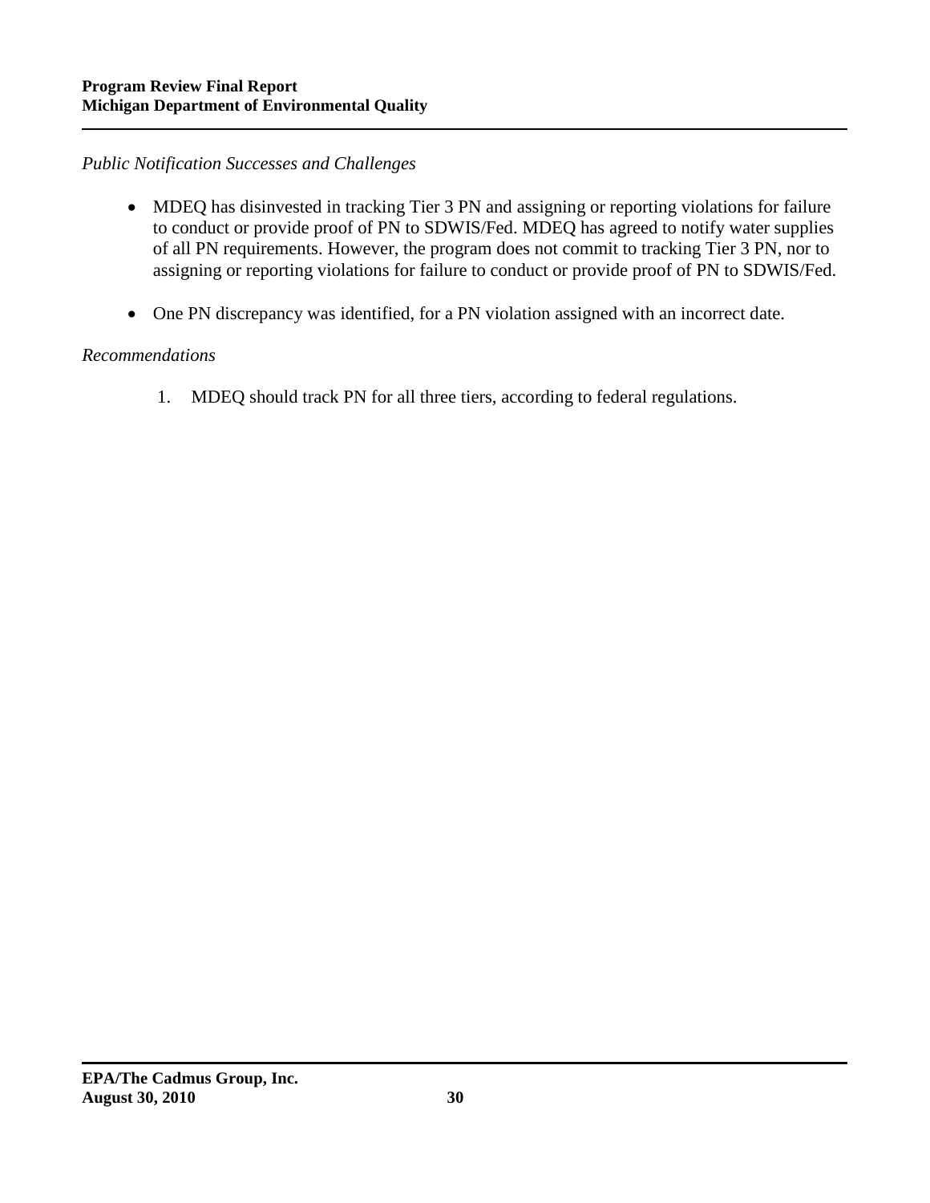*Public Notification Successes and Challenges*

- MDEQ has disinvested in tracking Tier 3 PN and assigning or reporting violations for failure to conduct or provide proof of PN to SDWIS/Fed. MDEQ has agreed to notify water supplies of all PN requirements. However, the program does not commit to tracking Tier 3 PN, nor to assigning or reporting violations for failure to conduct or provide proof of PN to SDWIS/Fed.

- One PN discrepancy was identified, for a PN violation assigned with an incorrect date.

*Recommendations*

1. MDEQ should track PN for all three tiers, according to federal regulations.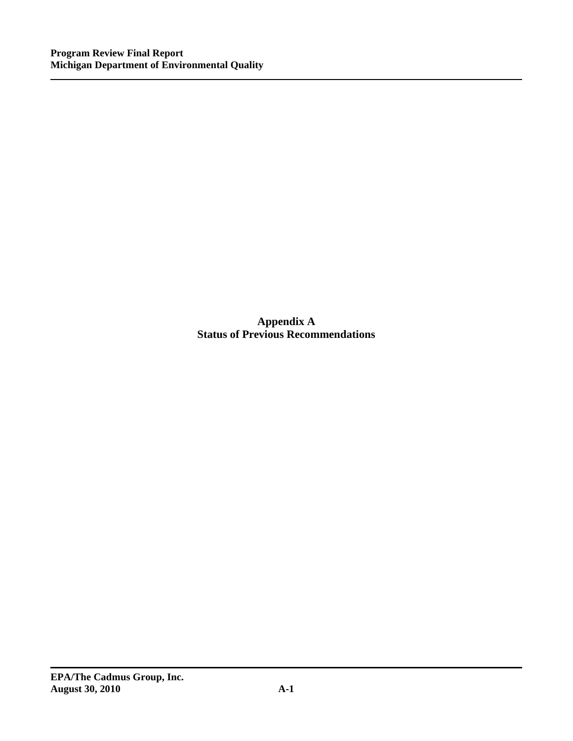# Appendix A
# Status of Previous Recommendations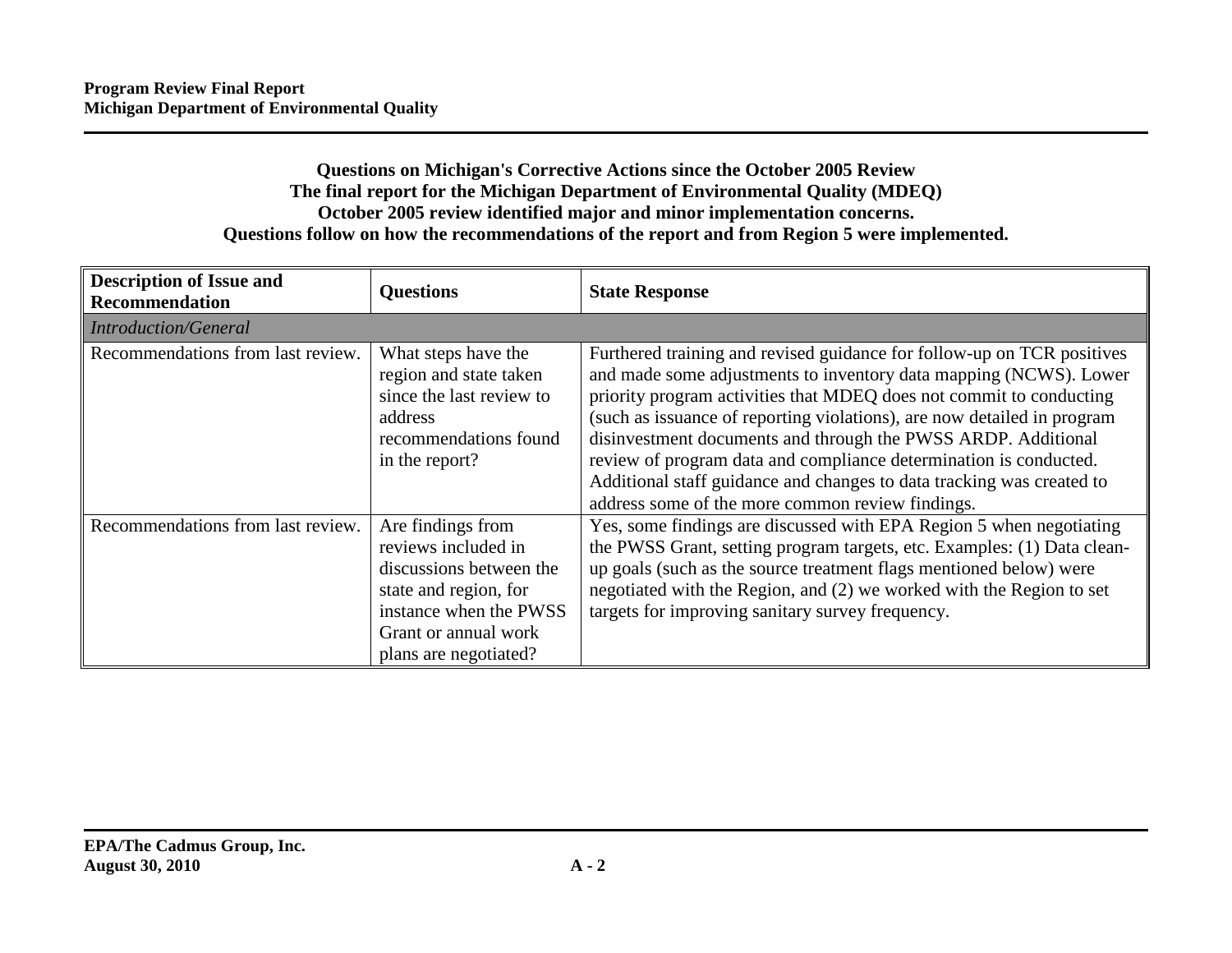**Questions on Michigan's Corrective Actions since the October 2005 Review**
**The final report for the Michigan Department of Environmental Quality (MDEQ)**
**October 2005 review identified major and minor implementation concerns.**
**Questions follow on how the recommendations of the report and from Region 5 were implemented.**

| Description of Issue and Recommendation | Questions | State Response |
|---|---|---|
| *Introduction/General* | | |
| Recommendations from last review. | What steps have the region and state taken since the last review to address recommendations found in the report? | Furthered training and revised guidance for follow-up on TCR positives and made some adjustments to inventory data mapping (NCWS). Lower priority program activities that MDEQ does not commit to conducting (such as issuance of reporting violations), are now detailed in program disinvestment documents and through the PWSS ARDP. Additional review of program data and compliance determination is conducted. Additional staff guidance and changes to data tracking was created to address some of the more common review findings. |
| Recommendations from last review. | Are findings from reviews included in discussions between the state and region, for instance when the PWSS Grant or annual work plans are negotiated? | Yes, some findings are discussed with EPA Region 5 when negotiating the PWSS Grant, setting program targets, etc. Examples: (1) Data clean-up goals (such as the source treatment flags mentioned below) were negotiated with the Region, and (2) we worked with the Region to set targets for improving sanitary survey frequency. |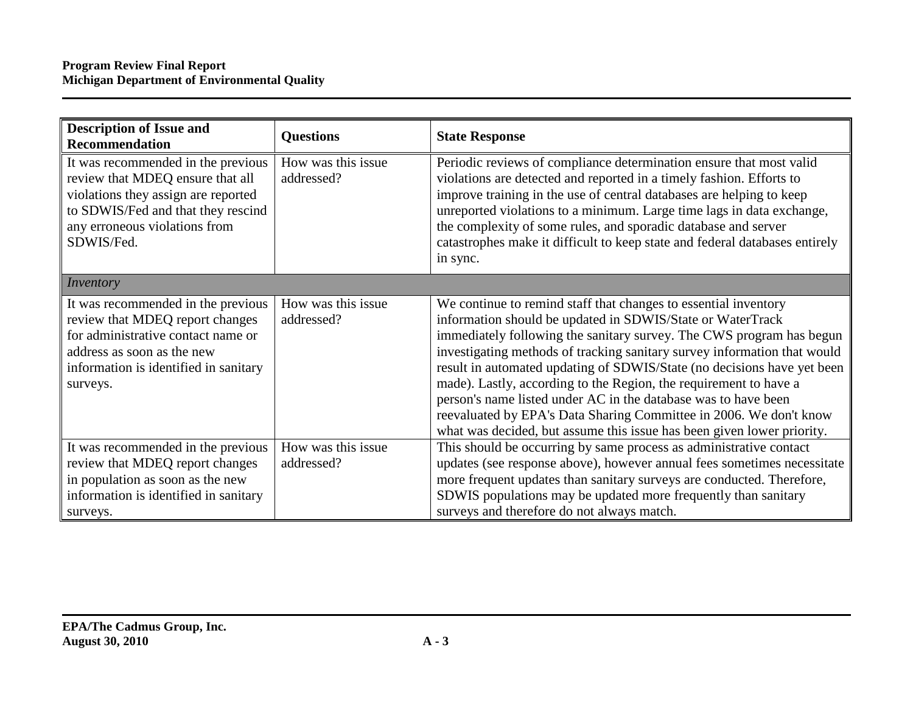| Description of Issue and Recommendation | Questions | State Response |
|---|---|---|
| It was recommended in the previous review that MDEQ ensure that all violations they assign are reported to SDWIS/Fed and that they rescind any erroneous violations from SDWIS/Fed. | How was this issue addressed? | Periodic reviews of compliance determination ensure that most valid violations are detected and reported in a timely fashion. Efforts to improve training in the use of central databases are helping to keep unreported violations to a minimum. Large time lags in data exchange, the complexity of some rules, and sporadic database and server catastrophes make it difficult to keep state and federal databases entirely in sync. |
| *Inventory* | | |
| It was recommended in the previous review that MDEQ report changes for administrative contact name or address as soon as the new information is identified in sanitary surveys. | How was this issue addressed? | We continue to remind staff that changes to essential inventory information should be updated in SDWIS/State or WaterTrack immediately following the sanitary survey. The CWS program has begun investigating methods of tracking sanitary survey information that would result in automated updating of SDWIS/State (no decisions have yet been made). Lastly, according to the Region, the requirement to have a person's name listed under AC in the database was to have been reevaluated by EPA's Data Sharing Committee in 2006. We don't know what was decided, but assume this issue has been given lower priority. |
| It was recommended in the previous review that MDEQ report changes in population as soon as the new information is identified in sanitary surveys. | How was this issue addressed? | This should be occurring by same process as administrative contact updates (see response above), however annual fees sometimes necessitate more frequent updates than sanitary surveys are conducted. Therefore, SDWIS populations may be updated more frequently than sanitary surveys and therefore do not always match. |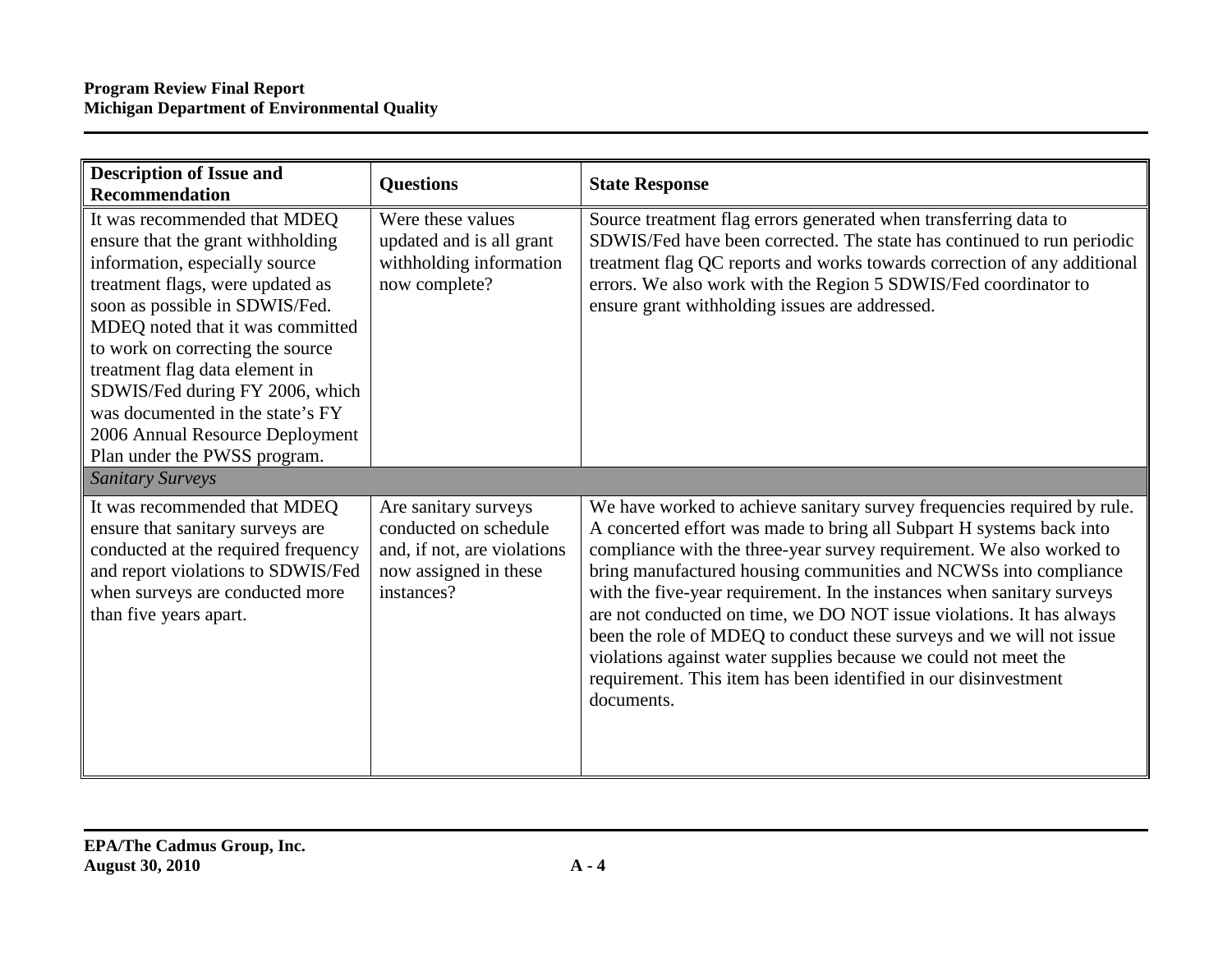| Description of Issue and Recommendation | Questions | State Response |
|---|---|---|
| It was recommended that MDEQ ensure that the grant withholding information, especially source treatment flags, were updated as soon as possible in SDWIS/Fed. MDEQ noted that it was committed to work on correcting the source treatment flag data element in SDWIS/Fed during FY 2006, which was documented in the state's FY 2006 Annual Resource Deployment Plan under the PWSS program. | Were these values updated and is all grant withholding information now complete? | Source treatment flag errors generated when transferring data to SDWIS/Fed have been corrected. The state has continued to run periodic treatment flag QC reports and works towards correction of any additional errors. We also work with the Region 5 SDWIS/Fed coordinator to ensure grant withholding issues are addressed. |
| *Sanitary Surveys* | | |
| It was recommended that MDEQ ensure that sanitary surveys are conducted at the required frequency and report violations to SDWIS/Fed when surveys are conducted more than five years apart. | Are sanitary surveys conducted on schedule and, if not, are violations now assigned in these instances? | We have worked to achieve sanitary survey frequencies required by rule. A concerted effort was made to bring all Subpart H systems back into compliance with the three-year survey requirement. We also worked to bring manufactured housing communities and NCWSs into compliance with the five-year requirement. In the instances when sanitary surveys are not conducted on time, we DO NOT issue violations. It has always been the role of MDEQ to conduct these surveys and we will not issue violations against water supplies because we could not meet the requirement. This item has been identified in our disinvestment documents. |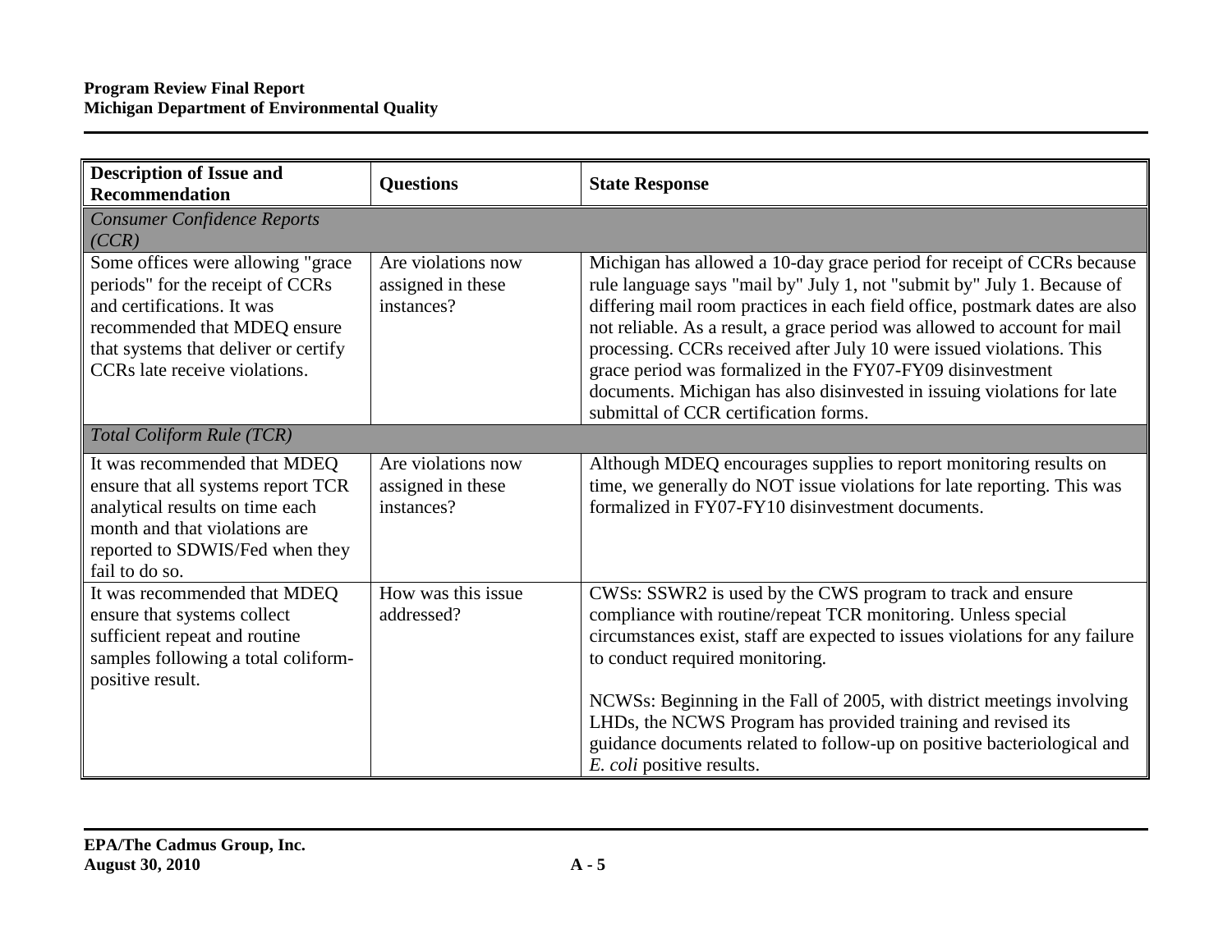| Description of Issue and Recommendation | Questions | State Response |
|---|---|---|
| *Consumer Confidence Reports (CCR)* | | |
| Some offices were allowing "grace periods" for the receipt of CCRs and certifications. It was recommended that MDEQ ensure that systems that deliver or certify CCRs late receive violations. | Are violations now assigned in these instances? | Michigan has allowed a 10-day grace period for receipt of CCRs because rule language says "mail by" July 1, not "submit by" July 1. Because of differing mail room practices in each field office, postmark dates are also not reliable. As a result, a grace period was allowed to account for mail processing. CCRs received after July 10 were issued violations. This grace period was formalized in the FY07-FY09 disinvestment documents. Michigan has also disinvested in issuing violations for late submittal of CCR certification forms. |
| *Total Coliform Rule (TCR)* | | |
| It was recommended that MDEQ ensure that all systems report TCR analytical results on time each month and that violations are reported to SDWIS/Fed when they fail to do so. | Are violations now assigned in these instances? | Although MDEQ encourages supplies to report monitoring results on time, we generally do NOT issue violations for late reporting. This was formalized in FY07-FY10 disinvestment documents. |
| It was recommended that MDEQ ensure that systems collect sufficient repeat and routine samples following a total coliform-positive result. | How was this issue addressed? | CWSs: SSWR2 is used by the CWS program to track and ensure compliance with routine/repeat TCR monitoring. Unless special circumstances exist, staff are expected to issues violations for any failure to conduct required monitoring.<br><br>NCWSs: Beginning in the Fall of 2005, with district meetings involving LHDs, the NCWS Program has provided training and revised its guidance documents related to follow-up on positive bacteriological and *E. coli* positive results. |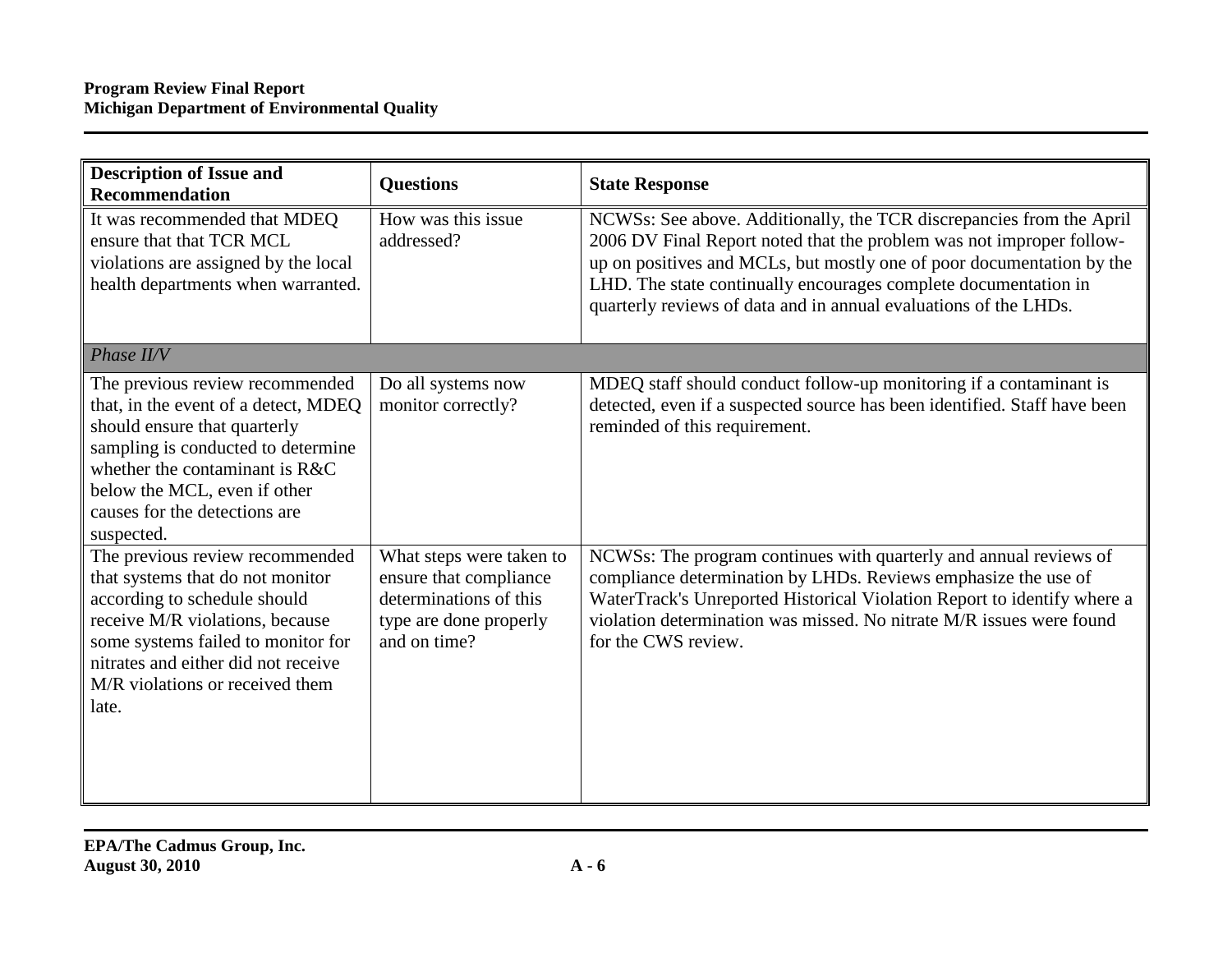| Description of Issue and Recommendation | Questions | State Response |
|---|---|---|
| It was recommended that MDEQ ensure that that TCR MCL violations are assigned by the local health departments when warranted. | How was this issue addressed? | NCWSs: See above. Additionally, the TCR discrepancies from the April 2006 DV Final Report noted that the problem was not improper follow-up on positives and MCLs, but mostly one of poor documentation by the LHD. The state continually encourages complete documentation in quarterly reviews of data and in annual evaluations of the LHDs. |
| *Phase II/V* | | |
| The previous review recommended that, in the event of a detect, MDEQ should ensure that quarterly sampling is conducted to determine whether the contaminant is R&C below the MCL, even if other causes for the detections are suspected. | Do all systems now monitor correctly? | MDEQ staff should conduct follow-up monitoring if a contaminant is detected, even if a suspected source has been identified. Staff have been reminded of this requirement. |
| The previous review recommended that systems that do not monitor according to schedule should receive M/R violations, because some systems failed to monitor for nitrates and either did not receive M/R violations or received them late. | What steps were taken to ensure that compliance determinations of this type are done properly and on time? | NCWSs: The program continues with quarterly and annual reviews of compliance determination by LHDs. Reviews emphasize the use of WaterTrack's Unreported Historical Violation Report to identify where a violation determination was missed. No nitrate M/R issues were found for the CWS review. |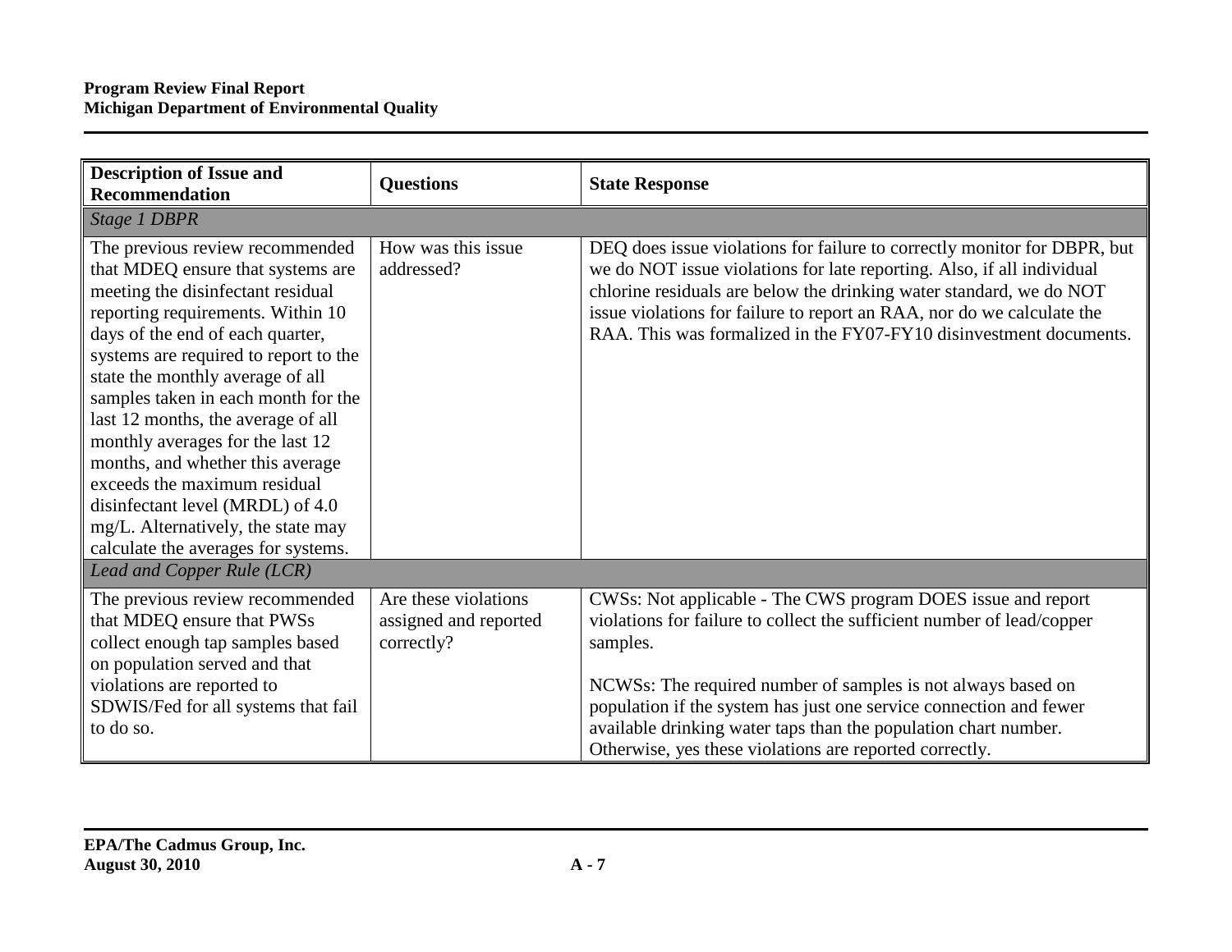| Description of Issue and Recommendation | Questions | State Response |
|---|---|---|
| *Stage 1 DBPR* | | |
| The previous review recommended that MDEQ ensure that systems are meeting the disinfectant residual reporting requirements. Within 10 days of the end of each quarter, systems are required to report to the state the monthly average of all samples taken in each month for the last 12 months, the average of all monthly averages for the last 12 months, and whether this average exceeds the maximum residual disinfectant level (MRDL) of 4.0 mg/L. Alternatively, the state may calculate the averages for systems. | How was this issue addressed? | DEQ does issue violations for failure to correctly monitor for DBPR, but we do NOT issue violations for late reporting. Also, if all individual chlorine residuals are below the drinking water standard, we do NOT issue violations for failure to report an RAA, nor do we calculate the RAA. This was formalized in the FY07-FY10 disinvestment documents. |
| *Lead and Copper Rule (LCR)* | | |
| The previous review recommended that MDEQ ensure that PWSs collect enough tap samples based on population served and that violations are reported to SDWIS/Fed for all systems that fail to do so. | Are these violations assigned and reported correctly? | CWSs: Not applicable - The CWS program DOES issue and report violations for failure to collect the sufficient number of lead/copper samples.<br><br>NCWSs: The required number of samples is not always based on population if the system has just one service connection and fewer available drinking water taps than the population chart number. Otherwise, yes these violations are reported correctly. |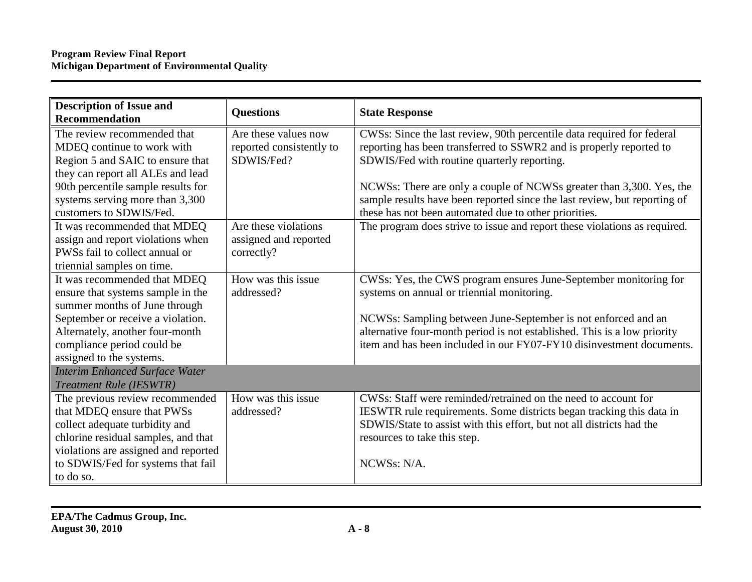| Description of Issue and Recommendation | Questions | State Response |
|---|---|---|
| The review recommended that MDEQ continue to work with Region 5 and SAIC to ensure that they can report all ALEs and lead 90th percentile sample results for systems serving more than 3,300 customers to SDWIS/Fed. | Are these values now reported consistently to SDWIS/Fed? | CWSs: Since the last review, 90th percentile data required for federal reporting has been transferred to SSWR2 and is properly reported to SDWIS/Fed with routine quarterly reporting.<br><br>NCWSs: There are only a couple of NCWSs greater than 3,300. Yes, the sample results have been reported since the last review, but reporting of these has not been automated due to other priorities. |
| It was recommended that MDEQ assign and report violations when PWSs fail to collect annual or triennial samples on time. | Are these violations assigned and reported correctly? | The program does strive to issue and report these violations as required. |
| It was recommended that MDEQ ensure that systems sample in the summer months of June through September or receive a violation. Alternately, another four-month compliance period could be assigned to the systems. | How was this issue addressed? | CWSs: Yes, the CWS program ensures June-September monitoring for systems on annual or triennial monitoring.<br><br>NCWSs: Sampling between June-September is not enforced and an alternative four-month period is not established. This is a low priority item and has been included in our FY07-FY10 disinvestment documents. |
| *Interim Enhanced Surface Water Treatment Rule (IESWTR)* | | |
| The previous review recommended that MDEQ ensure that PWSs collect adequate turbidity and chlorine residual samples, and that violations are assigned and reported to SDWIS/Fed for systems that fail to do so. | How was this issue addressed? | CWSs: Staff were reminded/retrained on the need to account for IESWTR rule requirements. Some districts began tracking this data in SDWIS/State to assist with this effort, but not all districts had the resources to take this step.<br><br>NCWSs: N/A. |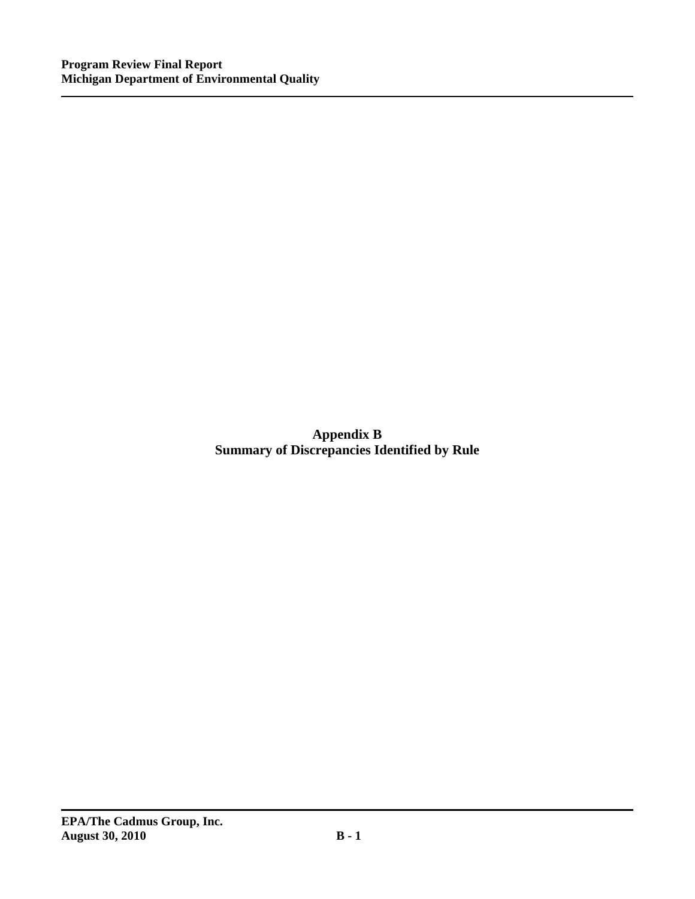# Appendix B
# Summary of Discrepancies Identified by Rule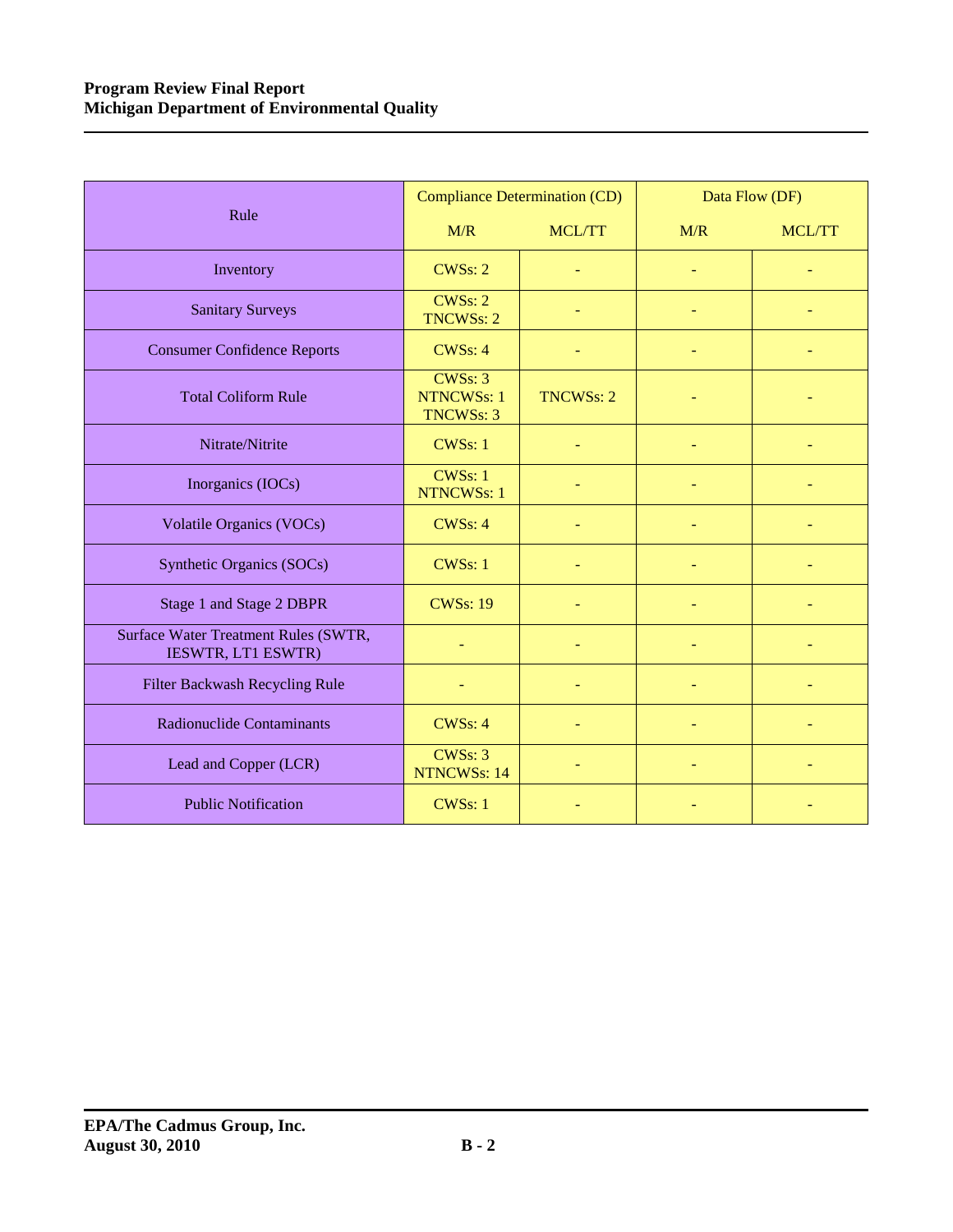| Rule | Compliance Determination (CD) | | Data Flow (DF) | |
|---|---|---|---|---|
| | M/R | MCL/TT | M/R | MCL/TT |
| Inventory | CWSs: 2 | - | - | - |
| Sanitary Surveys | CWSs: 2<br>TNCWSs: 2 | - | - | - |
| Consumer Confidence Reports | CWSs: 4 | - | - | - |
| Total Coliform Rule | CWSs: 3<br>NTNCWSs: 1<br>TNCWSs: 3 | TNCWSs: 2 | - | - |
| Nitrate/Nitrite | CWSs: 1 | - | - | - |
| Inorganics (IOCs) | CWSs: 1<br>NTNCWSs: 1 | - | - | - |
| Volatile Organics (VOCs) | CWSs: 4 | - | - | - |
| Synthetic Organics (SOCs) | CWSs: 1 | - | - | - |
| Stage 1 and Stage 2 DBPR | CWSs: 19 | - | - | - |
| Surface Water Treatment Rules (SWTR, IESWTR, LT1 ESWTR) | - | - | - | - |
| Filter Backwash Recycling Rule | - | - | - | - |
| Radionuclide Contaminants | CWSs: 4 | - | - | - |
| Lead and Copper (LCR) | CWSs: 3<br>NTNCWSs: 14 | - | - | - |
| Public Notification | CWSs: 1 | - | - | - |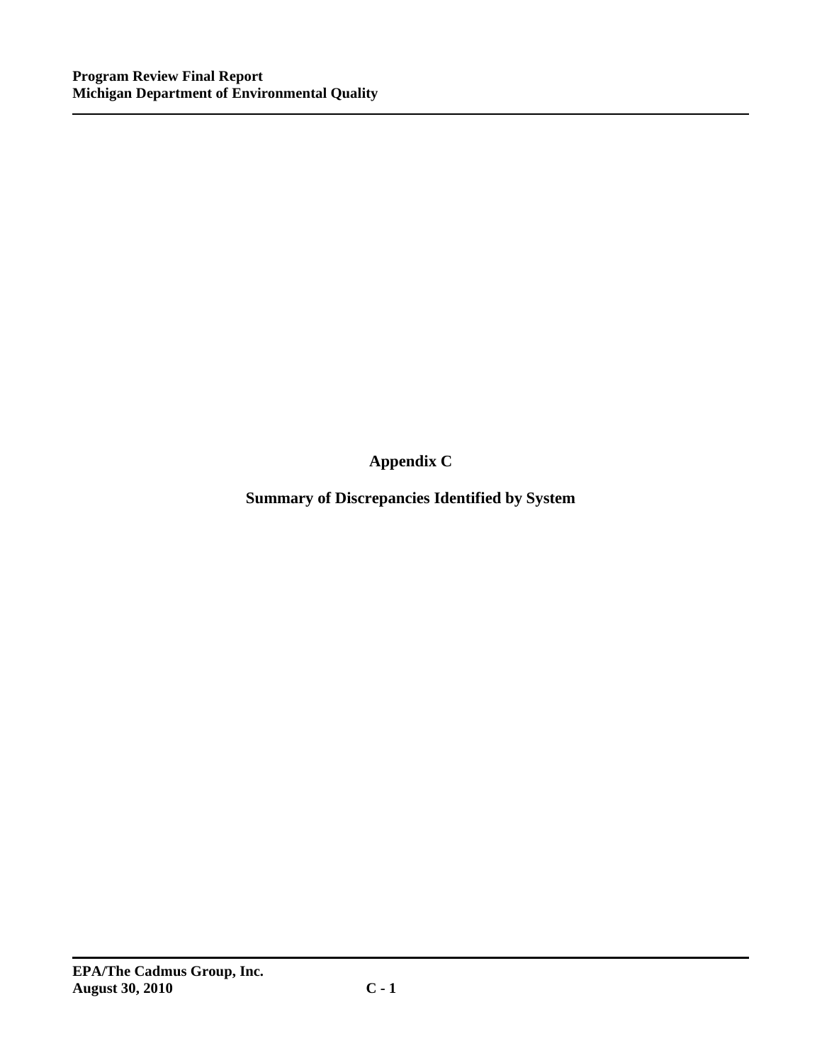# Appendix C

## Summary of Discrepancies Identified by System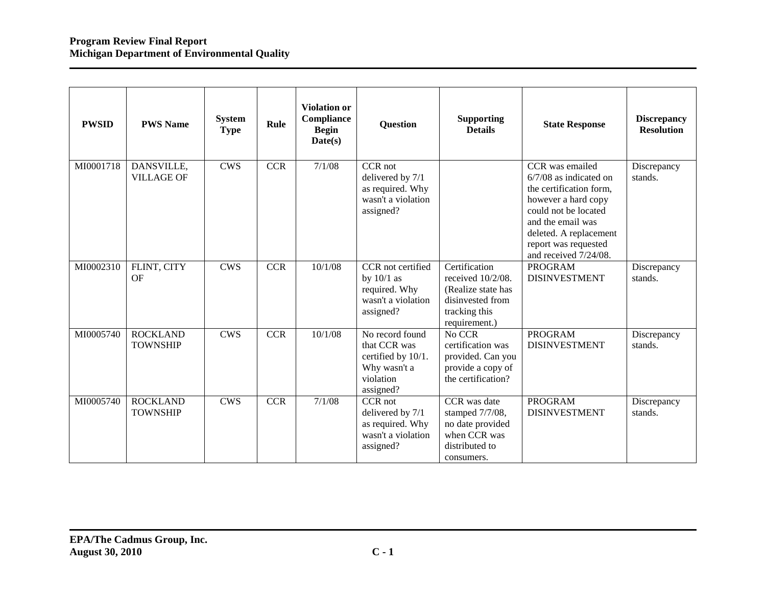| PWSID | PWS Name | System Type | Rule | Violation or Compliance Begin Date(s) | Question | Supporting Details | State Response | Discrepancy Resolution |
|---|---|---|---|---|---|---|---|---|
| MI0001718 | DANSVILLE, VILLAGE OF | CWS | CCR | 7/1/08 | CCR not delivered by 7/1 as required. Why wasn't a violation assigned? | | CCR was emailed 6/7/08 as indicated on the certification form, however a hard copy could not be located and the email was deleted. A replacement report was requested and received 7/24/08. | Discrepancy stands. |
| MI0002310 | FLINT, CITY OF | CWS | CCR | 10/1/08 | CCR not certified by 10/1 as required. Why wasn't a violation assigned? | Certification received 10/2/08. (Realize state has disinvested from tracking this requirement.) | PROGRAM DISINVESTMENT | Discrepancy stands. |
| MI0005740 | ROCKLAND TOWNSHIP | CWS | CCR | 10/1/08 | No record found that CCR was certified by 10/1. Why wasn't a violation assigned? | No CCR certification was provided. Can you provide a copy of the certification? | PROGRAM DISINVESTMENT | Discrepancy stands. |
| MI0005740 | ROCKLAND TOWNSHIP | CWS | CCR | 7/1/08 | CCR not delivered by 7/1 as required. Why wasn't a violation assigned? | CCR was date stamped 7/7/08, no date provided when CCR was distributed to consumers. | PROGRAM DISINVESTMENT | Discrepancy stands. |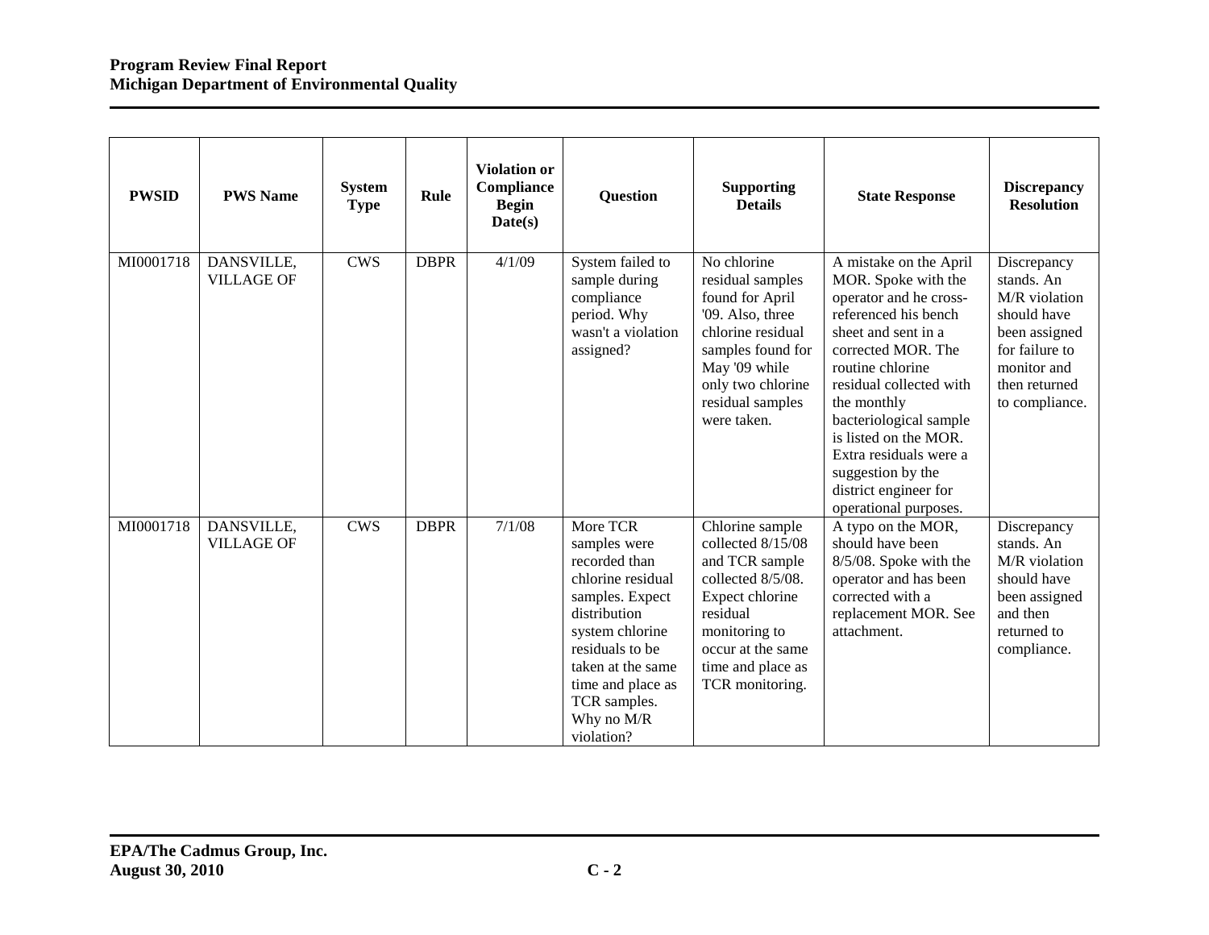| PWSID | PWS Name | System Type | Rule | Violation or Compliance Begin Date(s) | Question | Supporting Details | State Response | Discrepancy Resolution |
|---|---|---|---|---|---|---|---|---|
| MI0001718 | DANSVILLE, VILLAGE OF | CWS | DBPR | 4/1/09 | System failed to sample during compliance period. Why wasn't a violation assigned? | No chlorine residual samples found for April '09. Also, three chlorine residual samples found for May '09 while only two chlorine residual samples were taken. | A mistake on the April MOR. Spoke with the operator and he cross-referenced his bench sheet and sent in a corrected MOR. The routine chlorine residual collected with the monthly bacteriological sample is listed on the MOR. Extra residuals were a suggestion by the district engineer for operational purposes. | Discrepancy stands. An M/R violation should have been assigned for failure to monitor and then returned to compliance. |
| MI0001718 | DANSVILLE, VILLAGE OF | CWS | DBPR | 7/1/08 | More TCR samples were recorded than chlorine residual samples. Expect distribution system chlorine residuals to be taken at the same time and place as TCR samples. Why no M/R violation? | Chlorine sample collected 8/15/08 and TCR sample collected 8/5/08. Expect chlorine residual monitoring to occur at the same time and place as TCR monitoring. | A typo on the MOR, should have been 8/5/08. Spoke with the operator and has been corrected with a replacement MOR. See attachment. | Discrepancy stands. An M/R violation should have been assigned and then returned to compliance. |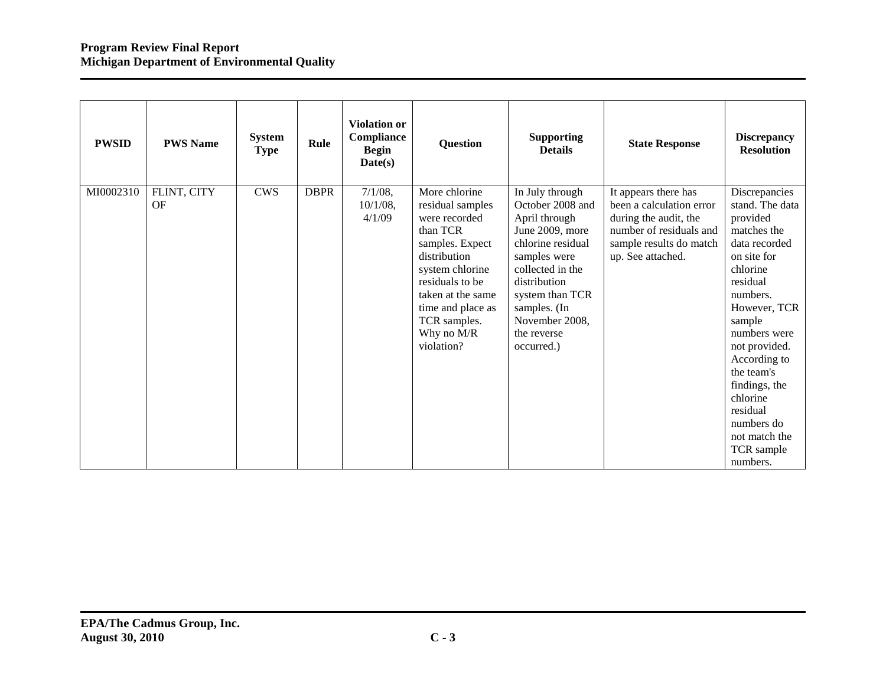| PWSID | PWS Name | System Type | Rule | Violation or Compliance Begin Date(s) | Question | Supporting Details | State Response | Discrepancy Resolution |
|---|---|---|---|---|---|---|---|---|
| MI0002310 | FLINT, CITY OF | CWS | DBPR | 7/1/08, 10/1/08, 4/1/09 | More chlorine residual samples were recorded than TCR samples. Expect distribution system chlorine residuals to be taken at the same time and place as TCR samples. Why no M/R violation? | In July through October 2008 and April through June 2009, more chlorine residual samples were collected in the distribution system than TCR samples. (In November 2008, the reverse occurred.) | It appears there has been a calculation error during the audit, the number of residuals and sample results do match up. See attached. | Discrepancies stand. The data provided matches the data recorded on site for chlorine residual numbers. However, TCR sample numbers were not provided. According to the team's findings, the chlorine residual numbers do not match the TCR sample numbers. |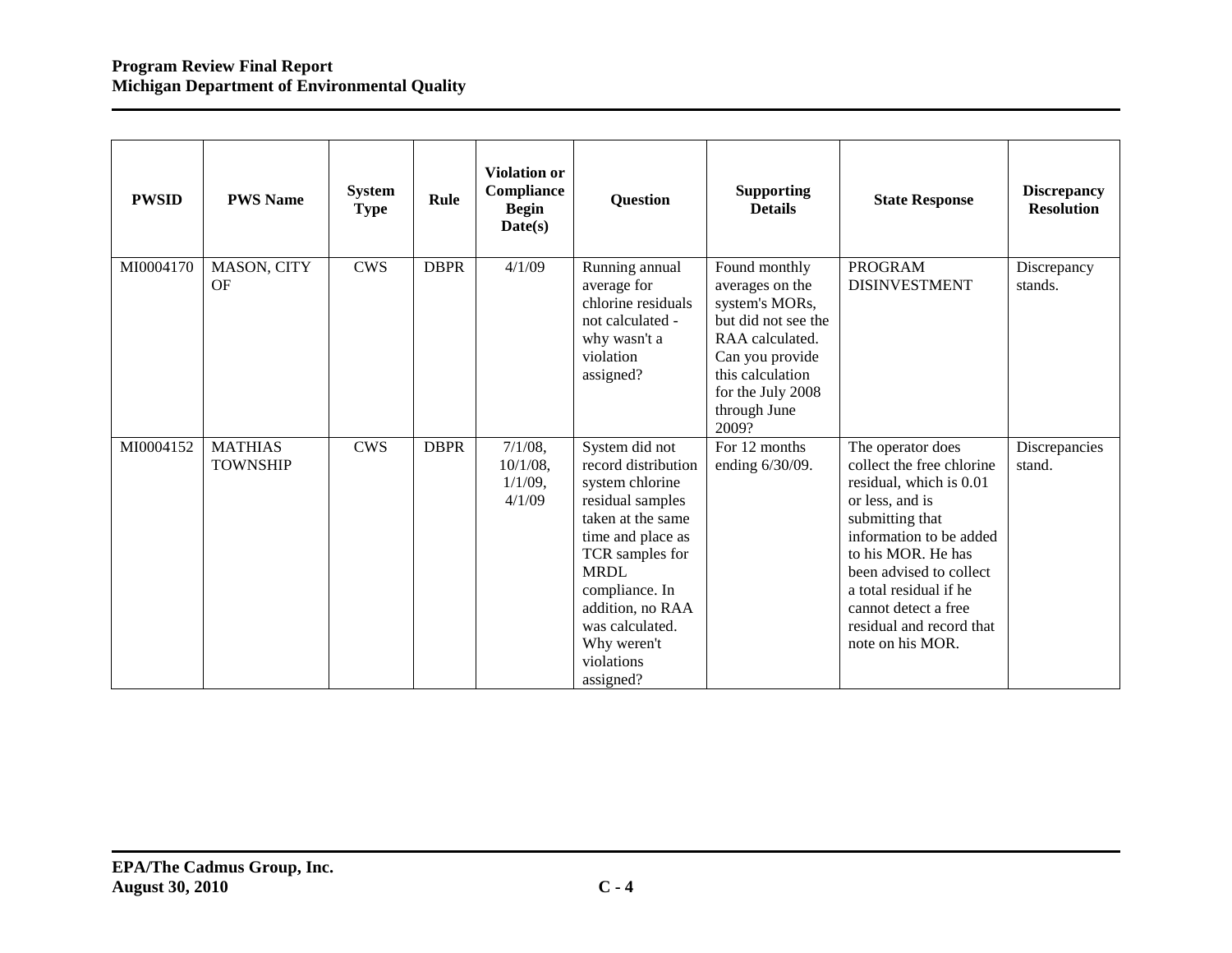| PWSID | PWS Name | System Type | Rule | Violation or Compliance Begin Date(s) | Question | Supporting Details | State Response | Discrepancy Resolution |
|---|---|---|---|---|---|---|---|---|
| MI0004170 | MASON, CITY OF | CWS | DBPR | 4/1/09 | Running annual average for chlorine residuals not calculated - why wasn't a violation assigned? | Found monthly averages on the system's MORs, but did not see the RAA calculated. Can you provide this calculation for the July 2008 through June 2009? | PROGRAM DISINVESTMENT | Discrepancy stands. |
| MI0004152 | MATHIAS TOWNSHIP | CWS | DBPR | 7/1/08, 10/1/08, 1/1/09, 4/1/09 | System did not record distribution system chlorine residual samples taken at the same time and place as TCR samples for MRDL compliance. In addition, no RAA was calculated. Why weren't violations assigned? | For 12 months ending 6/30/09. | The operator does collect the free chlorine residual, which is 0.01 or less, and is submitting that information to be added to his MOR. He has been advised to collect a total residual if he cannot detect a free residual and record that note on his MOR. | Discrepancies stand. |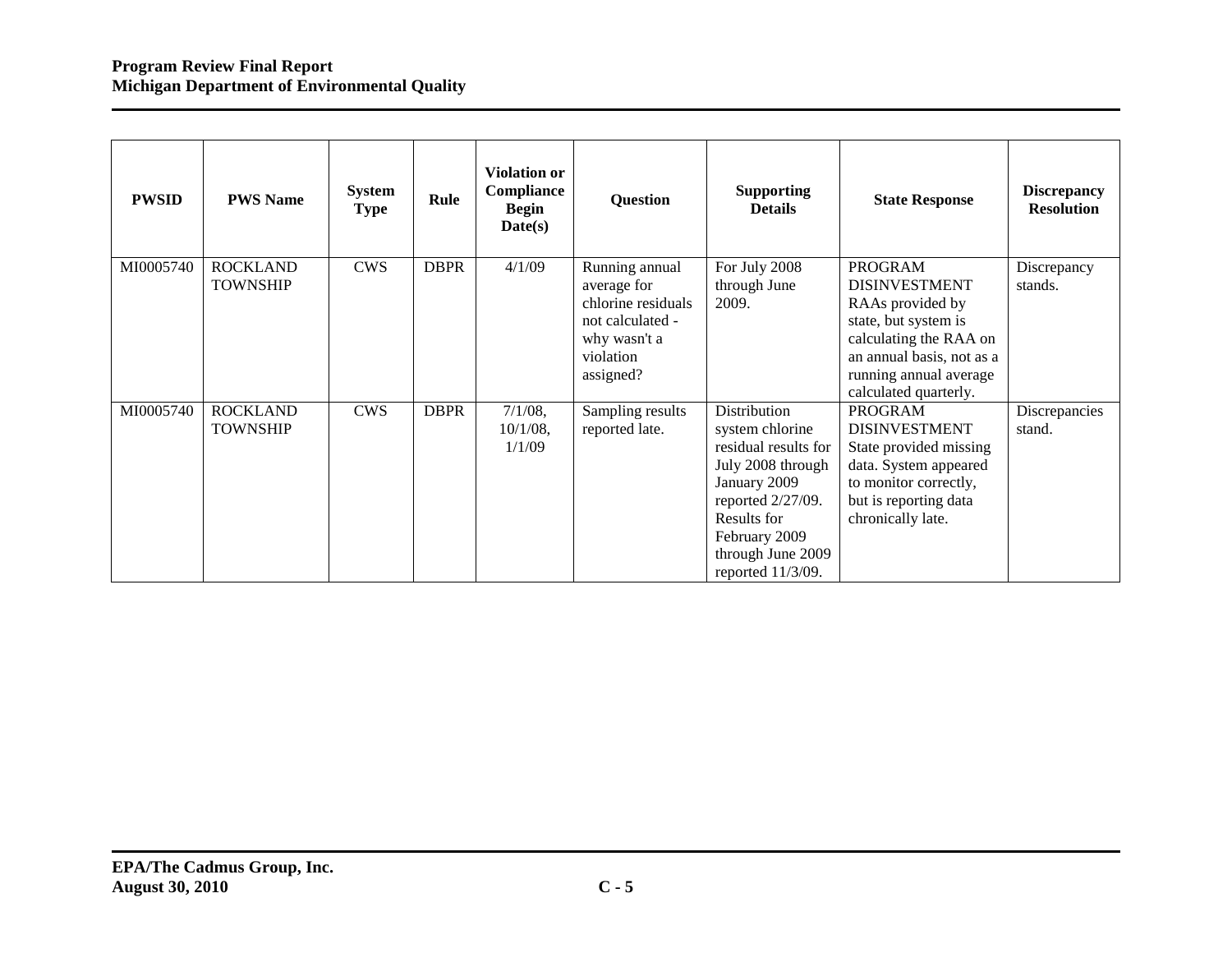| PWSID | PWS Name | System Type | Rule | Violation or Compliance Begin Date(s) | Question | Supporting Details | State Response | Discrepancy Resolution |
|---|---|---|---|---|---|---|---|---|
| MI0005740 | ROCKLAND TOWNSHIP | CWS | DBPR | 4/1/09 | Running annual average for chlorine residuals not calculated - why wasn't a violation assigned? | For July 2008 through June 2009. | PROGRAM DISINVESTMENT RAAs provided by state, but system is calculating the RAA on an annual basis, not as a running annual average calculated quarterly. | Discrepancy stands. |
| MI0005740 | ROCKLAND TOWNSHIP | CWS | DBPR | 7/1/08, 10/1/08, 1/1/09 | Sampling results reported late. | Distribution system chlorine residual results for July 2008 through January 2009 reported 2/27/09. Results for February 2009 through June 2009 reported 11/3/09. | PROGRAM DISINVESTMENT State provided missing data. System appeared to monitor correctly, but is reporting data chronically late. | Discrepancies stand. |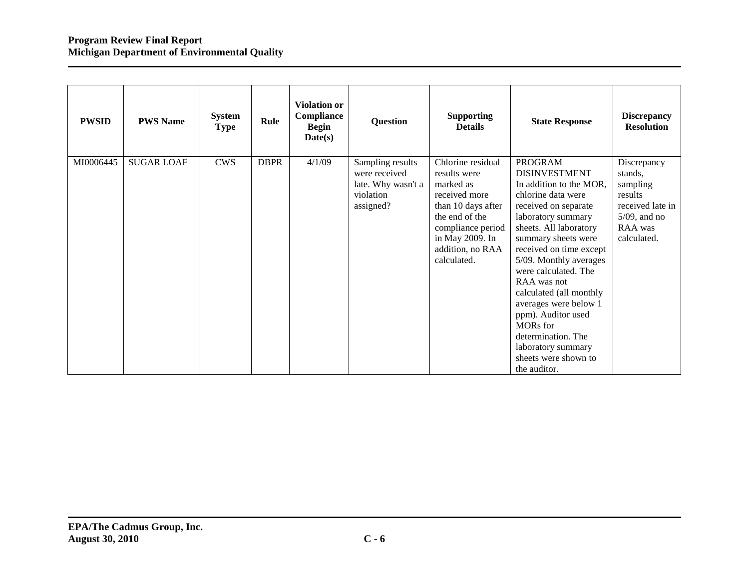| PWSID | PWS Name | System Type | Rule | Violation or Compliance Begin Date(s) | Question | Supporting Details | State Response | Discrepancy Resolution |
|---|---|---|---|---|---|---|---|---|
| MI0006445 | SUGAR LOAF | CWS | DBPR | 4/1/09 | Sampling results were received late. Why wasn't a violation assigned? | Chlorine residual results were marked as received more than 10 days after the end of the compliance period in May 2009. In addition, no RAA calculated. | PROGRAM DISINVESTMENT In addition to the MOR, chlorine data were received on separate laboratory summary sheets. All laboratory summary sheets were received on time except 5/09. Monthly averages were calculated. The RAA was not calculated (all monthly averages were below 1 ppm). Auditor used MORs for determination. The laboratory summary sheets were shown to the auditor. | Discrepancy stands, sampling results received late in 5/09, and no RAA was calculated. |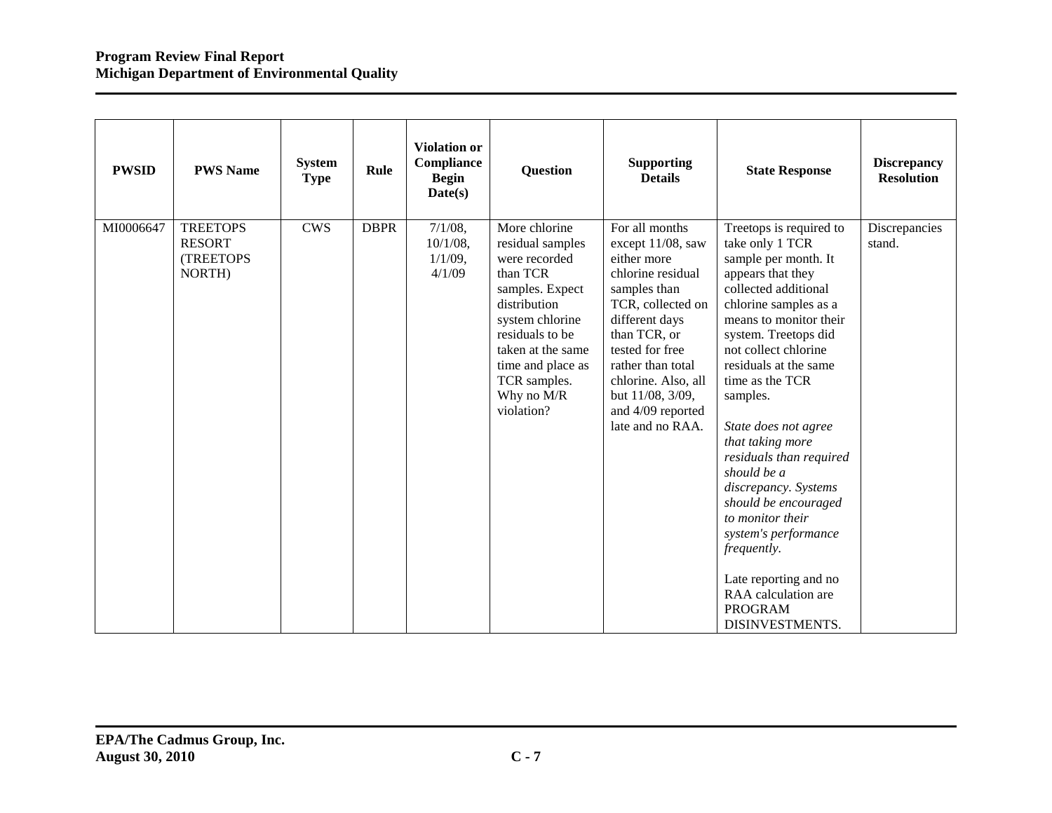| PWSID | PWS Name | System Type | Rule | Violation or Compliance Begin Date(s) | Question | Supporting Details | State Response | Discrepancy Resolution |
|---|---|---|---|---|---|---|---|---|
| MI0006647 | TREETOPS RESORT (TREETOPS NORTH) | CWS | DBPR | 7/1/08, 10/1/08, 1/1/09, 4/1/09 | More chlorine residual samples were recorded than TCR samples. Expect distribution system chlorine residuals to be taken at the same time and place as TCR samples. Why no M/R violation? | For all months except 11/08, saw either more chlorine residual samples than TCR, collected on different days than TCR, or tested for free rather than total chlorine. Also, all but 11/08, 3/09, and 4/09 reported late and no RAA. | Treetops is required to take only 1 TCR sample per month. It appears that they collected additional chlorine samples as a means to monitor their system. Treetops did not collect chlorine residuals at the same time as the TCR samples.<br><br>*State does not agree that taking more residuals than required should be a discrepancy. Systems should be encouraged to monitor their system's performance frequently.*<br><br>Late reporting and no RAA calculation are PROGRAM DISINVESTMENTS. | Discrepancies stand. |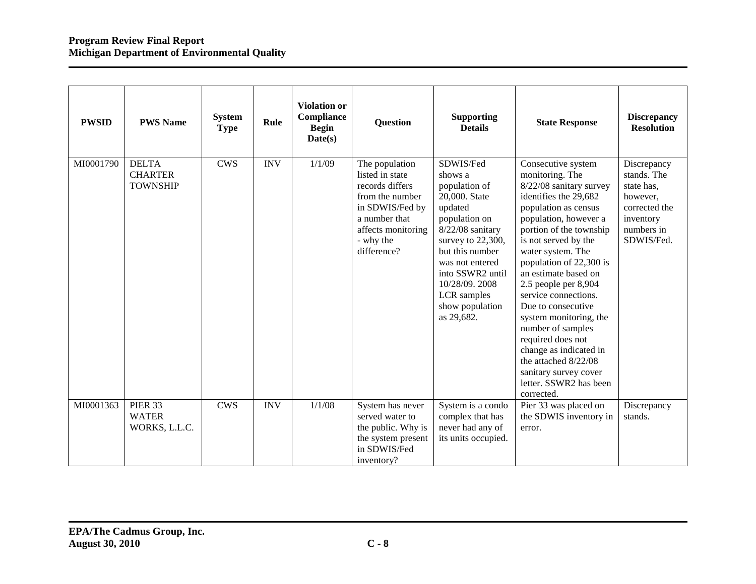| PWSID | PWS Name | System Type | Rule | Violation or Compliance Begin Date(s) | Question | Supporting Details | State Response | Discrepancy Resolution |
|---|---|---|---|---|---|---|---|---|
| MI0001790 | DELTA CHARTER TOWNSHIP | CWS | INV | 1/1/09 | The population listed in state records differs from the number in SDWIS/Fed by a number that affects monitoring - why the difference? | SDWIS/Fed shows a population of 20,000. State updated population on 8/22/08 sanitary survey to 22,300, but this number was not entered into SSWR2 until 10/28/09. 2008 LCR samples show population as 29,682. | Consecutive system monitoring. The 8/22/08 sanitary survey identifies the 29,682 population as census population, however a portion of the township is not served by the water system. The population of 22,300 is an estimate based on 2.5 people per 8,904 service connections. Due to consecutive system monitoring, the number of samples required does not change as indicated in the attached 8/22/08 sanitary survey cover letter. SSWR2 has been corrected. | Discrepancy stands. The state has, however, corrected the inventory numbers in SDWIS/Fed. |
| MI0001363 | PIER 33 WATER WORKS, L.L.C. | CWS | INV | 1/1/08 | System has never served water to the public. Why is the system present in SDWIS/Fed inventory? | System is a condo complex that has never had any of its units occupied. | Pier 33 was placed on the SDWIS inventory in error. | Discrepancy stands. |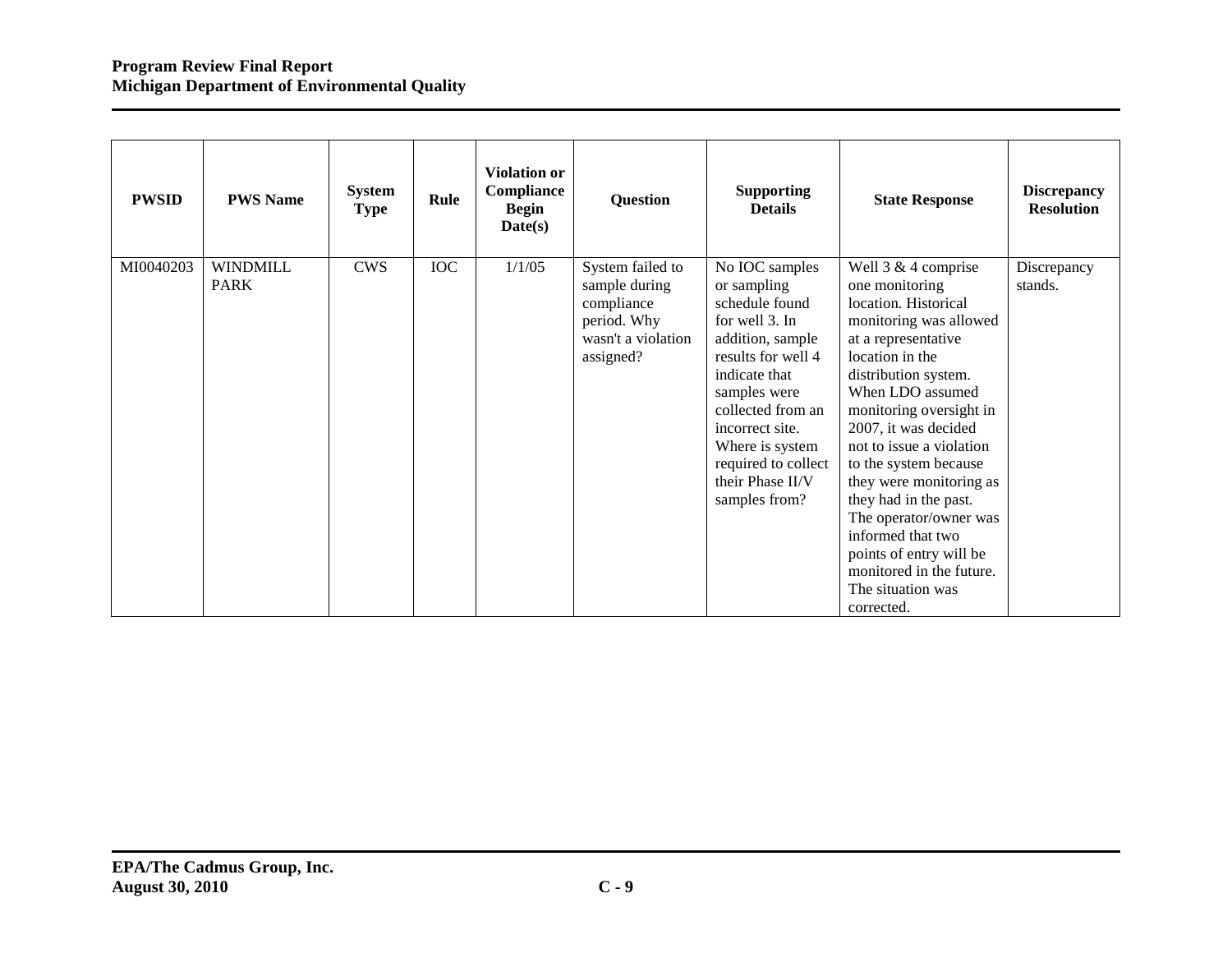| PWSID | PWS Name | System Type | Rule | Violation or Compliance Begin Date(s) | Question | Supporting Details | State Response | Discrepancy Resolution |
|---|---|---|---|---|---|---|---|---|
| MI0040203 | WINDMILL PARK | CWS | IOC | 1/1/05 | System failed to sample during compliance period. Why wasn't a violation assigned? | No IOC samples or sampling schedule found for well 3. In addition, sample results for well 4 indicate that samples were collected from an incorrect site. Where is system required to collect their Phase II/V samples from? | Well 3 & 4 comprise one monitoring location. Historical monitoring was allowed at a representative location in the distribution system. When LDO assumed monitoring oversight in 2007, it was decided not to issue a violation to the system because they were monitoring as they had in the past. The operator/owner was informed that two points of entry will be monitored in the future. The situation was corrected. | Discrepancy stands. |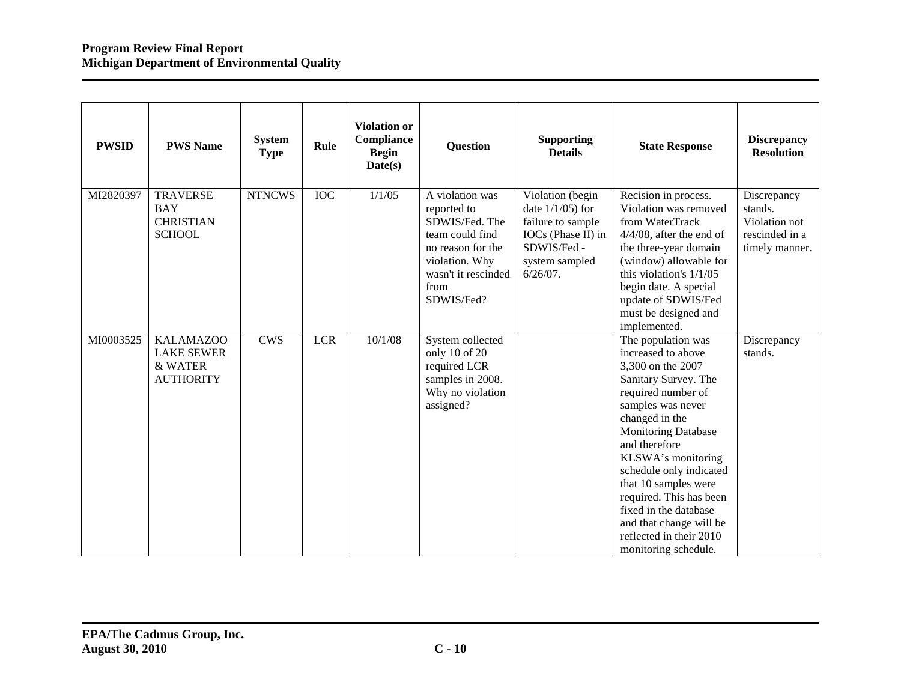| PWSID | PWS Name | System Type | Rule | Violation or Compliance Begin Date(s) | Question | Supporting Details | State Response | Discrepancy Resolution |
|---|---|---|---|---|---|---|---|---|
| MI2820397 | TRAVERSE BAY CHRISTIAN SCHOOL | NTNCWS | IOC | 1/1/05 | A violation was reported to SDWIS/Fed. The team could find no reason for the violation. Why wasn't it rescinded from SDWIS/Fed? | Violation (begin date 1/1/05) for failure to sample IOCs (Phase II) in SDWIS/Fed - system sampled 6/26/07. | Recision in process. Violation was removed from WaterTrack 4/4/08, after the end of the three-year domain (window) allowable for this violation's 1/1/05 begin date. A special update of SDWIS/Fed must be designed and implemented. | Discrepancy stands. Violation not rescinded in a timely manner. |
| MI0003525 | KALAMAZOO LAKE SEWER & WATER AUTHORITY | CWS | LCR | 10/1/08 | System collected only 10 of 20 required LCR samples in 2008. Why no violation assigned? | | The population was increased to above 3,300 on the 2007 Sanitary Survey. The required number of samples was never changed in the Monitoring Database and therefore KLSWA's monitoring schedule only indicated that 10 samples were required. This has been fixed in the database and that change will be reflected in their 2010 monitoring schedule. | Discrepancy stands. |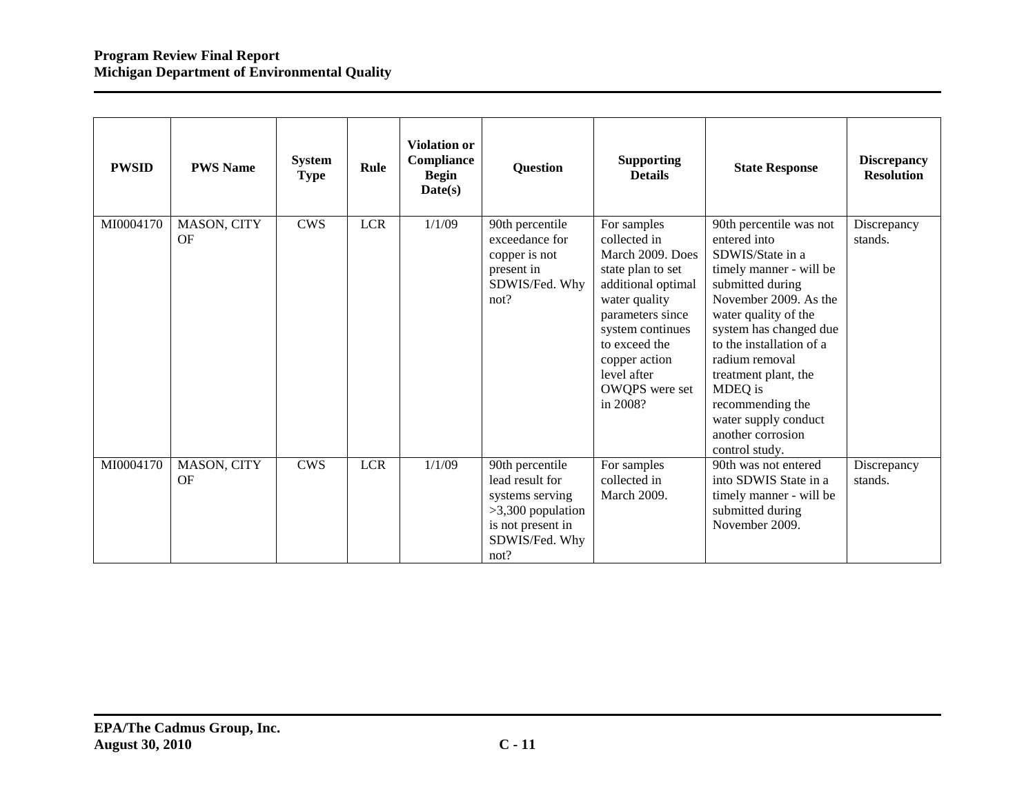| PWSID | PWS Name | System Type | Rule | Violation or Compliance Begin Date(s) | Question | Supporting Details | State Response | Discrepancy Resolution |
|---|---|---|---|---|---|---|---|---|
| MI0004170 | MASON, CITY OF | CWS | LCR | 1/1/09 | 90th percentile exceedance for copper is not present in SDWIS/Fed. Why not? | For samples collected in March 2009. Does state plan to set additional optimal water quality parameters since system continues to exceed the copper action level after OWQPS were set in 2008? | 90th percentile was not entered into SDWIS/State in a timely manner - will be submitted during November 2009. As the water quality of the system has changed due to the installation of a radium removal treatment plant, the MDEQ is recommending the water supply conduct another corrosion control study. | Discrepancy stands. |
| MI0004170 | MASON, CITY OF | CWS | LCR | 1/1/09 | 90th percentile lead result for systems serving >3,300 population is not present in SDWIS/Fed. Why not? | For samples collected in March 2009. | 90th was not entered into SDWIS State in a timely manner - will be submitted during November 2009. | Discrepancy stands. |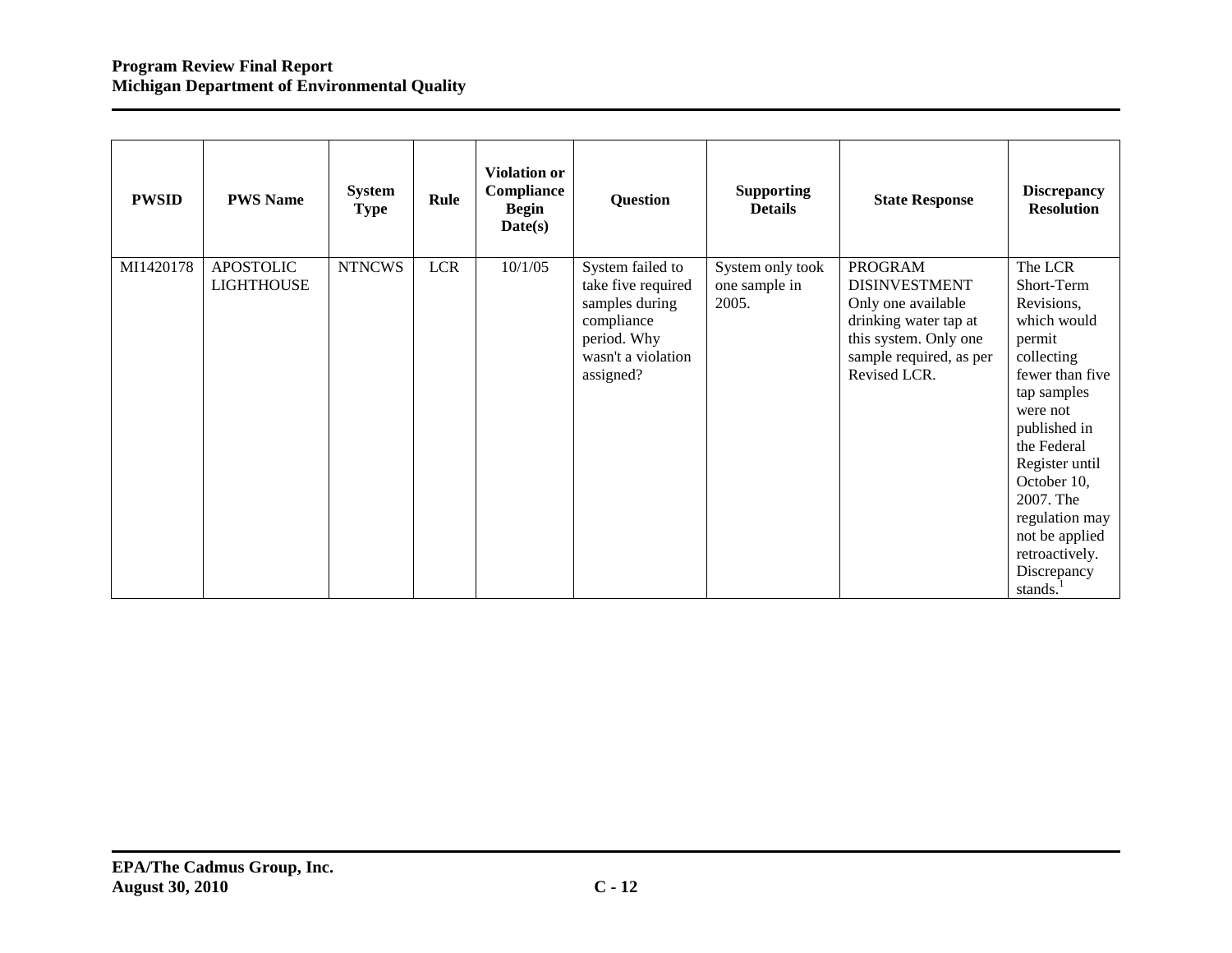| PWSID | PWS Name | System Type | Rule | Violation or Compliance Begin Date(s) | Question | Supporting Details | State Response | Discrepancy Resolution |
|---|---|---|---|---|---|---|---|---|
| MI1420178 | APOSTOLIC LIGHTHOUSE | NTNCWS | LCR | 10/1/05 | System failed to take five required samples during compliance period. Why wasn't a violation assigned? | System only took one sample in 2005. | PROGRAM DISINVESTMENT Only one available drinking water tap at this system. Only one sample required, as per Revised LCR. | The LCR Short-Term Revisions, which would permit collecting fewer than five tap samples were not published in the Federal Register until October 10, 2007. The regulation may not be applied retroactively. Discrepancy stands.[1] |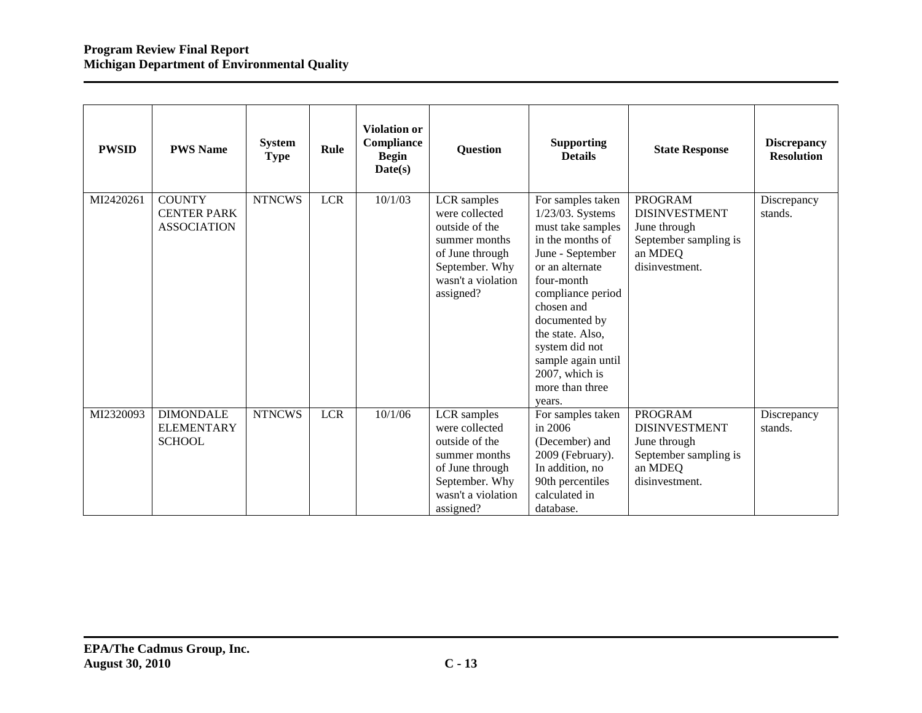| PWSID | PWS Name | System Type | Rule | Violation or Compliance Begin Date(s) | Question | Supporting Details | State Response | Discrepancy Resolution |
|---|---|---|---|---|---|---|---|---|
| MI2420261 | COUNTY CENTER PARK ASSOCIATION | NTNCWS | LCR | 10/1/03 | LCR samples were collected outside of the summer months of June through September. Why wasn't a violation assigned? | For samples taken 1/23/03. Systems must take samples in the months of June - September or an alternate four-month compliance period chosen and documented by the state. Also, system did not sample again until 2007, which is more than three years. | PROGRAM DISINVESTMENT June through September sampling is an MDEQ disinvestment. | Discrepancy stands. |
| MI2320093 | DIMONDALE ELEMENTARY SCHOOL | NTNCWS | LCR | 10/1/06 | LCR samples were collected outside of the summer months of June through September. Why wasn't a violation assigned? | For samples taken in 2006 (December) and 2009 (February). In addition, no 90th percentiles calculated in database. | PROGRAM DISINVESTMENT June through September sampling is an MDEQ disinvestment. | Discrepancy stands. |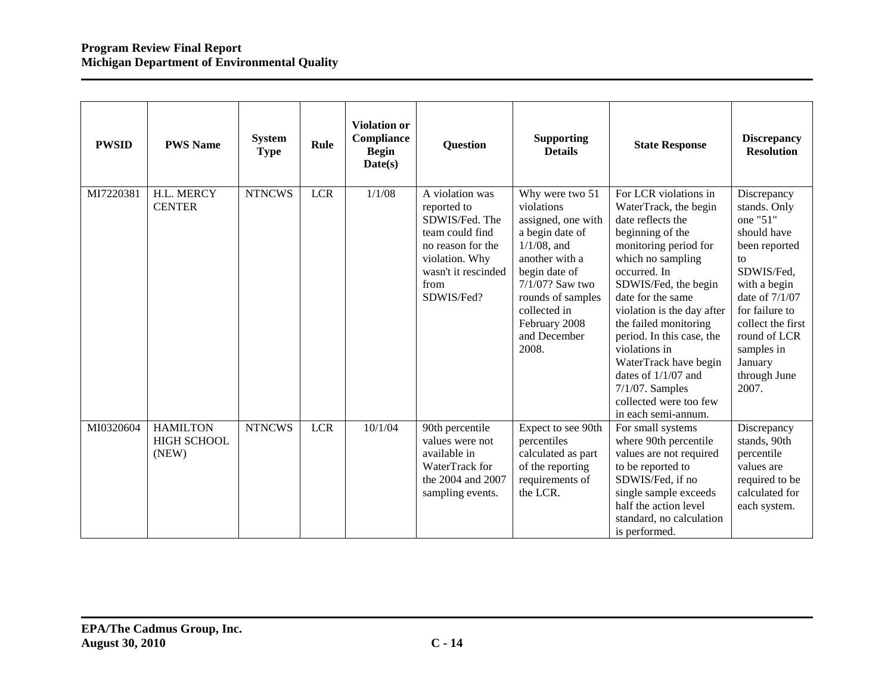| PWSID | PWS Name | System Type | Rule | Violation or Compliance Begin Date(s) | Question | Supporting Details | State Response | Discrepancy Resolution |
|---|---|---|---|---|---|---|---|---|
| MI7220381 | H.L. MERCY CENTER | NTNCWS | LCR | 1/1/08 | A violation was reported to SDWIS/Fed. The team could find no reason for the violation. Why wasn't it rescinded from SDWIS/Fed? | Why were two 51 violations assigned, one with a begin date of 1/1/08, and another with a begin date of 7/1/07? Saw two rounds of samples collected in February 2008 and December 2008. | For LCR violations in WaterTrack, the begin date reflects the beginning of the monitoring period for which no sampling occurred. In SDWIS/Fed, the begin date for the same violation is the day after the failed monitoring period. In this case, the violations in WaterTrack have begin dates of 1/1/07 and 7/1/07. Samples collected were too few in each semi-annum. | Discrepancy stands. Only one "51" should have been reported to SDWIS/Fed, with a begin date of 7/1/07 for failure to collect the first round of LCR samples in January through June 2007. |
| MI0320604 | HAMILTON HIGH SCHOOL (NEW) | NTNCWS | LCR | 10/1/04 | 90th percentile values were not available in WaterTrack for the 2004 and 2007 sampling events. | Expect to see 90th percentiles calculated as part of the reporting requirements of the LCR. | For small systems where 90th percentile values are not required to be reported to SDWIS/Fed, if no single sample exceeds half the action level standard, no calculation is performed. | Discrepancy stands, 90th percentile values are required to be calculated for each system. |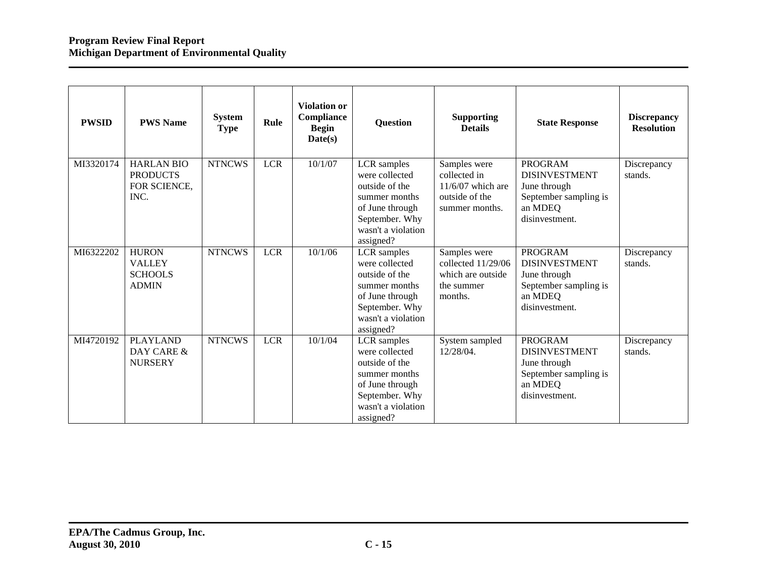| PWSID | PWS Name | System Type | Rule | Violation or Compliance Begin Date(s) | Question | Supporting Details | State Response | Discrepancy Resolution |
|---|---|---|---|---|---|---|---|---|
| MI3320174 | HARLAN BIO PRODUCTS FOR SCIENCE, INC. | NTNCWS | LCR | 10/1/07 | LCR samples were collected outside of the summer months of June through September. Why wasn't a violation assigned? | Samples were collected in 11/6/07 which are outside of the summer months. | PROGRAM DISINVESTMENT June through September sampling is an MDEQ disinvestment. | Discrepancy stands. |
| MI6322202 | HURON VALLEY SCHOOLS ADMIN | NTNCWS | LCR | 10/1/06 | LCR samples were collected outside of the summer months of June through September. Why wasn't a violation assigned? | Samples were collected 11/29/06 which are outside the summer months. | PROGRAM DISINVESTMENT June through September sampling is an MDEQ disinvestment. | Discrepancy stands. |
| MI4720192 | PLAYLAND DAY CARE & NURSERY | NTNCWS | LCR | 10/1/04 | LCR samples were collected outside of the summer months of June through September. Why wasn't a violation assigned? | System sampled 12/28/04. | PROGRAM DISINVESTMENT June through September sampling is an MDEQ disinvestment. | Discrepancy stands. |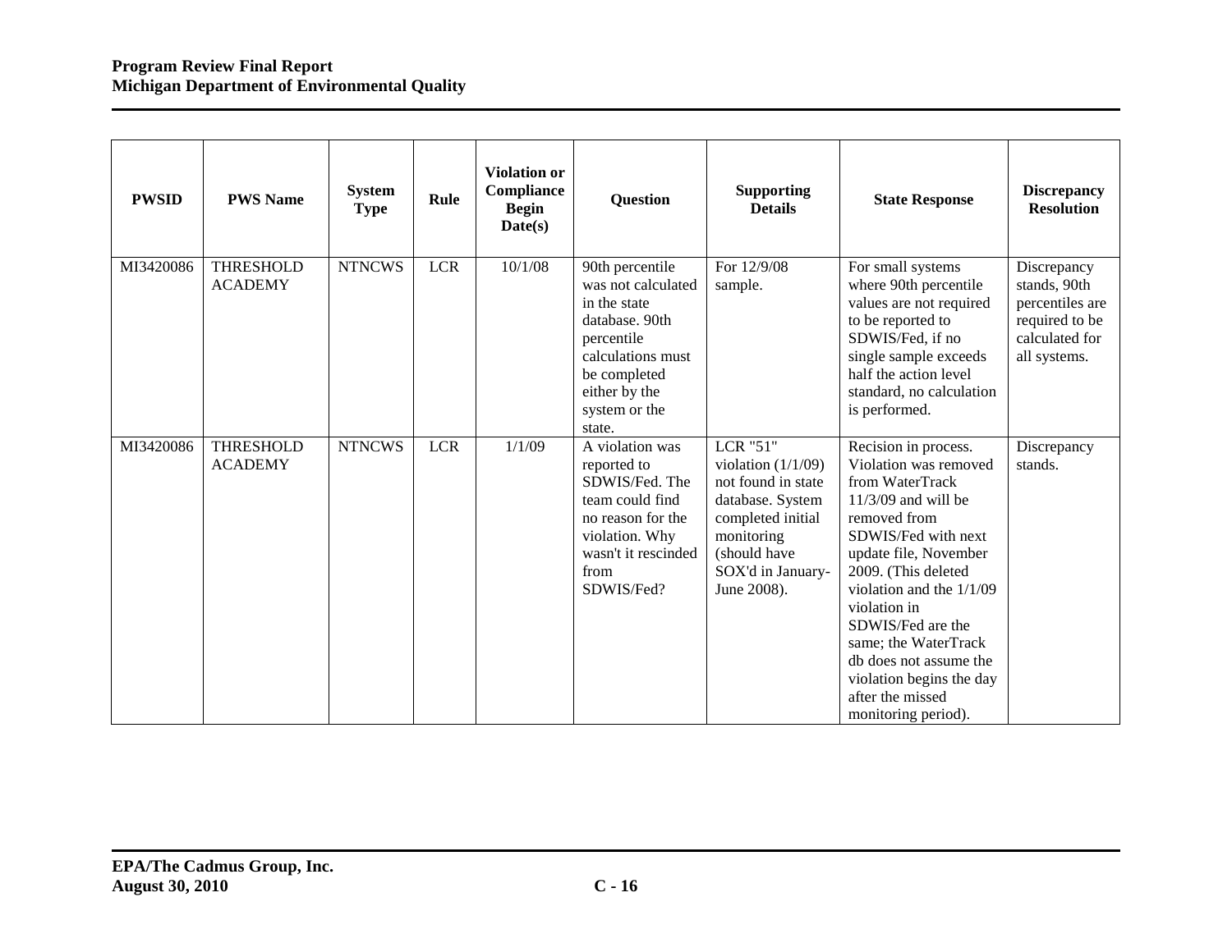| PWSID | PWS Name | System Type | Rule | Violation or Compliance Begin Date(s) | Question | Supporting Details | State Response | Discrepancy Resolution |
|---|---|---|---|---|---|---|---|---|
| MI3420086 | THRESHOLD ACADEMY | NTNCWS | LCR | 10/1/08 | 90th percentile was not calculated in the state database. 90th percentile calculations must be completed either by the system or the state. | For 12/9/08 sample. | For small systems where 90th percentile values are not required to be reported to SDWIS/Fed, if no single sample exceeds half the action level standard, no calculation is performed. | Discrepancy stands, 90th percentiles are required to be calculated for all systems. |
| MI3420086 | THRESHOLD ACADEMY | NTNCWS | LCR | 1/1/09 | A violation was reported to SDWIS/Fed. The team could find no reason for the violation. Why wasn't it rescinded from SDWIS/Fed? | LCR "51" violation (1/1/09) not found in state database. System completed initial monitoring (should have SOX'd in January-June 2008). | Recision in process. Violation was removed from WaterTrack 11/3/09 and will be removed from SDWIS/Fed with next update file, November 2009. (This deleted violation and the 1/1/09 violation in SDWIS/Fed are the same; the WaterTrack db does not assume the violation begins the day after the missed monitoring period). | Discrepancy stands. |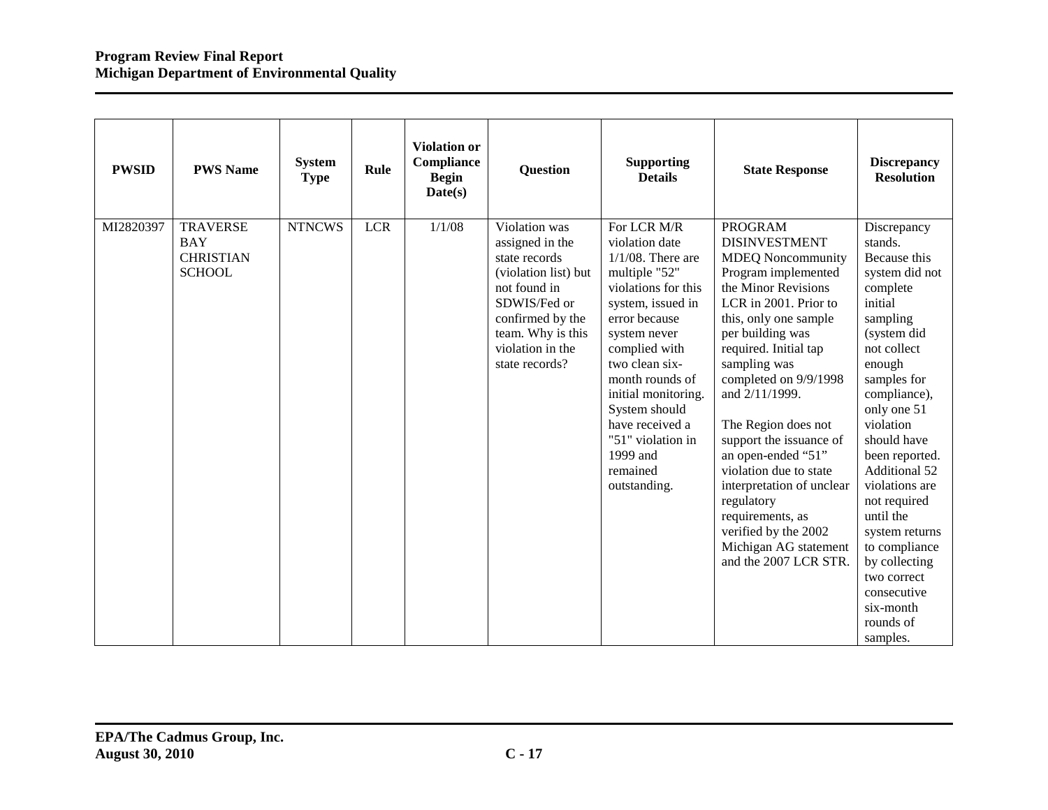| PWSID | PWS Name | System Type | Rule | Violation or Compliance Begin Date(s) | Question | Supporting Details | State Response | Discrepancy Resolution |
|---|---|---|---|---|---|---|---|---|
| MI2820397 | TRAVERSE BAY CHRISTIAN SCHOOL | NTNCWS | LCR | 1/1/08 | Violation was assigned in the state records (violation list) but not found in SDWIS/Fed or confirmed by the team. Why is this violation in the state records? | For LCR M/R violation date 1/1/08. There are multiple "52" violations for this system, issued in error because system never complied with two clean six-month rounds of initial monitoring. System should have received a "51" violation in 1999 and remained outstanding. | PROGRAM DISINVESTMENT MDEQ Noncommunity Program implemented the Minor Revisions LCR in 2001. Prior to this, only one sample per building was required. Initial tap sampling was completed on 9/9/1998 and 2/11/1999.<br><br>The Region does not support the issuance of an open-ended "51" violation due to state interpretation of unclear regulatory requirements, as verified by the 2002 Michigan AG statement and the 2007 LCR STR. | Discrepancy stands. Because this system did not complete initial sampling (system did not collect enough samples for compliance), only one 51 violation should have been reported. Additional 52 violations are not required until the system returns to compliance by collecting two correct consecutive six-month rounds of samples. |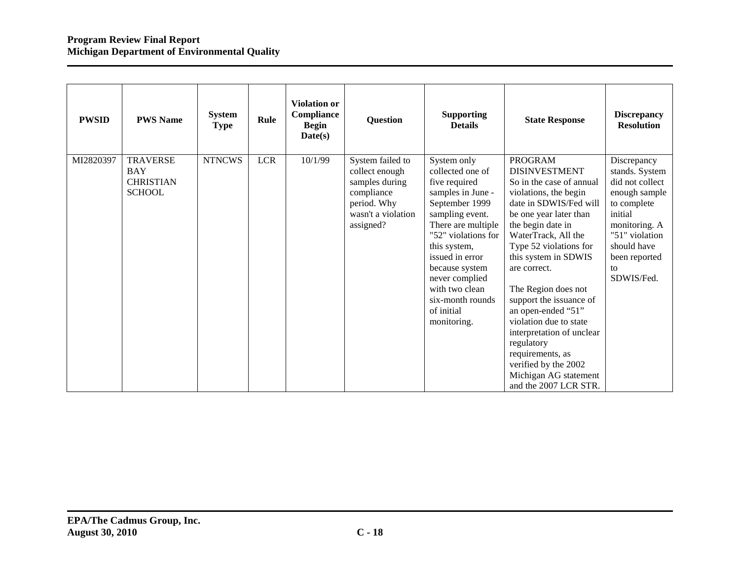| PWSID | PWS Name | System Type | Rule | Violation or Compliance Begin Date(s) | Question | Supporting Details | State Response | Discrepancy Resolution |
|---|---|---|---|---|---|---|---|---|
| MI2820397 | TRAVERSE BAY CHRISTIAN SCHOOL | NTNCWS | LCR | 10/1/99 | System failed to collect enough samples during compliance period. Why wasn't a violation assigned? | System only collected one of five required samples in June - September 1999 sampling event. There are multiple "52" violations for this system, issued in error because system never complied with two clean six-month rounds of initial monitoring. | PROGRAM DISINVESTMENT So in the case of annual violations, the begin date in SDWIS/Fed will be one year later than the begin date in WaterTrack, All the Type 52 violations for this system in SDWIS are correct. <br><br> The Region does not support the issuance of an open-ended "51" violation due to state interpretation of unclear regulatory requirements, as verified by the 2002 Michigan AG statement and the 2007 LCR STR. | Discrepancy stands. System did not collect enough sample to complete initial monitoring. A "51" violation should have been reported to SDWIS/Fed. |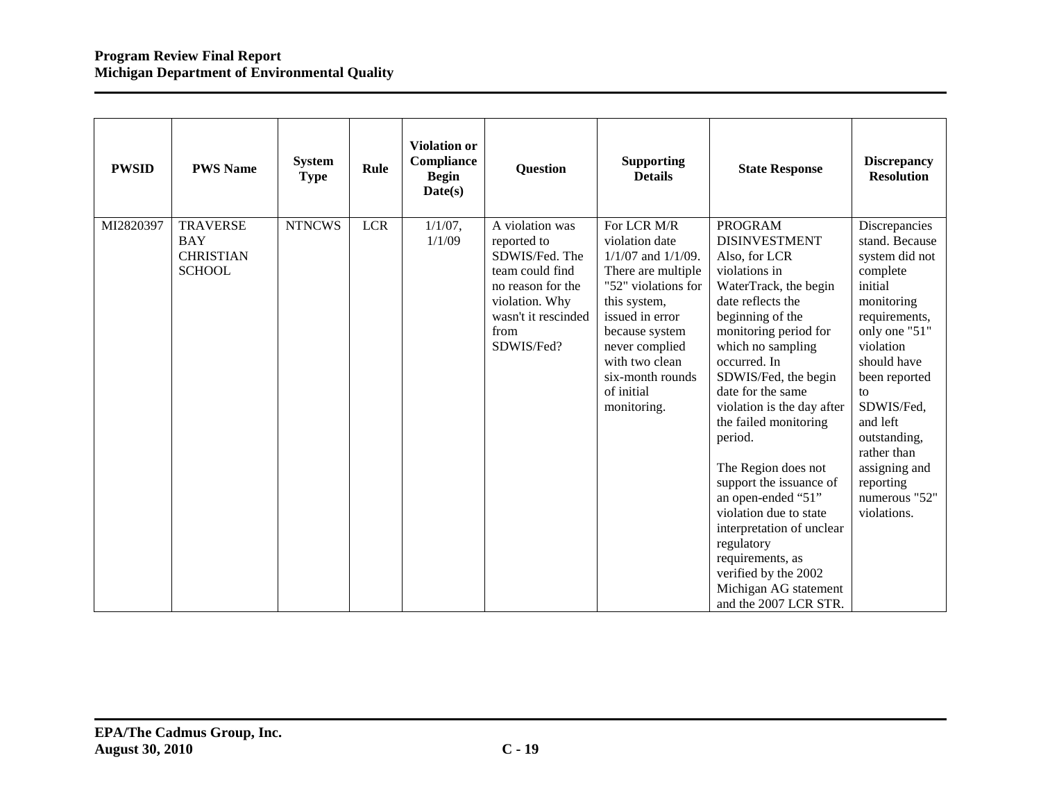| PWSID | PWS Name | System Type | Rule | Violation or Compliance Begin Date(s) | Question | Supporting Details | State Response | Discrepancy Resolution |
|---|---|---|---|---|---|---|---|---|
| MI2820397 | TRAVERSE BAY CHRISTIAN SCHOOL | NTNCWS | LCR | 1/1/07, 1/1/09 | A violation was reported to SDWIS/Fed. The team could find no reason for the violation. Why wasn't it rescinded from SDWIS/Fed? | For LCR M/R violation date 1/1/07 and 1/1/09. There are multiple "52" violations for this system, issued in error because system never complied with two clean six-month rounds of initial monitoring. | PROGRAM DISINVESTMENT Also, for LCR violations in WaterTrack, the begin date reflects the beginning of the monitoring period for which no sampling occurred. In SDWIS/Fed, the begin date for the same violation is the day after the failed monitoring period. The Region does not support the issuance of an open-ended "51" violation due to state interpretation of unclear regulatory requirements, as verified by the 2002 Michigan AG statement and the 2007 LCR STR. | Discrepancies stand. Because system did not complete initial monitoring requirements, only one "51" violation should have been reported to SDWIS/Fed, and left outstanding, rather than assigning and reporting numerous "52" violations. |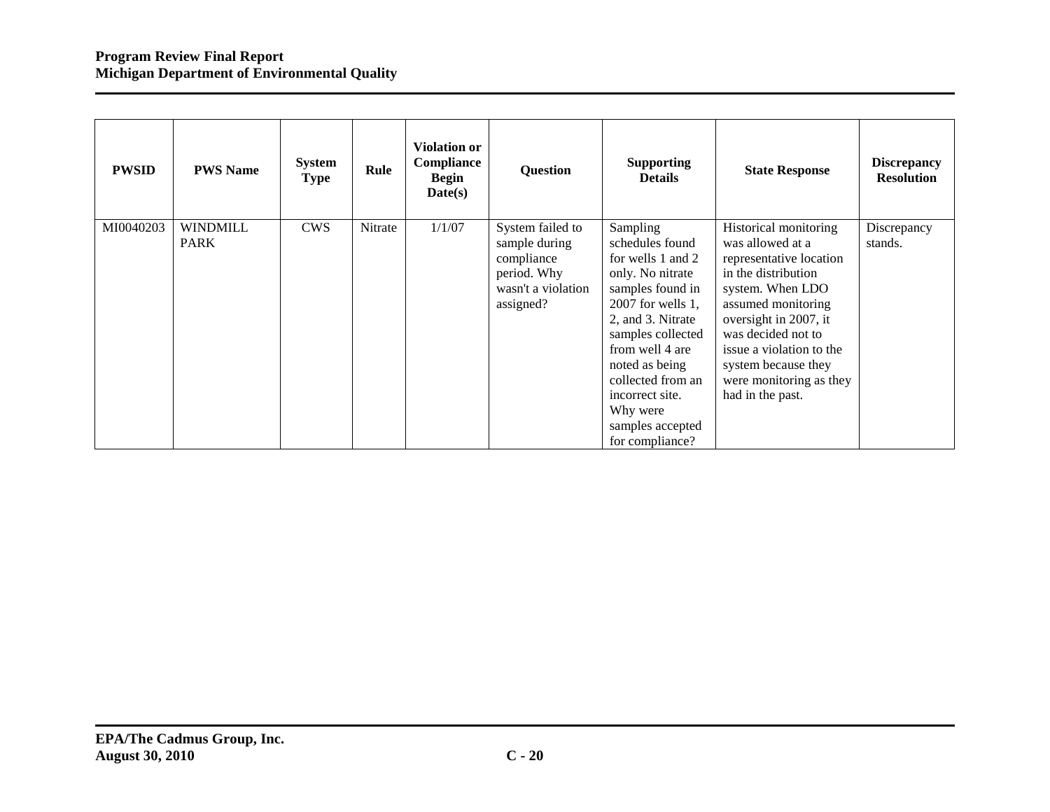| PWSID | PWS Name | System Type | Rule | Violation or Compliance Begin Date(s) | Question | Supporting Details | State Response | Discrepancy Resolution |
|---|---|---|---|---|---|---|---|---|
| MI0040203 | WINDMILL PARK | CWS | Nitrate | 1/1/07 | System failed to sample during compliance period. Why wasn't a violation assigned? | Sampling schedules found for wells 1 and 2 only. No nitrate samples found in 2007 for wells 1, 2, and 3. Nitrate samples collected from well 4 are noted as being collected from an incorrect site. Why were samples accepted for compliance? | Historical monitoring was allowed at a representative location in the distribution system. When LDO assumed monitoring oversight in 2007, it was decided not to issue a violation to the system because they were monitoring as they had in the past. | Discrepancy stands. |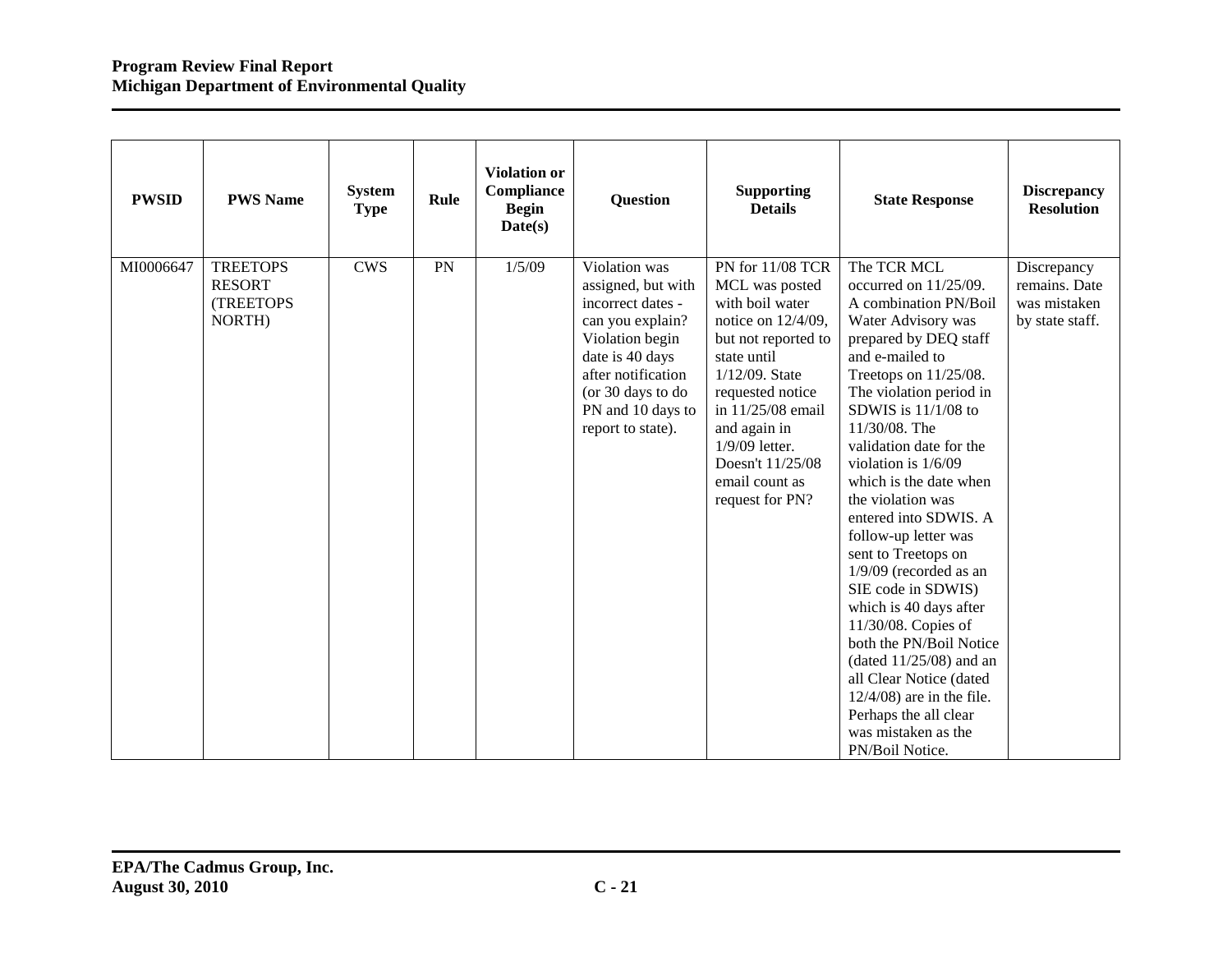| PWSID | PWS Name | System Type | Rule | Violation or Compliance Begin Date(s) | Question | Supporting Details | State Response | Discrepancy Resolution |
|---|---|---|---|---|---|---|---|---|
| MI0006647 | TREETOPS RESORT (TREETOPS NORTH) | CWS | PN | 1/5/09 | Violation was assigned, but with incorrect dates - can you explain? Violation begin date is 40 days after notification (or 30 days to do PN and 10 days to report to state). | PN for 11/08 TCR MCL was posted with boil water notice on 12/4/09, but not reported to state until 1/12/09. State requested notice in 11/25/08 email and again in 1/9/09 letter. Doesn't 11/25/08 email count as request for PN? | The TCR MCL occurred on 11/25/09. A combination PN/Boil Water Advisory was prepared by DEQ staff and e-mailed to Treetops on 11/25/08. The violation period in SDWIS is 11/1/08 to 11/30/08. The validation date for the violation is 1/6/09 which is the date when the violation was entered into SDWIS. A follow-up letter was sent to Treetops on 1/9/09 (recorded as an SIE code in SDWIS) which is 40 days after 11/30/08. Copies of both the PN/Boil Notice (dated 11/25/08) and an all Clear Notice (dated 12/4/08) are in the file. Perhaps the all clear was mistaken as the PN/Boil Notice. | Discrepancy remains. Date was mistaken by state staff. |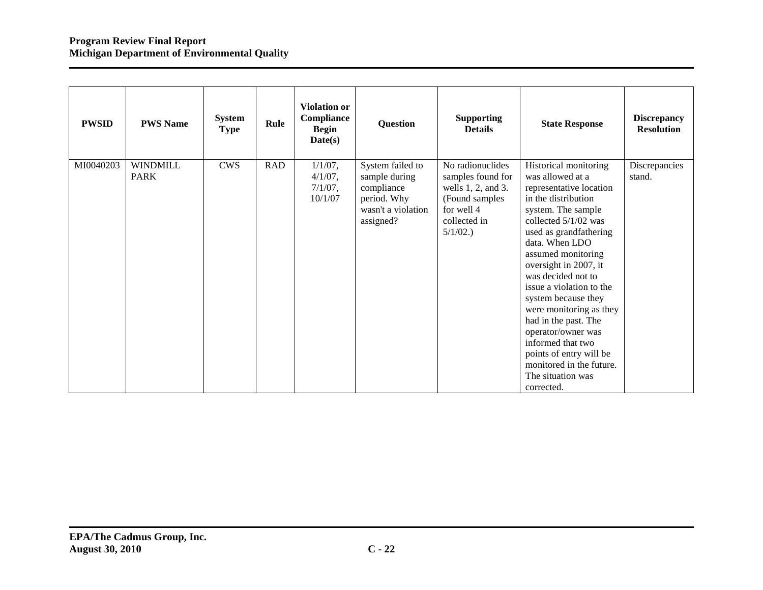| PWSID | PWS Name | System Type | Rule | Violation or Compliance Begin Date(s) | Question | Supporting Details | State Response | Discrepancy Resolution |
|---|---|---|---|---|---|---|---|---|
| MI0040203 | WINDMILL PARK | CWS | RAD | 1/1/07, 4/1/07, 7/1/07, 10/1/07 | System failed to sample during compliance period. Why wasn't a violation assigned? | No radionuclides samples found for wells 1, 2, and 3. (Found samples for well 4 collected in 5/1/02.) | Historical monitoring was allowed at a representative location in the distribution system. The sample collected 5/1/02 was used as grandfathering data. When LDO assumed monitoring oversight in 2007, it was decided not to issue a violation to the system because they were monitoring as they had in the past. The operator/owner was informed that two points of entry will be monitored in the future. The situation was corrected. | Discrepancies stand. |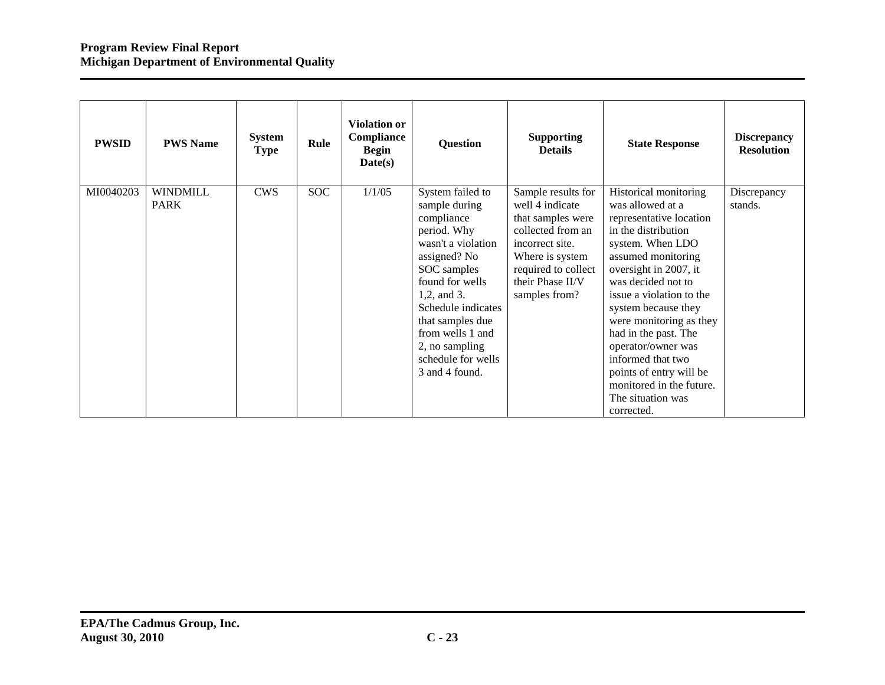| PWSID | PWS Name | System Type | Rule | Violation or Compliance Begin Date(s) | Question | Supporting Details | State Response | Discrepancy Resolution |
|---|---|---|---|---|---|---|---|---|
| MI0040203 | WINDMILL PARK | CWS | SOC | 1/1/05 | System failed to sample during compliance period. Why wasn't a violation assigned? No SOC samples found for wells 1,2, and 3. Schedule indicates that samples due from wells 1 and 2, no sampling schedule for wells 3 and 4 found. | Sample results for well 4 indicate that samples were collected from an incorrect site. Where is system required to collect their Phase II/V samples from? | Historical monitoring was allowed at a representative location in the distribution system. When LDO assumed monitoring oversight in 2007, it was decided not to issue a violation to the system because they were monitoring as they had in the past. The operator/owner was informed that two points of entry will be monitored in the future. The situation was corrected. | Discrepancy stands. |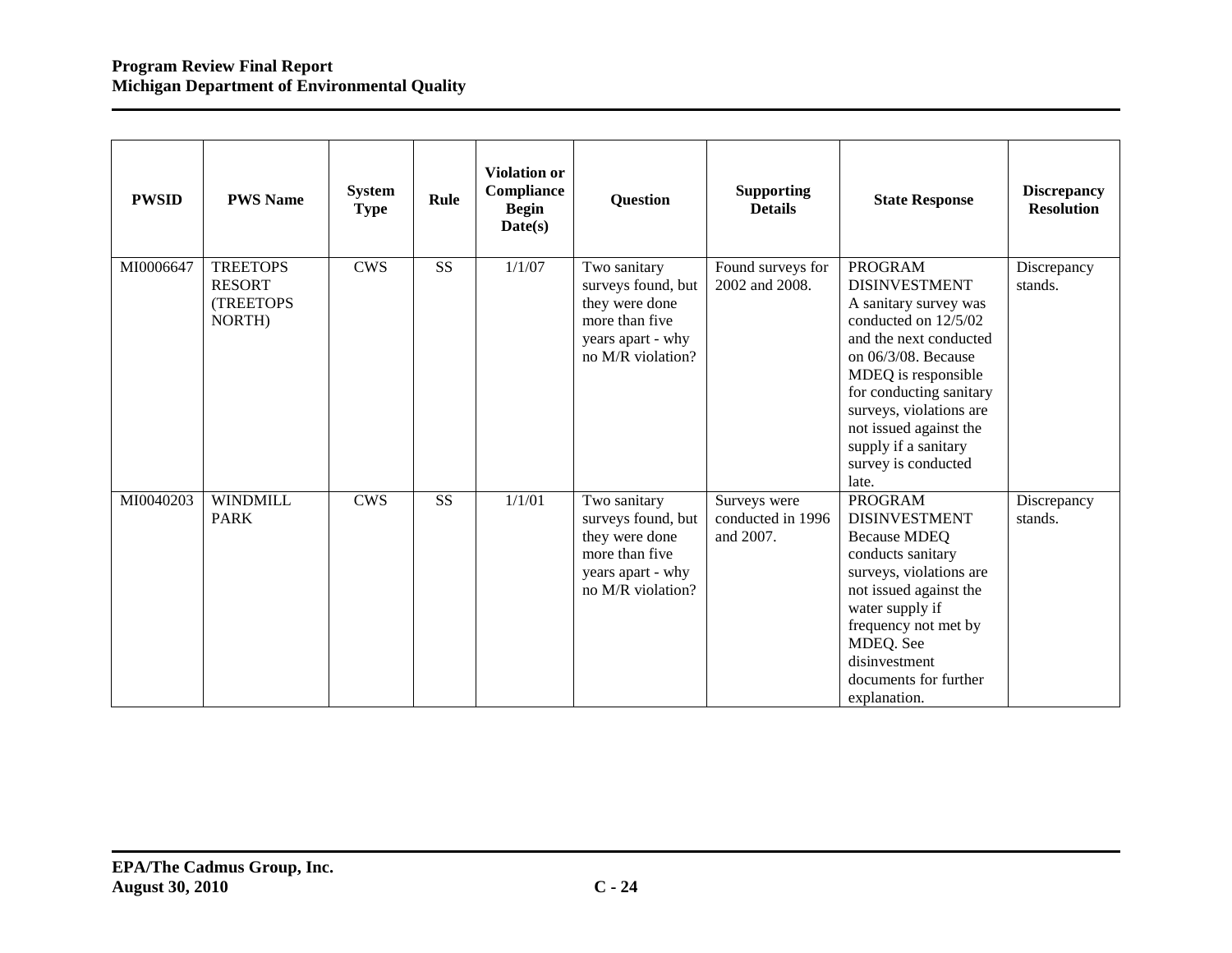| PWSID | PWS Name | System Type | Rule | Violation or Compliance Begin Date(s) | Question | Supporting Details | State Response | Discrepancy Resolution |
|---|---|---|---|---|---|---|---|---|
| MI0006647 | TREETOPS RESORT (TREETOPS NORTH) | CWS | SS | 1/1/07 | Two sanitary surveys found, but they were done more than five years apart - why no M/R violation? | Found surveys for 2002 and 2008. | PROGRAM DISINVESTMENT A sanitary survey was conducted on 12/5/02 and the next conducted on 06/3/08. Because MDEQ is responsible for conducting sanitary surveys, violations are not issued against the supply if a sanitary survey is conducted late. | Discrepancy stands. |
| MI0040203 | WINDMILL PARK | CWS | SS | 1/1/01 | Two sanitary surveys found, but they were done more than five years apart - why no M/R violation? | Surveys were conducted in 1996 and 2007. | PROGRAM DISINVESTMENT Because MDEQ conducts sanitary surveys, violations are not issued against the water supply if frequency not met by MDEQ. See disinvestment documents for further explanation. | Discrepancy stands. |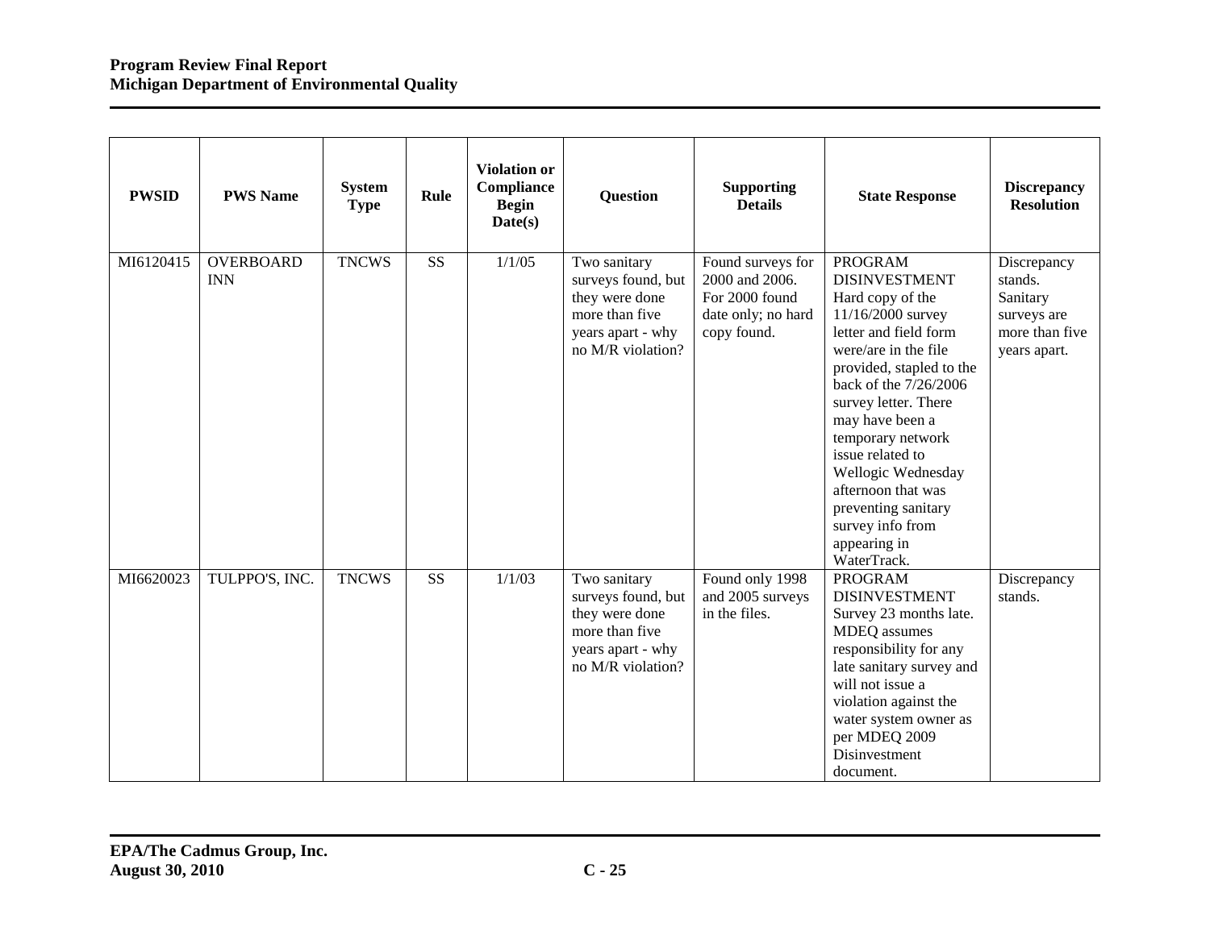| PWSID | PWS Name | System Type | Rule | Violation or Compliance Begin Date(s) | Question | Supporting Details | State Response | Discrepancy Resolution |
|---|---|---|---|---|---|---|---|---|
| MI6120415 | OVERBOARD INN | TNCWS | SS | 1/1/05 | Two sanitary surveys found, but they were done more than five years apart - why no M/R violation? | Found surveys for 2000 and 2006. For 2000 found date only; no hard copy found. | PROGRAM DISINVESTMENT Hard copy of the 11/16/2000 survey letter and field form were/are in the file provided, stapled to the back of the 7/26/2006 survey letter. There may have been a temporary network issue related to Wellogic Wednesday afternoon that was preventing sanitary survey info from appearing in WaterTrack. | Discrepancy stands. Sanitary surveys are more than five years apart. |
| MI6620023 | TULPPO'S, INC. | TNCWS | SS | 1/1/03 | Two sanitary surveys found, but they were done more than five years apart - why no M/R violation? | Found only 1998 and 2005 surveys in the files. | PROGRAM DISINVESTMENT Survey 23 months late. MDEQ assumes responsibility for any late sanitary survey and will not issue a violation against the water system owner as per MDEQ 2009 Disinvestment document. | Discrepancy stands. |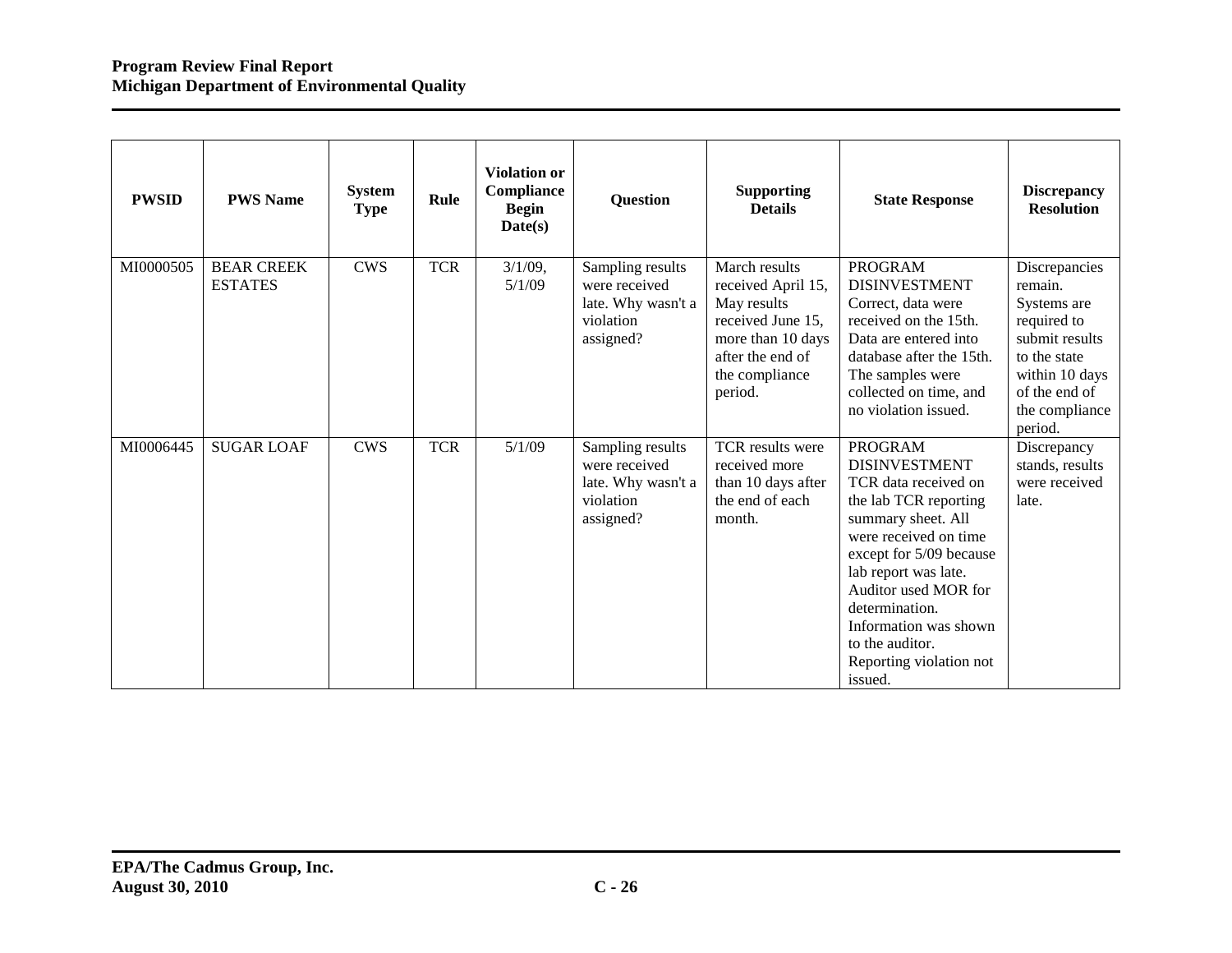| PWSID | PWS Name | System Type | Rule | Violation or Compliance Begin Date(s) | Question | Supporting Details | State Response | Discrepancy Resolution |
|---|---|---|---|---|---|---|---|---|
| MI0000505 | BEAR CREEK ESTATES | CWS | TCR | 3/1/09, 5/1/09 | Sampling results were received late. Why wasn't a violation assigned? | March results received April 15, May results received June 15, more than 10 days after the end of the compliance period. | PROGRAM DISINVESTMENT Correct, data were received on the 15th. Data are entered into database after the 15th. The samples were collected on time, and no violation issued. | Discrepancies remain. Systems are required to submit results to the state within 10 days of the end of the compliance period. |
| MI0006445 | SUGAR LOAF | CWS | TCR | 5/1/09 | Sampling results were received late. Why wasn't a violation assigned? | TCR results were received more than 10 days after the end of each month. | PROGRAM DISINVESTMENT TCR data received on the lab TCR reporting summary sheet. All were received on time except for 5/09 because lab report was late. Auditor used MOR for determination. Information was shown to the auditor. Reporting violation not issued. | Discrepancy stands, results were received late. |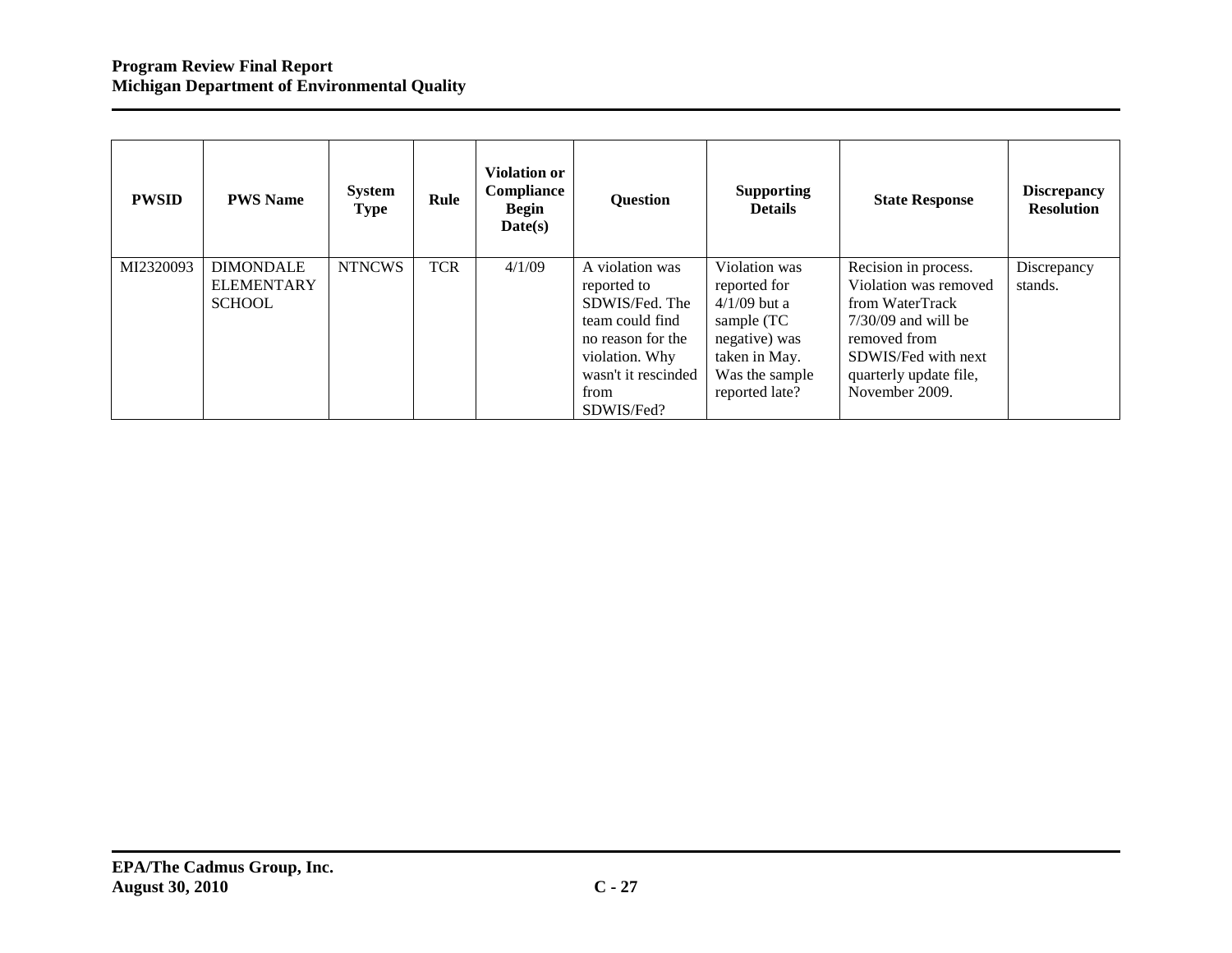| PWSID | PWS Name | System Type | Rule | Violation or Compliance Begin Date(s) | Question | Supporting Details | State Response | Discrepancy Resolution |
|---|---|---|---|---|---|---|---|---|
| MI2320093 | DIMONDALE ELEMENTARY SCHOOL | NTNCWS | TCR | 4/1/09 | A violation was reported to SDWIS/Fed. The team could find no reason for the violation. Why wasn't it rescinded from SDWIS/Fed? | Violation was reported for 4/1/09 but a sample (TC negative) was taken in May. Was the sample reported late? | Recision in process. Violation was removed from WaterTrack 7/30/09 and will be removed from SDWIS/Fed with next quarterly update file, November 2009. | Discrepancy stands. |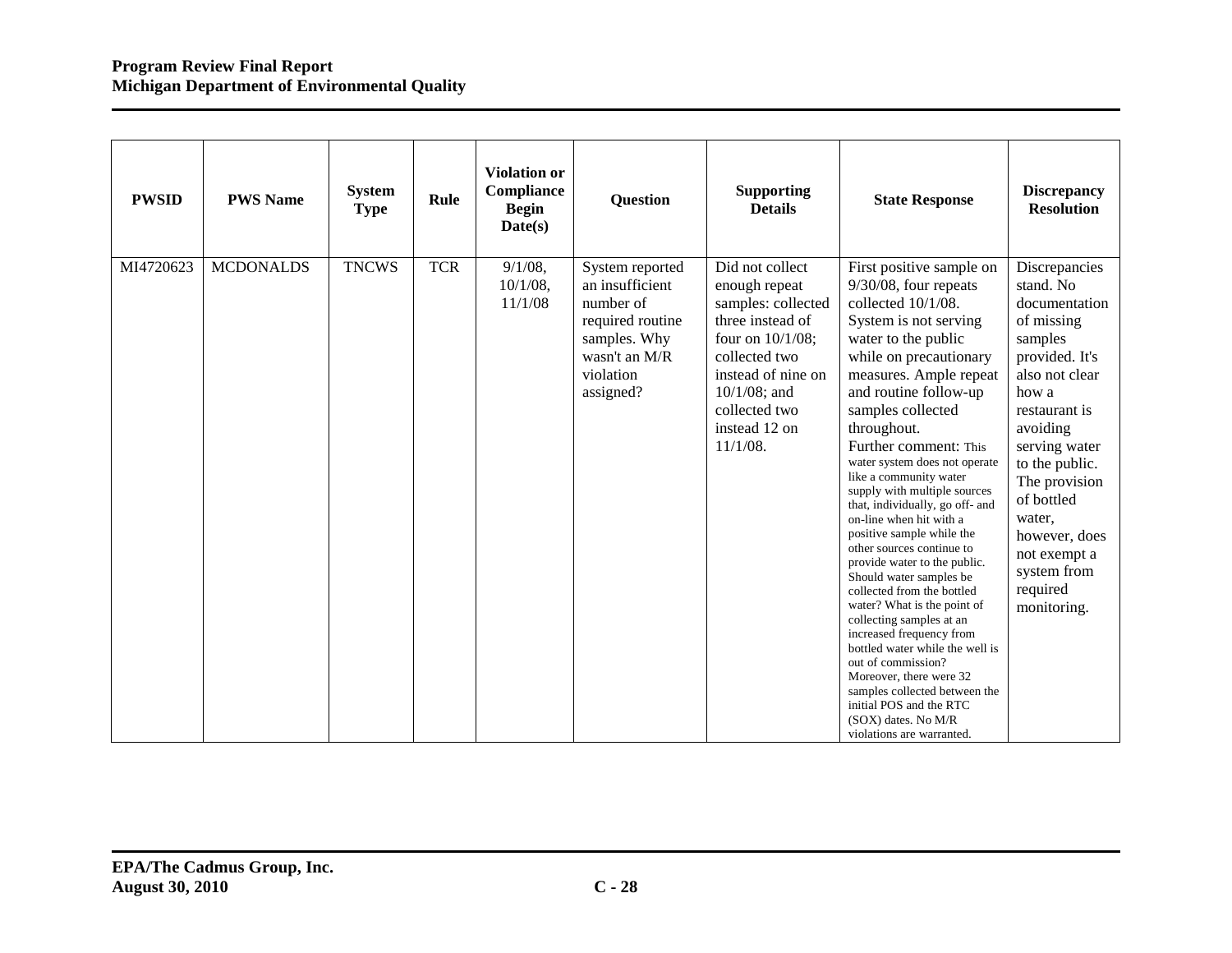| PWSID | PWS Name | System Type | Rule | Violation or Compliance Begin Date(s) | Question | Supporting Details | State Response | Discrepancy Resolution |
|---|---|---|---|---|---|---|---|---|
| MI4720623 | MCDONALDS | TNCWS | TCR | 9/1/08, 10/1/08, 11/1/08 | System reported an insufficient number of required routine samples. Why wasn't an M/R violation assigned? | Did not collect enough repeat samples: collected three instead of four on 10/1/08; collected two instead of nine on 10/1/08; and collected two instead 12 on 11/1/08. | First positive sample on 9/30/08, four repeats collected 10/1/08. System is not serving water to the public while on precautionary measures. Ample repeat and routine follow-up samples collected throughout. Further comment: This water system does not operate like a community water supply with multiple sources that, individually, go off- and on-line when hit with a positive sample while the other sources continue to provide water to the public. Should water samples be collected from the bottled water? What is the point of collecting samples at an increased frequency from bottled water while the well is out of commission? Moreover, there were 32 samples collected between the initial POS and the RTC (SOX) dates. No M/R violations are warranted. | Discrepancies stand. No documentation of missing samples provided. It's also not clear how a restaurant is avoiding serving water to the public. The provision of bottled water, however, does not exempt a system from required monitoring. |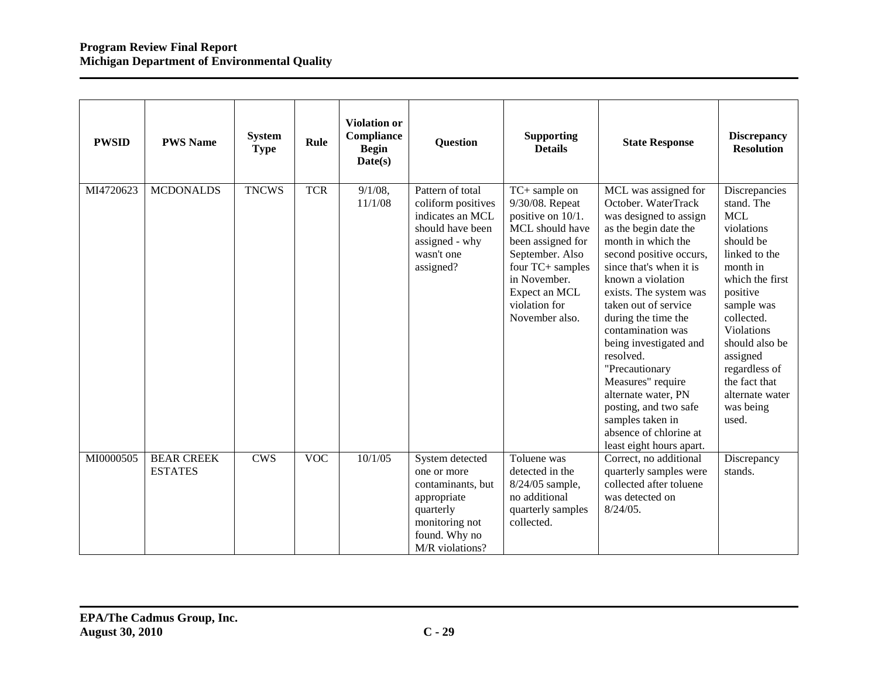| PWSID | PWS Name | System Type | Rule | Violation or Compliance Begin Date(s) | Question | Supporting Details | State Response | Discrepancy Resolution |
|---|---|---|---|---|---|---|---|---|
| MI4720623 | MCDONALDS | TNCWS | TCR | 9/1/08, 11/1/08 | Pattern of total coliform positives indicates an MCL should have been assigned - why wasn't one assigned? | TC+ sample on 9/30/08. Repeat positive on 10/1. MCL should have been assigned for September. Also four TC+ samples in November. Expect an MCL violation for November also. | MCL was assigned for October. WaterTrack was designed to assign as the begin date the month in which the second positive occurs, since that's when it is known a violation exists. The system was taken out of service during the time the contamination was being investigated and resolved. "Precautionary Measures" require alternate water, PN posting, and two safe samples taken in absence of chlorine at least eight hours apart. | Discrepancies stand. The MCL violations should be linked to the month in which the first positive sample was collected. Violations should also be assigned regardless of the fact that alternate water was being used. |
| MI0000505 | BEAR CREEK ESTATES | CWS | VOC | 10/1/05 | System detected one or more contaminants, but appropriate quarterly monitoring not found. Why no M/R violations? | Toluene was detected in the 8/24/05 sample, no additional quarterly samples collected. | Correct, no additional quarterly samples were collected after toluene was detected on 8/24/05. | Discrepancy stands. |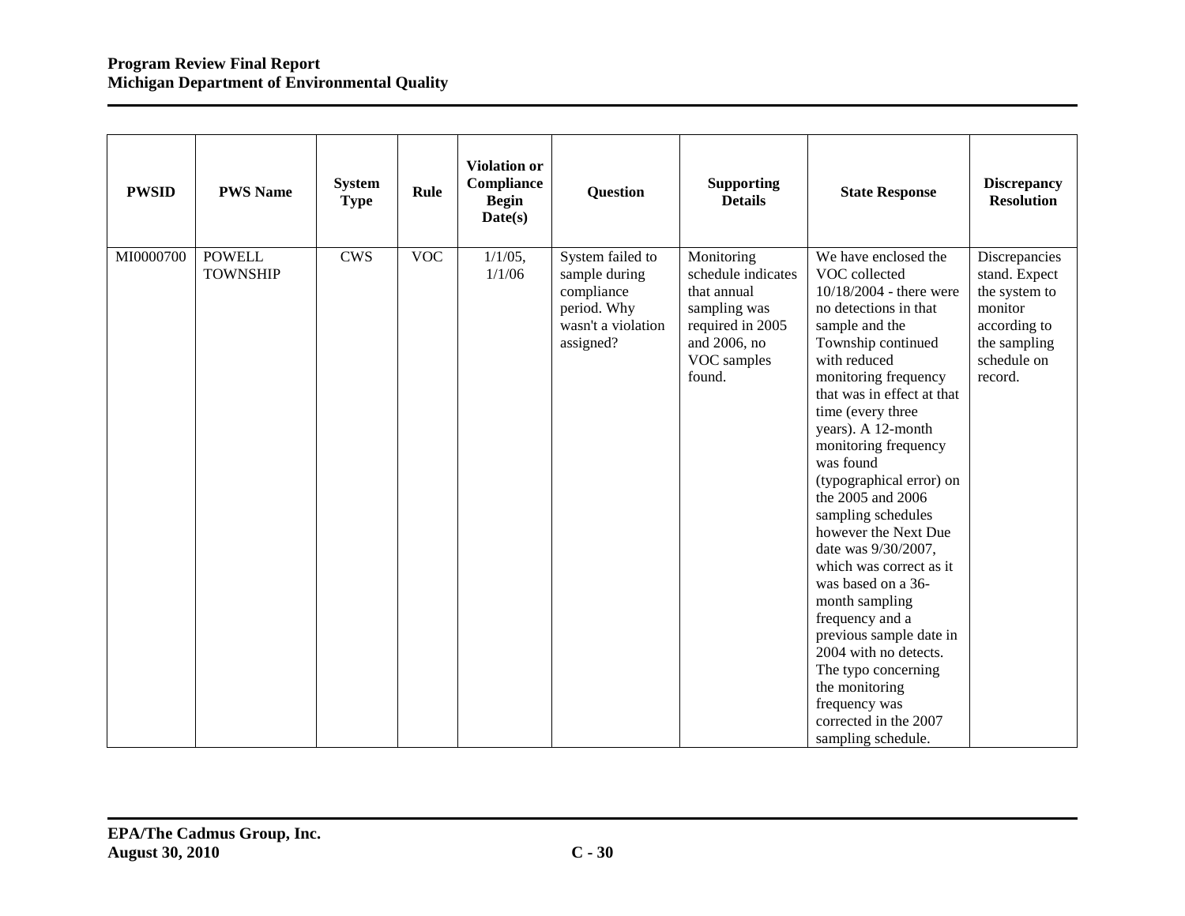| PWSID | PWS Name | System Type | Rule | Violation or Compliance Begin Date(s) | Question | Supporting Details | State Response | Discrepancy Resolution |
|---|---|---|---|---|---|---|---|---|
| MI0000700 | POWELL TOWNSHIP | CWS | VOC | 1/1/05, 1/1/06 | System failed to sample during compliance period. Why wasn't a violation assigned? | Monitoring schedule indicates that annual sampling was required in 2005 and 2006, no VOC samples found. | We have enclosed the VOC collected 10/18/2004 - there were no detections in that sample and the Township continued with reduced monitoring frequency that was in effect at that time (every three years). A 12-month monitoring frequency was found (typographical error) on the 2005 and 2006 sampling schedules however the Next Due date was 9/30/2007, which was correct as it was based on a 36-month sampling frequency and a previous sample date in 2004 with no detects. The typo concerning the monitoring frequency was corrected in the 2007 sampling schedule. | Discrepancies stand. Expect the system to monitor according to the sampling schedule on record. |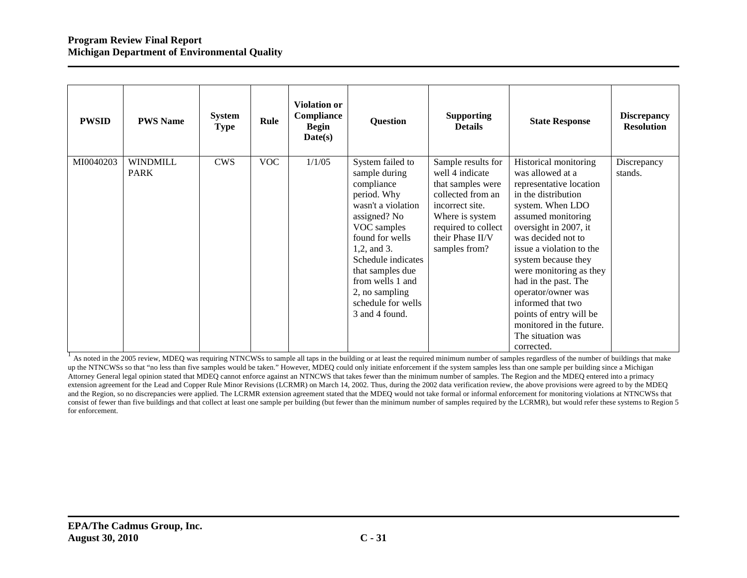| PWSID | PWS Name | System Type | Rule | Violation or Compliance Begin Date(s) | Question | Supporting Details | State Response | Discrepancy Resolution |
|---|---|---|---|---|---|---|---|---|
| MI0040203 | WINDMILL PARK | CWS | VOC | 1/1/05 | System failed to sample during compliance period. Why wasn't a violation assigned? No VOC samples found for wells 1,2, and 3. Schedule indicates that samples due from wells 1 and 2, no sampling schedule for wells 3 and 4 found. | Sample results for well 4 indicate that samples were collected from an incorrect site. Where is system required to collect their Phase II/V samples from? | Historical monitoring was allowed at a representative location in the distribution system. When LDO assumed monitoring oversight in 2007, it was decided not to issue a violation to the system because they were monitoring as they had in the past. The operator/owner was informed that two points of entry will be monitored in the future. The situation was corrected. | Discrepancy stands. |

[1] As noted in the 2005 review, MDEQ was requiring NTNCWSs to sample all taps in the building or at least the required minimum number of samples regardless of the number of buildings that make up the NTNCWSs so that "no less than five samples would be taken." However, MDEQ could only initiate enforcement if the system samples less than one sample per building since a Michigan Attorney General legal opinion stated that MDEQ cannot enforce against an NTNCWS that takes fewer than the minimum number of samples. The Region and the MDEQ entered into a primacy extension agreement for the Lead and Copper Rule Minor Revisions (LCRMR) on March 14, 2002. Thus, during the 2002 data verification review, the above provisions were agreed to by the MDEQ and the Region, so no discrepancies were applied. The LCRMR extension agreement stated that the MDEQ would not take formal or informal enforcement for monitoring violations at NTNCWSs that consist of fewer than five buildings and that collect at least one sample per building (but fewer than the minimum number of samples required by the LCRMR), but would refer these systems to Region 5 for enforcement.